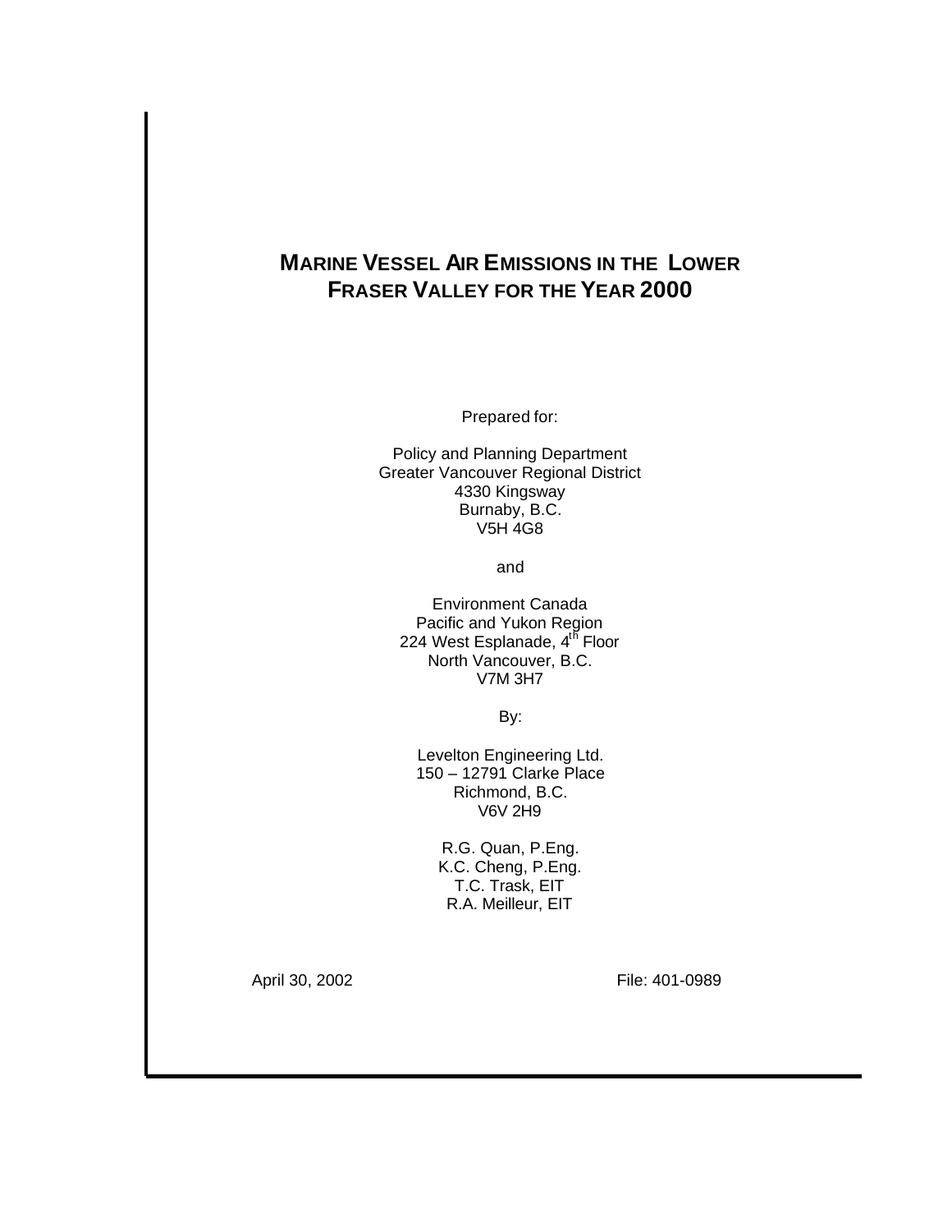# MARINE VESSEL AIR EMISSIONS IN THE LOWER FRASER VALLEY FOR THE YEAR 2000

Prepared for:

Policy and Planning Department
Greater Vancouver Regional District
4330 Kingsway
Burnaby, B.C.
V5H 4G8

and

Environment Canada
Pacific and Yukon Region
224 West Esplanade, 4th Floor
North Vancouver, B.C.
V7M 3H7

By:

Levelton Engineering Ltd.
150 – 12791 Clarke Place
Richmond, B.C.
V6V 2H9

R.G. Quan, P.Eng.
K.C. Cheng, P.Eng.
T.C. Trask, EIT
R.A. Meilleur, EIT

April 30, 2002

File: 401-0989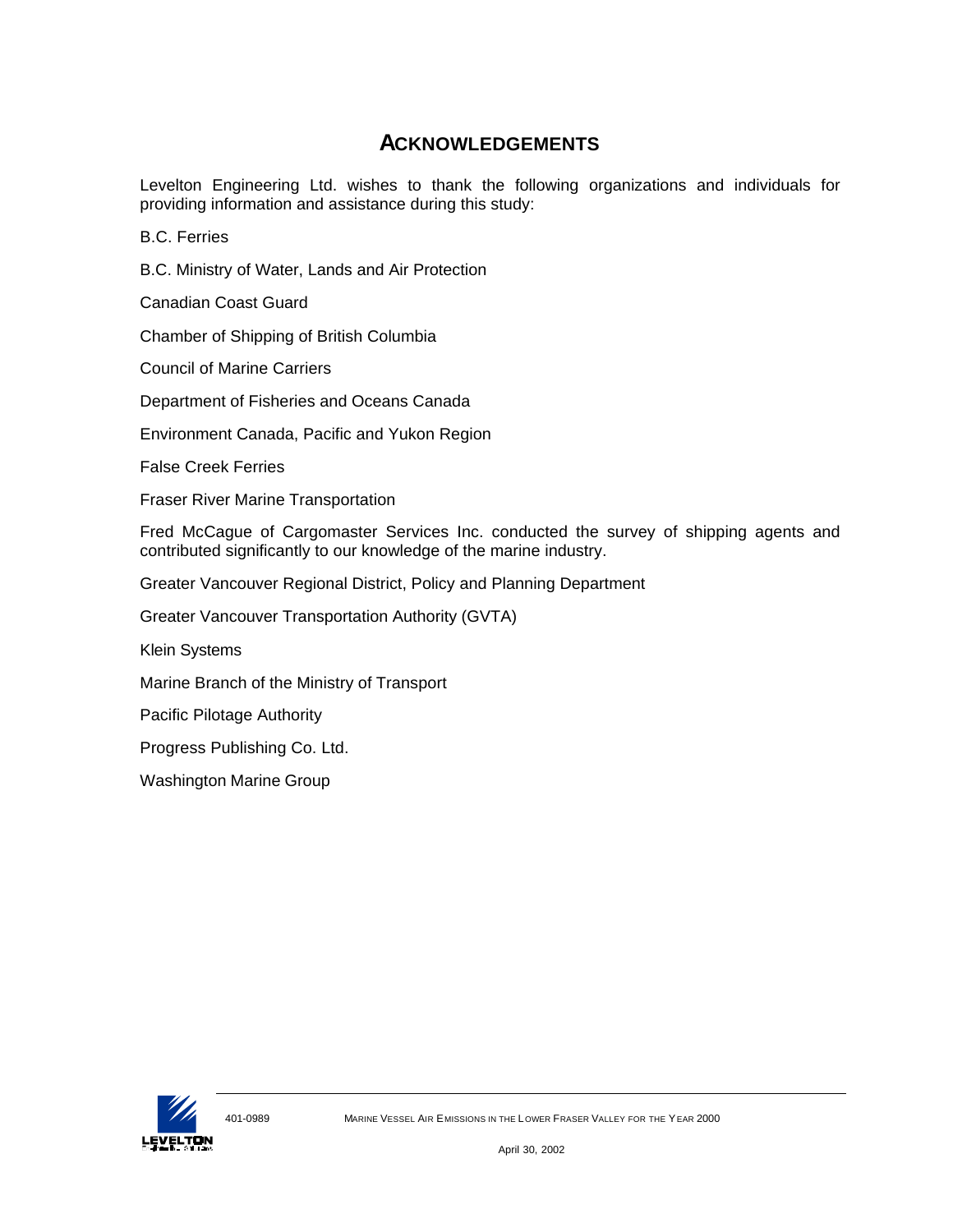# ACKNOWLEDGEMENTS

Levelton Engineering Ltd. wishes to thank the following organizations and individuals for providing information and assistance during this study:

B.C. Ferries

B.C. Ministry of Water, Lands and Air Protection

Canadian Coast Guard

Chamber of Shipping of British Columbia

Council of Marine Carriers

Department of Fisheries and Oceans Canada

Environment Canada, Pacific and Yukon Region

False Creek Ferries

Fraser River Marine Transportation

Fred McCague of Cargomaster Services Inc. conducted the survey of shipping agents and contributed significantly to our knowledge of the marine industry.

Greater Vancouver Regional District, Policy and Planning Department

Greater Vancouver Transportation Authority (GVTA)

Klein Systems

Marine Branch of the Ministry of Transport

Pacific Pilotage Authority

Progress Publishing Co. Ltd.

Washington Marine Group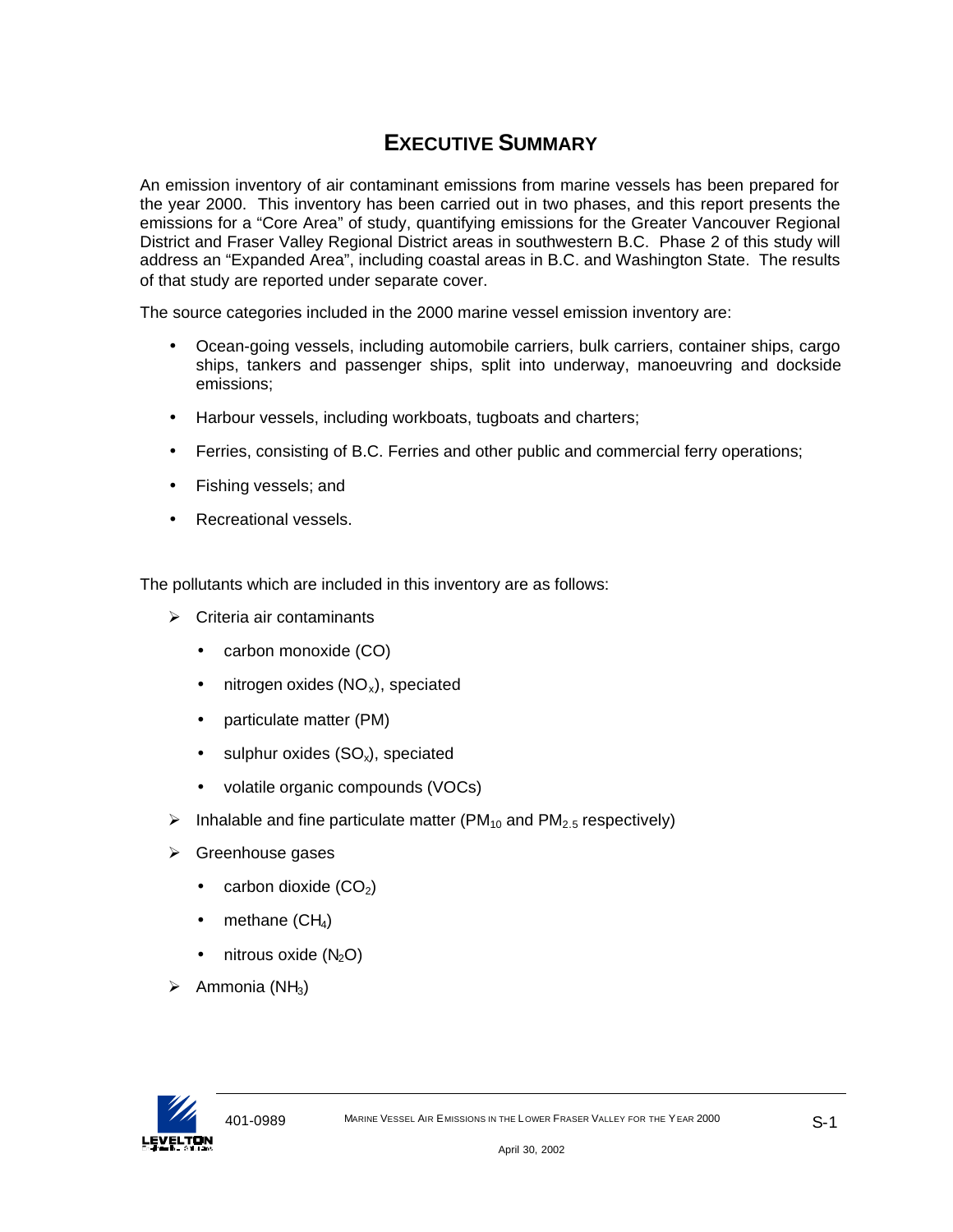# EXECUTIVE SUMMARY

An emission inventory of air contaminant emissions from marine vessels has been prepared for the year 2000. This inventory has been carried out in two phases, and this report presents the emissions for a "Core Area" of study, quantifying emissions for the Greater Vancouver Regional District and Fraser Valley Regional District areas in southwestern B.C. Phase 2 of this study will address an "Expanded Area", including coastal areas in B.C. and Washington State. The results of that study are reported under separate cover.

The source categories included in the 2000 marine vessel emission inventory are:

- Ocean-going vessels, including automobile carriers, bulk carriers, container ships, cargo ships, tankers and passenger ships, split into underway, manoeuvring and dockside emissions;
- Harbour vessels, including workboats, tugboats and charters;
- Ferries, consisting of B.C. Ferries and other public and commercial ferry operations;
- Fishing vessels; and
- Recreational vessels.

The pollutants which are included in this inventory are as follows:

- Criteria air contaminants
  - carbon monoxide (CO)
  - nitrogen oxides ($NO_x$), speciated
  - particulate matter (PM)
  - sulphur oxides ($SO_x$), speciated
  - volatile organic compounds (VOCs)
- Inhalable and fine particulate matter ($PM_{10}$ and $PM_{2.5}$ respectively)
- Greenhouse gases
  - carbon dioxide ($CO_2$)
  - methane ($CH_4$)
  - nitrous oxide ($N_2O$)
- Ammonia ($NH_3$)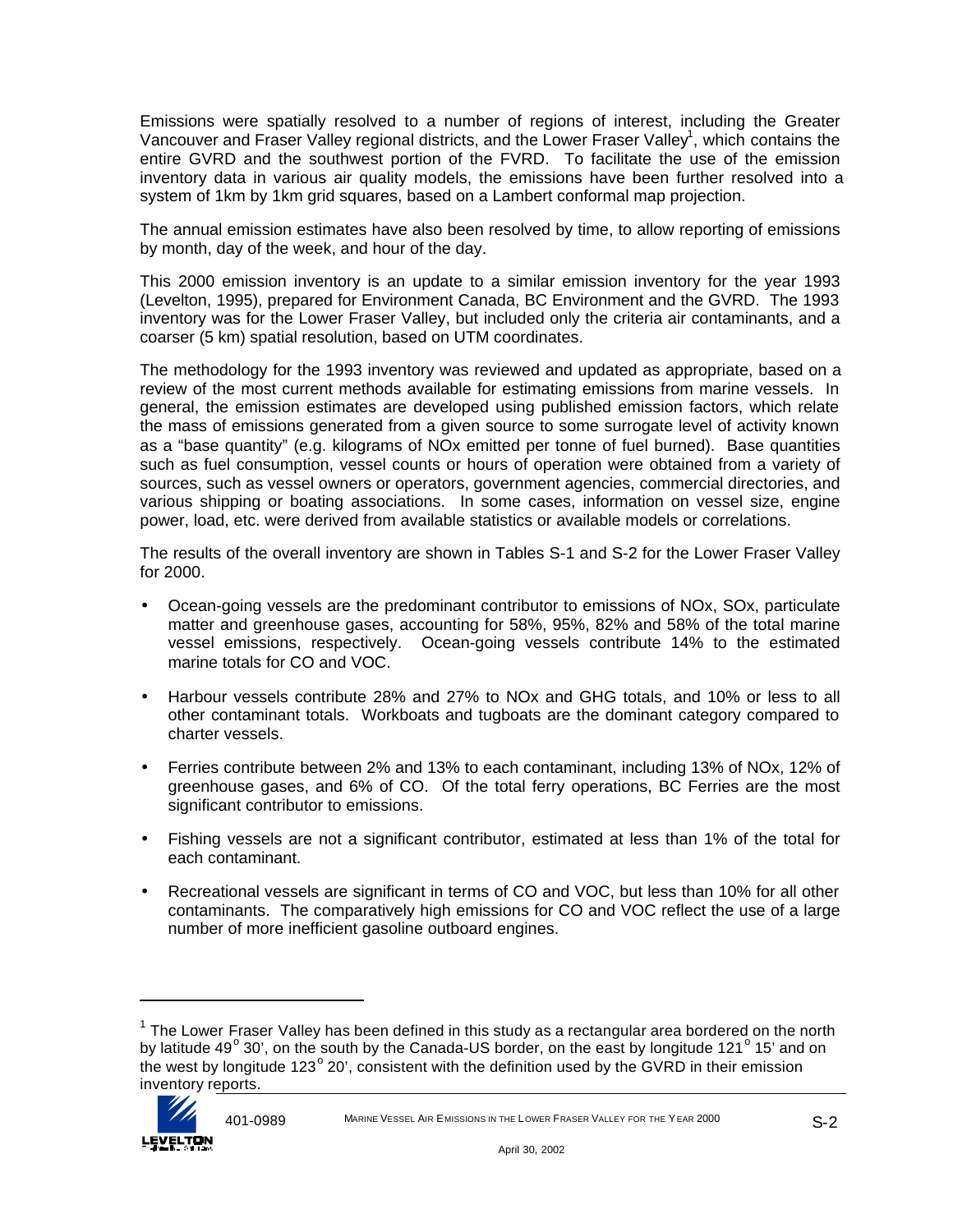Emissions were spatially resolved to a number of regions of interest, including the Greater Vancouver and Fraser Valley regional districts, and the Lower Fraser Valley[1], which contains the entire GVRD and the southwest portion of the FVRD. To facilitate the use of the emission inventory data in various air quality models, the emissions have been further resolved into a system of 1km by 1km grid squares, based on a Lambert conformal map projection.

The annual emission estimates have also been resolved by time, to allow reporting of emissions by month, day of the week, and hour of the day.

This 2000 emission inventory is an update to a similar emission inventory for the year 1993 (Levelton, 1995), prepared for Environment Canada, BC Environment and the GVRD. The 1993 inventory was for the Lower Fraser Valley, but included only the criteria air contaminants, and a coarser (5 km) spatial resolution, based on UTM coordinates.

The methodology for the 1993 inventory was reviewed and updated as appropriate, based on a review of the most current methods available for estimating emissions from marine vessels. In general, the emission estimates are developed using published emission factors, which relate the mass of emissions generated from a given source to some surrogate level of activity known as a "base quantity" (e.g. kilograms of NOx emitted per tonne of fuel burned). Base quantities such as fuel consumption, vessel counts or hours of operation were obtained from a variety of sources, such as vessel owners or operators, government agencies, commercial directories, and various shipping or boating associations. In some cases, information on vessel size, engine power, load, etc. were derived from available statistics or available models or correlations.

The results of the overall inventory are shown in Tables S-1 and S-2 for the Lower Fraser Valley for 2000.

- Ocean-going vessels are the predominant contributor to emissions of NOx, SOx, particulate matter and greenhouse gases, accounting for 58%, 95%, 82% and 58% of the total marine vessel emissions, respectively. Ocean-going vessels contribute 14% to the estimated marine totals for CO and VOC.
- Harbour vessels contribute 28% and 27% to NOx and GHG totals, and 10% or less to all other contaminant totals. Workboats and tugboats are the dominant category compared to charter vessels.
- Ferries contribute between 2% and 13% to each contaminant, including 13% of NOx, 12% of greenhouse gases, and 6% of CO. Of the total ferry operations, BC Ferries are the most significant contributor to emissions.
- Fishing vessels are not a significant contributor, estimated at less than 1% of the total for each contaminant.
- Recreational vessels are significant in terms of CO and VOC, but less than 10% for all other contaminants. The comparatively high emissions for CO and VOC reflect the use of a large number of more inefficient gasoline outboard engines.

[1] The Lower Fraser Valley has been defined in this study as a rectangular area bordered on the north by latitude 49° 30', on the south by the Canada-US border, on the east by longitude 121° 15' and on the west by longitude 123° 20', consistent with the definition used by the GVRD in their emission inventory reports.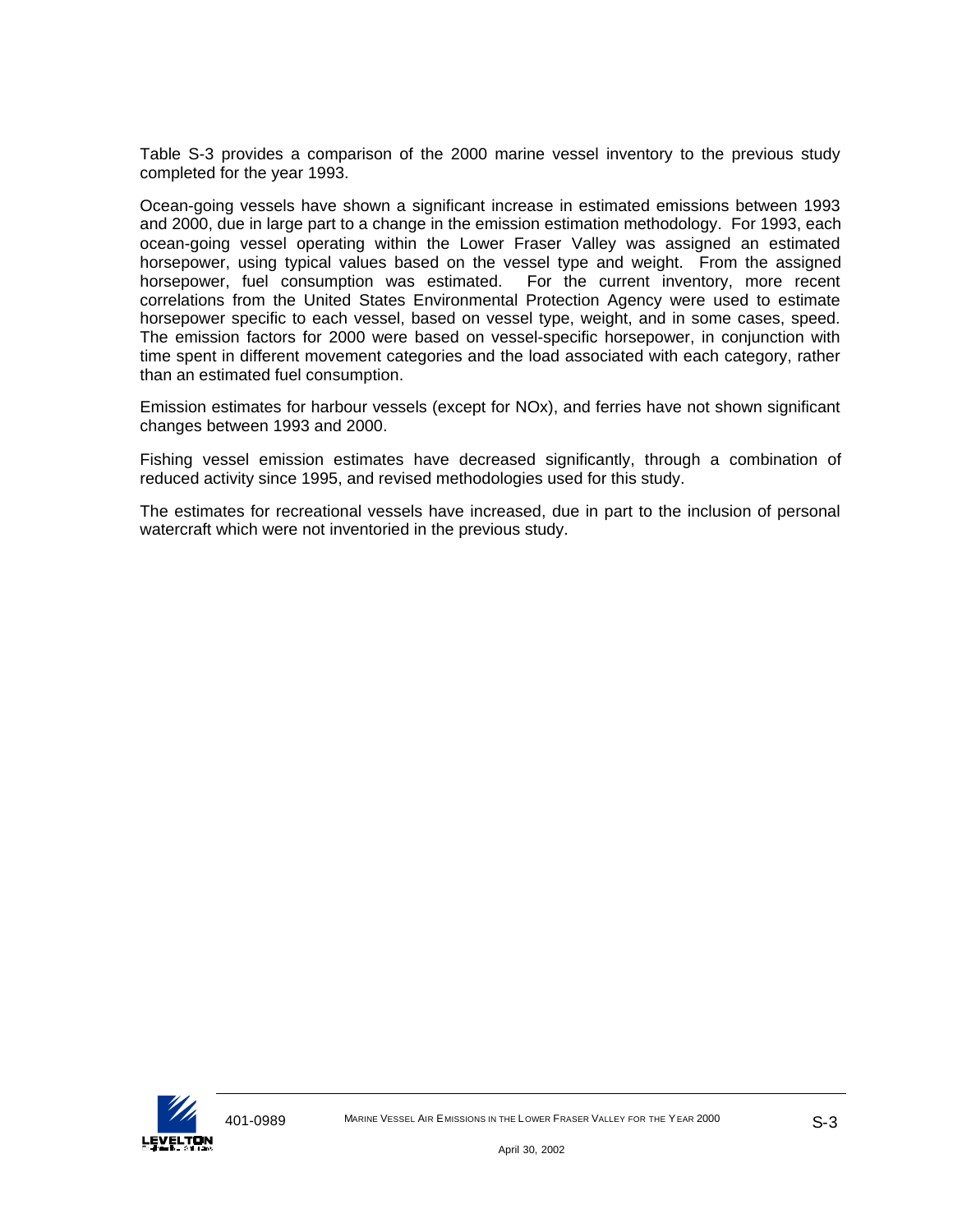Table S-3 provides a comparison of the 2000 marine vessel inventory to the previous study completed for the year 1993.

Ocean-going vessels have shown a significant increase in estimated emissions between 1993 and 2000, due in large part to a change in the emission estimation methodology. For 1993, each ocean-going vessel operating within the Lower Fraser Valley was assigned an estimated horsepower, using typical values based on the vessel type and weight. From the assigned horsepower, fuel consumption was estimated. For the current inventory, more recent correlations from the United States Environmental Protection Agency were used to estimate horsepower specific to each vessel, based on vessel type, weight, and in some cases, speed. The emission factors for 2000 were based on vessel-specific horsepower, in conjunction with time spent in different movement categories and the load associated with each category, rather than an estimated fuel consumption.

Emission estimates for harbour vessels (except for NOx), and ferries have not shown significant changes between 1993 and 2000.

Fishing vessel emission estimates have decreased significantly, through a combination of reduced activity since 1995, and revised methodologies used for this study.

The estimates for recreational vessels have increased, due in part to the inclusion of personal watercraft which were not inventoried in the previous study.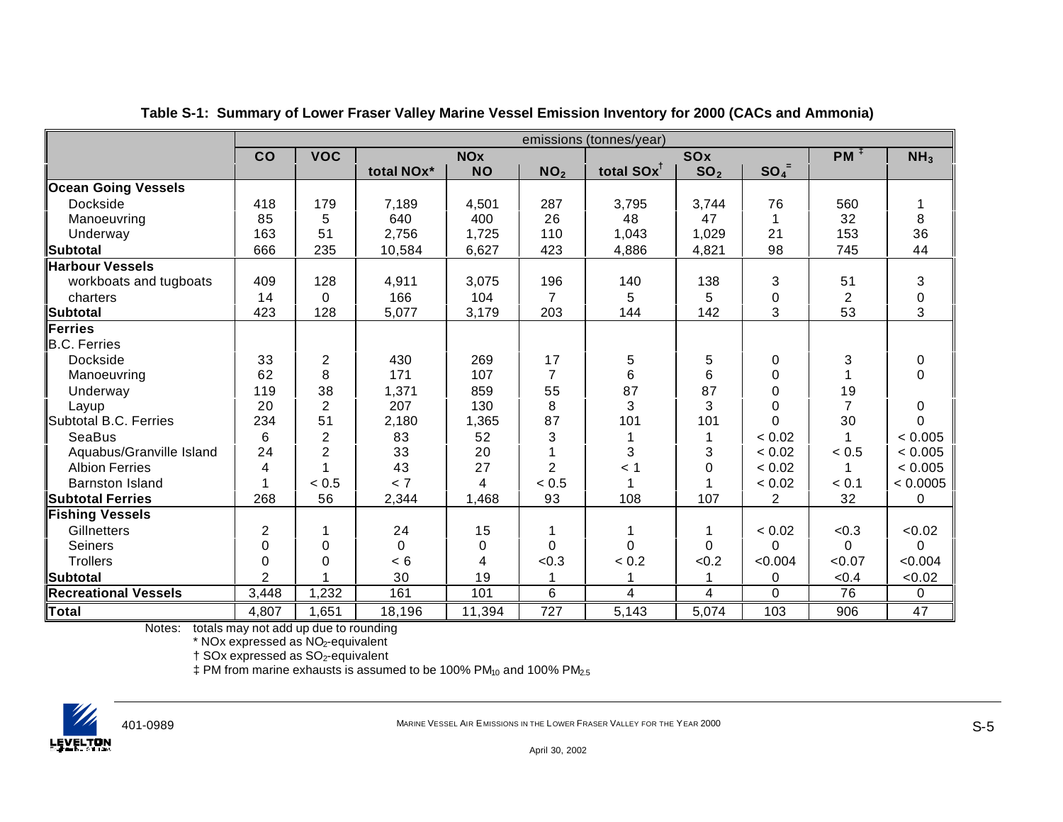**Table S-1: Summary of Lower Fraser Valley Marine Vessel Emission Inventory for 2000 (CACs and Ammonia)**

| | emissions (tonnes/year) | | | | | | | | | |
|---|---|---|---|---|---|---|---|---|---|---|
| | CO | VOC | NOx | | | SOx | | | PM ‡ | $NH_3$ |
| | | | total NOx* | NO | $NO_2$ | total SOx† | $SO_2$ | $SO_4^{=}$ | | |
| **Ocean Going Vessels** | | | | | | | | | | |
| Dockside | 418 | 179 | 7,189 | 4,501 | 287 | 3,795 | 3,744 | 76 | 560 | 1 |
| Manoeuvring | 85 | 5 | 640 | 400 | 26 | 48 | 47 | 1 | 32 | 8 |
| Underway | 163 | 51 | 2,756 | 1,725 | 110 | 1,043 | 1,029 | 21 | 153 | 36 |
| **Subtotal** | 666 | 235 | 10,584 | 6,627 | 423 | 4,886 | 4,821 | 98 | 745 | 44 |
| **Harbour Vessels** | | | | | | | | | | |
| workboats and tugboats | 409 | 128 | 4,911 | 3,075 | 196 | 140 | 138 | 3 | 51 | 3 |
| charters | 14 | 0 | 166 | 104 | 7 | 5 | 5 | 0 | 2 | 0 |
| **Subtotal** | 423 | 128 | 5,077 | 3,179 | 203 | 144 | 142 | 3 | 53 | 3 |
| **Ferries** | | | | | | | | | | |
| B.C. Ferries | | | | | | | | | | |
| Dockside | 33 | 2 | 430 | 269 | 17 | 5 | 5 | 0 | 3 | 0 |
| Manoeuvring | 62 | 8 | 171 | 107 | 7 | 6 | 6 | 0 | 1 | 0 |
| Underway | 119 | 38 | 1,371 | 859 | 55 | 87 | 87 | 0 | 19 | |
| Layup | 20 | 2 | 207 | 130 | 8 | 3 | 3 | 0 | 7 | 0 |
| Subtotal B.C. Ferries | 234 | 51 | 2,180 | 1,365 | 87 | 101 | 101 | 0 | 30 | 0 |
| SeaBus | 6 | 2 | 83 | 52 | 3 | 1 | 1 | < 0.02 | 1 | < 0.005 |
| Aquabus/Granville Island | 24 | 2 | 33 | 20 | 1 | 3 | 3 | < 0.02 | < 0.5 | < 0.005 |
| Albion Ferries | 4 | 1 | 43 | 27 | 2 | < 1 | 0 | < 0.02 | 1 | < 0.005 |
| Barnston Island | 1 | < 0.5 | < 7 | 4 | < 0.5 | 1 | 1 | < 0.02 | < 0.1 | < 0.0005 |
| **Subtotal Ferries** | 268 | 56 | 2,344 | 1,468 | 93 | 108 | 107 | 2 | 32 | 0 |
| **Fishing Vessels** | | | | | | | | | | |
| Gillnetters | 2 | 1 | 24 | 15 | 1 | 1 | 1 | < 0.02 | <0.3 | <0.02 |
| Seiners | 0 | 0 | 0 | 0 | 0 | 0 | 0 | 0 | 0 | 0 |
| Trollers | 0 | 0 | < 6 | 4 | <0.3 | < 0.2 | <0.2 | <0.004 | <0.07 | <0.004 |
| **Subtotal** | 2 | 1 | 30 | 19 | 1 | 1 | 1 | 0 | <0.4 | <0.02 |
| **Recreational Vessels** | 3,448 | 1,232 | 161 | 101 | 6 | 4 | 4 | 0 | 76 | 0 |
| **Total** | 4,807 | 1,651 | 18,196 | 11,394 | 727 | 5,143 | 5,074 | 103 | 906 | 47 |

Notes: totals may not add up due to rounding

\* NOx expressed as $NO_2$-equivalent

† SOx expressed as $SO_2$-equivalent

‡ PM from marine exhausts is assumed to be 100% $PM_{10}$ and 100% $PM_{2.5}$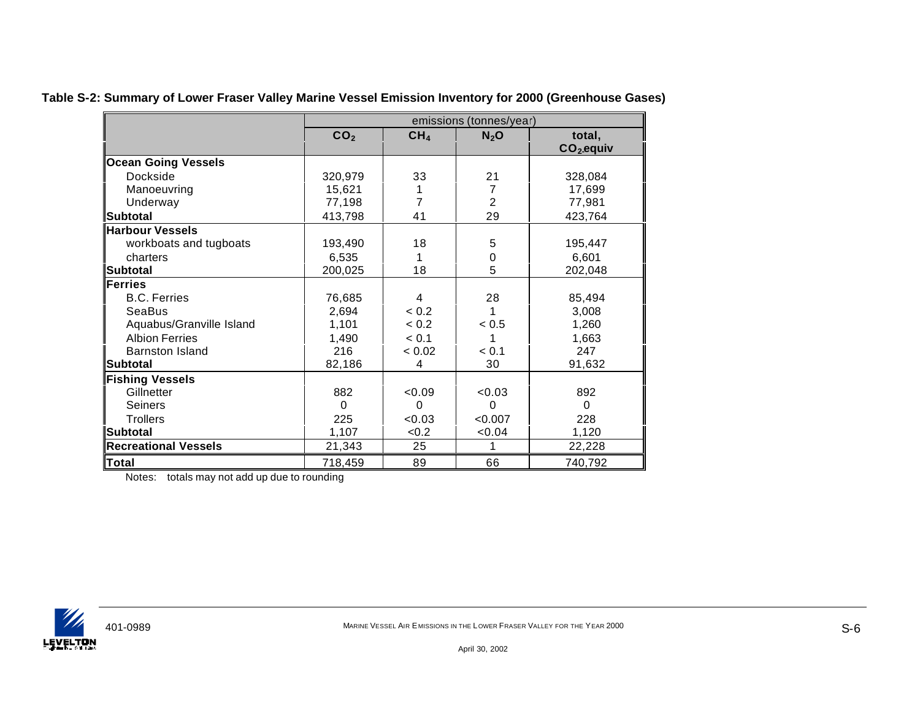**Table S-2: Summary of Lower Fraser Valley Marine Vessel Emission Inventory for 2000 (Greenhouse Gases)**

| | emissions (tonnes/year) | | | |
|---|---|---|---|---|
| | $CO_2$ | $CH_4$ | $N_2O$ | total, $CO_2$ equiv |
| **Ocean Going Vessels** | | | | |
| Dockside | 320,979 | 33 | 21 | 328,084 |
| Manoeuvring | 15,621 | 1 | 7 | 17,699 |
| Underway | 77,198 | 7 | 2 | 77,981 |
| **Subtotal** | 413,798 | 41 | 29 | 423,764 |
| **Harbour Vessels** | | | | |
| workboats and tugboats | 193,490 | 18 | 5 | 195,447 |
| charters | 6,535 | 1 | 0 | 6,601 |
| **Subtotal** | 200,025 | 18 | 5 | 202,048 |
| **Ferries** | | | | |
| B.C. Ferries | 76,685 | 4 | 28 | 85,494 |
| SeaBus | 2,694 | < 0.2 | 1 | 3,008 |
| Aquabus/Granville Island | 1,101 | < 0.2 | < 0.5 | 1,260 |
| Albion Ferries | 1,490 | < 0.1 | 1 | 1,663 |
| Barnston Island | 216 | < 0.02 | < 0.1 | 247 |
| **Subtotal** | 82,186 | 4 | 30 | 91,632 |
| **Fishing Vessels** | | | | |
| Gillnetter | 882 | <0.09 | <0.03 | 892 |
| Seiners | 0 | 0 | 0 | 0 |
| Trollers | 225 | <0.03 | <0.007 | 228 |
| **Subtotal** | 1,107 | <0.2 | <0.04 | 1,120 |
| **Recreational Vessels** | 21,343 | 25 | 1 | 22,228 |
| **Total** | 718,459 | 89 | 66 | 740,792 |

Notes: totals may not add up due to rounding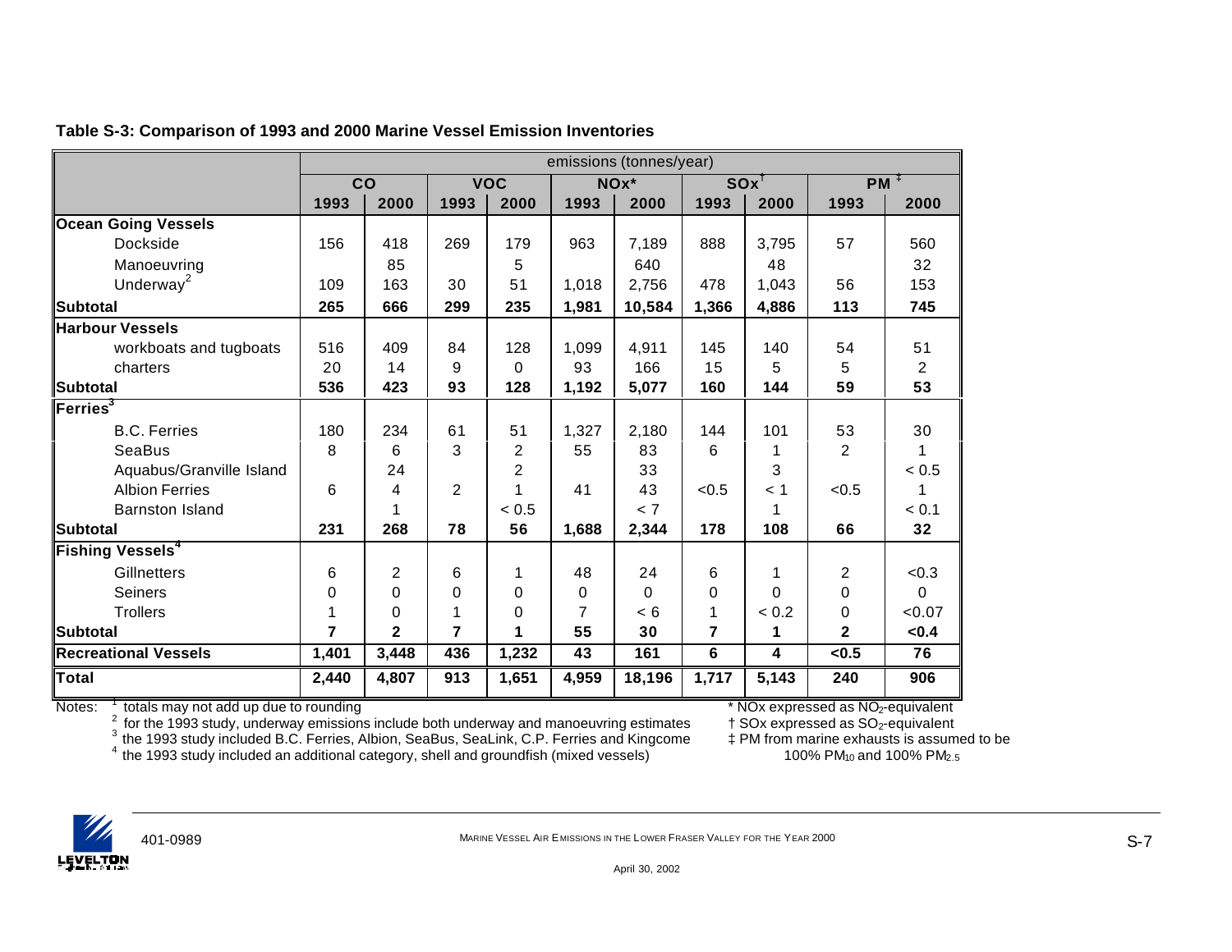**Table S-3: Comparison of 1993 and 2000 Marine Vessel Emission Inventories**

| | emissions (tonnes/year) | | | | | | | | | |
|---|---|---|---|---|---|---|---|---|---|---|
| | CO | | VOC | | NOx* | | SOx† | | PM ‡ | |
| | 1993 | 2000 | 1993 | 2000 | 1993 | 2000 | 1993 | 2000 | 1993 | 2000 |
| **Ocean Going Vessels** | | | | | | | | | | |
| Dockside | 156 | 418 | 269 | 179 | 963 | 7,189 | 888 | 3,795 | 57 | 560 |
| Manoeuvring | | 85 | | 5 | | 640 | | 48 | | 32 |
| Underway[2] | 109 | 163 | 30 | 51 | 1,018 | 2,756 | 478 | 1,043 | 56 | 153 |
| **Subtotal** | **265** | **666** | **299** | **235** | **1,981** | **10,584** | **1,366** | **4,886** | **113** | **745** |
| **Harbour Vessels** | | | | | | | | | | |
| workboats and tugboats | 516 | 409 | 84 | 128 | 1,099 | 4,911 | 145 | 140 | 54 | 51 |
| charters | 20 | 14 | 9 | 0 | 93 | 166 | 15 | 5 | 5 | 2 |
| **Subtotal** | **536** | **423** | **93** | **128** | **1,192** | **5,077** | **160** | **144** | **59** | **53** |
| **Ferries[3]** | | | | | | | | | | |
| B.C. Ferries | 180 | 234 | 61 | 51 | 1,327 | 2,180 | 144 | 101 | 53 | 30 |
| SeaBus | 8 | 6 | 3 | 2 | 55 | 83 | 6 | 1 | 2 | 1 |
| Aquabus/Granville Island | | 24 | | 2 | | 33 | | 3 | | < 0.5 |
| Albion Ferries | 6 | 4 | 2 | 1 | 41 | 43 | <0.5 | < 1 | <0.5 | 1 |
| Barnston Island | | 1 | | < 0.5 | | < 7 | | 1 | | < 0.1 |
| **Subtotal** | **231** | **268** | **78** | **56** | **1,688** | **2,344** | **178** | **108** | **66** | **32** |
| **Fishing Vessels[4]** | | | | | | | | | | |
| Gillnetters | 6 | 2 | 6 | 1 | 48 | 24 | 6 | 1 | 2 | <0.3 |
| Seiners | 0 | 0 | 0 | 0 | 0 | 0 | 0 | 0 | 0 | 0 |
| Trollers | 1 | 0 | 1 | 0 | 7 | < 6 | 1 | < 0.2 | 0 | <0.07 |
| **Subtotal** | **7** | **2** | **7** | **1** | **55** | **30** | **7** | **1** | **2** | **<0.4** |
| **Recreational Vessels** | **1,401** | **3,448** | **436** | **1,232** | **43** | **161** | **6** | **4** | **<0.5** | **76** |
| **Total** | **2,440** | **4,807** | **913** | **1,651** | **4,959** | **18,196** | **1,717** | **5,143** | **240** | **906** |

Notes: [1] totals may not add up due to rounding
[2] for the 1993 study, underway emissions include both underway and manoeuvring estimates
[3] the 1993 study included B.C. Ferries, Albion, SeaBus, SeaLink, C.P. Ferries and Kingcome
[4] the 1993 study included an additional category, shell and groundfish (mixed vessels)

* NOx expressed as $NO_2$-equivalent
† SOx expressed as $SO_2$-equivalent
‡ PM from marine exhausts is assumed to be 100% $PM_{10}$ and 100% $PM_{2.5}$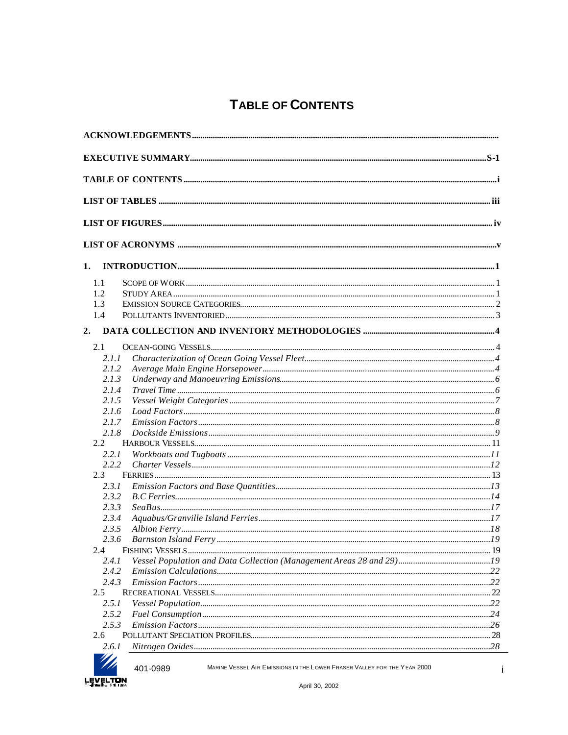# TABLE OF CONTENTS

**ACKNOWLEDGEMENTS**

**EXECUTIVE SUMMARY** .......... S-1

**TABLE OF CONTENTS** .......... i

**LIST OF TABLES** .......... iii

**LIST OF FIGURES** .......... iv

**LIST OF ACRONYMS** .......... v

**1. INTRODUCTION** .......... 1

- 1.1 SCOPE OF WORK .......... 1
- 1.2 STUDY AREA .......... 1
- 1.3 EMISSION SOURCE CATEGORIES .......... 2
- 1.4 POLLUTANTS INVENTORIED .......... 3

**2. DATA COLLECTION AND INVENTORY METHODOLOGIES** .......... 4

- 2.1 OCEAN-GOING VESSELS .......... 4
  - *2.1.1 Characterization of Ocean Going Vessel Fleet* .......... 4
  - *2.1.2 Average Main Engine Horsepower* .......... 4
  - *2.1.3 Underway and Manoeuvring Emissions* .......... 6
  - *2.1.4 Travel Time* .......... 6
  - *2.1.5 Vessel Weight Categories* .......... 7
  - *2.1.6 Load Factors* .......... 8
  - *2.1.7 Emission Factors* .......... 8
  - *2.1.8 Dockside Emissions* .......... 9
- 2.2 HARBOUR VESSELS .......... 11
  - *2.2.1 Workboats and Tugboats* .......... 11
  - *2.2.2 Charter Vessels* .......... 12
- 2.3 FERRIES .......... 13
  - *2.3.1 Emission Factors and Base Quantities* .......... 13
  - *2.3.2 B.C Ferries* .......... 14
  - *2.3.3 SeaBus* .......... 17
  - *2.3.4 Aquabus/Granville Island Ferries* .......... 17
  - *2.3.5 Albion Ferry* .......... 18
  - *2.3.6 Barnston Island Ferry* .......... 19
- 2.4 FISHING VESSELS .......... 19
  - *2.4.1 Vessel Population and Data Collection (Management Areas 28 and 29)* .......... 19
  - *2.4.2 Emission Calculations* .......... 22
  - *2.4.3 Emission Factors* .......... 22
- 2.5 RECREATIONAL VESSELS .......... 22
  - *2.5.1 Vessel Population* .......... 22
  - *2.5.2 Fuel Consumption* .......... 24
  - *2.5.3 Emission Factors* .......... 26
- 2.6 POLLUTANT SPECIATION PROFILES .......... 28
  - *2.6.1 Nitrogen Oxides* .......... 28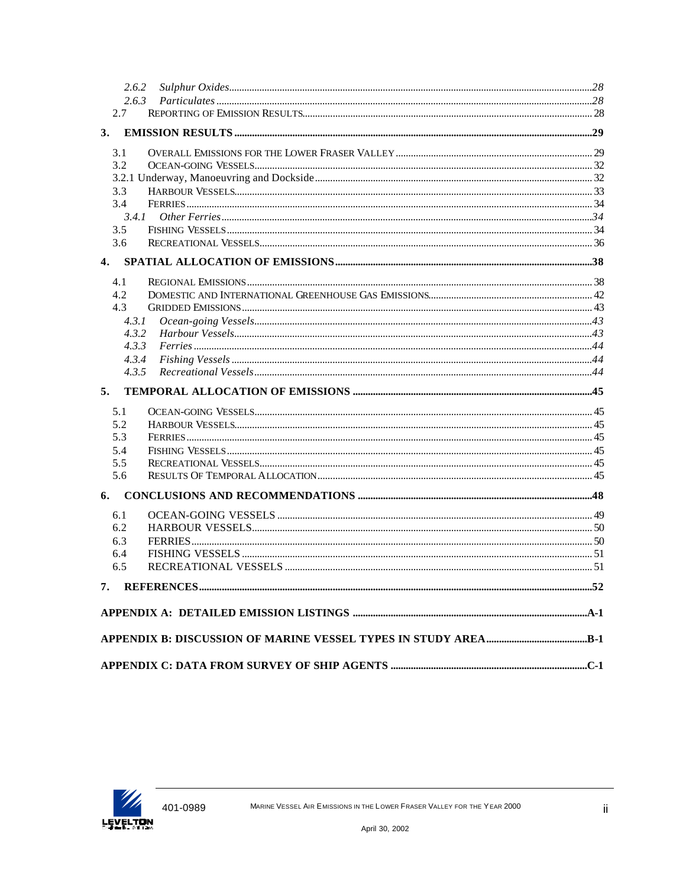2.6.2 *Sulphur Oxides*..........28
2.6.3 *Particulates*..........28
2.7 REPORTING OF EMISSION RESULTS..........28

**3. EMISSION RESULTS..........29**

3.1 OVERALL EMISSIONS FOR THE LOWER FRASER VALLEY..........29
3.2 OCEAN-GOING VESSELS..........32
3.2.1 Underway, Manoeuvring and Dockside..........32
3.3 HARBOUR VESSELS..........33
3.4 FERRIES..........34
3.4.1 *Other Ferries*..........34
3.5 FISHING VESSELS..........34
3.6 RECREATIONAL VESSELS..........36

**4. SPATIAL ALLOCATION OF EMISSIONS..........38**

4.1 REGIONAL EMISSIONS..........38
4.2 DOMESTIC AND INTERNATIONAL GREENHOUSE GAS EMISSIONS..........42
4.3 GRIDDED EMISSIONS..........43
4.3.1 *Ocean-going Vessels*..........43
4.3.2 *Harbour Vessels*..........43
4.3.3 *Ferries*..........44
4.3.4 *Fishing Vessels*..........44
4.3.5 *Recreational Vessels*..........44

**5. TEMPORAL ALLOCATION OF EMISSIONS..........45**

5.1 OCEAN-GOING VESSELS..........45
5.2 HARBOUR VESSELS..........45
5.3 FERRIES..........45
5.4 FISHING VESSELS..........45
5.5 RECREATIONAL VESSELS..........45
5.6 RESULTS OF TEMPORAL ALLOCATION..........45

**6. CONCLUSIONS AND RECOMMENDATIONS..........48**

6.1 OCEAN-GOING VESSELS..........49
6.2 HARBOUR VESSELS..........50
6.3 FERRIES..........50
6.4 FISHING VESSELS..........51
6.5 RECREATIONAL VESSELS..........51

**7. REFERENCES..........52**

**APPENDIX A: DETAILED EMISSION LISTINGS..........A-1**

**APPENDIX B: DISCUSSION OF MARINE VESSEL TYPES IN STUDY AREA..........B-1**

**APPENDIX C: DATA FROM SURVEY OF SHIP AGENTS..........C-1**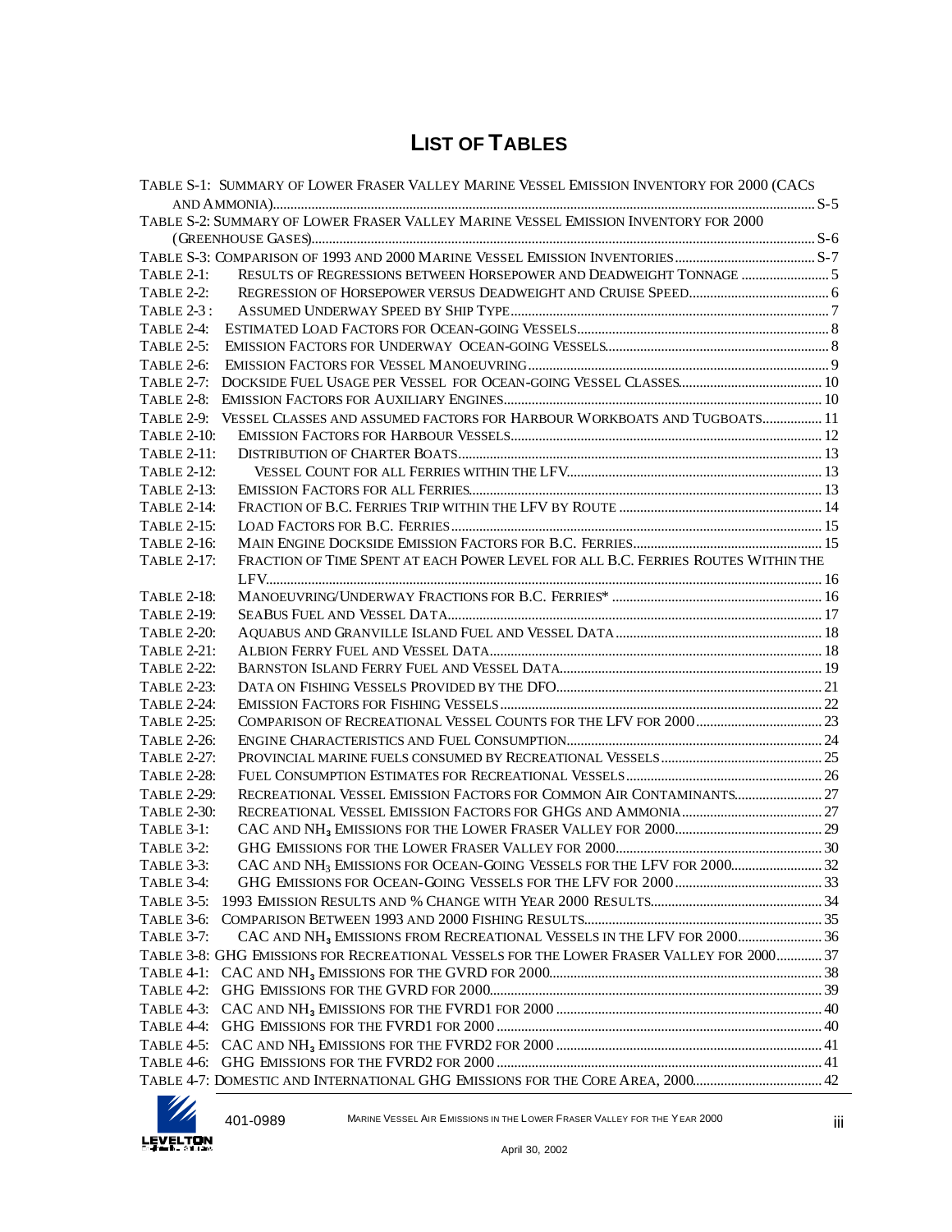# LIST OF TABLES

TABLE S-1: SUMMARY OF LOWER FRASER VALLEY MARINE VESSEL EMISSION INVENTORY FOR 2000 (CACS AND AMMONIA)........................................................................................................................................S-5

TABLE S-2: SUMMARY OF LOWER FRASER VALLEY MARINE VESSEL EMISSION INVENTORY FOR 2000 (GREENHOUSE GASES)...............................................................................................................................S-6

TABLE S-3: COMPARISON OF 1993 AND 2000 MARINE VESSEL EMISSION INVENTORIES........................................S-7

TABLE 2-1: RESULTS OF REGRESSIONS BETWEEN HORSEPOWER AND DEADWEIGHT TONNAGE ......................... 5

TABLE 2-2: REGRESSION OF HORSEPOWER VERSUS DEADWEIGHT AND CRUISE SPEED........................................ 6

TABLE 2-3 : ASSUMED UNDERWAY SPEED BY SHIP TYPE............................................................................................ 7

TABLE 2-4: ESTIMATED LOAD FACTORS FOR OCEAN-GOING VESSELS........................................................................ 8

TABLE 2-5: EMISSION FACTORS FOR UNDERWAY OCEAN-GOING VESSELS............................................................... 8

TABLE 2-6: EMISSION FACTORS FOR VESSEL MANOEUVRING...................................................................................... 9

TABLE 2-7: DOCKSIDE FUEL USAGE PER VESSEL FOR OCEAN-GOING VESSEL CLASSES......................................... 10

TABLE 2-8: EMISSION FACTORS FOR AUXILIARY ENGINES........................................................................................... 10

TABLE 2-9: VESSEL CLASSES AND ASSUMED FACTORS FOR HARBOUR WORKBOATS AND TUGBOATS................. 11

TABLE 2-10: EMISSION FACTORS FOR HARBOUR VESSELS......................................................................................... 12

TABLE 2-11: DISTRIBUTION OF CHARTER BOATS........................................................................................................ 13

TABLE 2-12: VESSEL COUNT FOR ALL FERRIES WITHIN THE LFV............................................................................ 13

TABLE 2-13: EMISSION FACTORS FOR ALL FERRIES.................................................................................................... 13

TABLE 2-14: FRACTION OF B.C. FERRIES TRIP WITHIN THE LFV BY ROUTE ........................................................... 14

TABLE 2-15: LOAD FACTORS FOR B.C. FERRIES.......................................................................................................... 15

TABLE 2-16: MAIN ENGINE DOCKSIDE EMISSION FACTORS FOR B.C. FERRIES...................................................... 15

TABLE 2-17: FRACTION OF TIME SPENT AT EACH POWER LEVEL FOR ALL B.C. FERRIES ROUTES WITHIN THE LFV............................................................................................................................................................ 16

TABLE 2-18: MANOEUVRING/UNDERWAY FRACTIONS FOR B.C. FERRIES* ............................................................ 16

TABLE 2-19: SEABUS FUEL AND VESSEL DATA........................................................................................................... 17

TABLE 2-20: AQUABUS AND GRANVILLE ISLAND FUEL AND VESSEL DATA........................................................... 18

TABLE 2-21: ALBION FERRY FUEL AND VESSEL DATA............................................................................................... 18

TABLE 2-22: BARNSTON ISLAND FERRY FUEL AND VESSEL DATA........................................................................... 19

TABLE 2-23: DATA ON FISHING VESSELS PROVIDED BY THE DFO............................................................................ 21

TABLE 2-24: EMISSION FACTORS FOR FISHING VESSELS............................................................................................ 22

TABLE 2-25: COMPARISON OF RECREATIONAL VESSEL COUNTS FOR THE LFV FOR 2000..................................... 23

TABLE 2-26: ENGINE CHARACTERISTICS AND FUEL CONSUMPTION......................................................................... 24

TABLE 2-27: PROVINCIAL MARINE FUELS CONSUMED BY RECREATIONAL VESSELS.............................................. 25

TABLE 2-28: FUEL CONSUMPTION ESTIMATES FOR RECREATIONAL VESSELS........................................................ 26

TABLE 2-29: RECREATIONAL VESSEL EMISSION FACTORS FOR COMMON AIR CONTAMINANTS......................... 27

TABLE 2-30: RECREATIONAL VESSEL EMISSION FACTORS FOR GHGS AND AMMONIA......................................... 27

TABLE 3-1: CAC AND $NH_3$ EMISSIONS FOR THE LOWER FRASER VALLEY FOR 2000.......................................... 29

TABLE 3-2: GHG EMISSIONS FOR THE LOWER FRASER VALLEY FOR 2000............................................................ 30

TABLE 3-3: CAC AND $NH_3$ EMISSIONS FOR OCEAN-GOING VESSELS FOR THE LFV FOR 2000.......................... 32

TABLE 3-4: GHG EMISSIONS FOR OCEAN-GOING VESSELS FOR THE LFV FOR 2000............................................ 33

TABLE 3-5: 1993 EMISSION RESULTS AND % CHANGE WITH YEAR 2000 RESULTS................................................. 34

TABLE 3-6: COMPARISON BETWEEN 1993 AND 2000 FISHING RESULTS.................................................................... 35

TABLE 3-7: CAC AND $NH_3$ EMISSIONS FROM RECREATIONAL VESSELS IN THE LFV FOR 2000........................ 36

TABLE 3-8: GHG EMISSIONS FOR RECREATIONAL VESSELS FOR THE LOWER FRASER VALLEY FOR 2000............. 37

TABLE 4-1: CAC AND $NH_3$ EMISSIONS FOR THE GVRD FOR 2000........................................................................ 38

TABLE 4-2: GHG EMISSIONS FOR THE GVRD FOR 2000.............................................................................................. 39

TABLE 4-3: CAC AND $NH_3$ EMISSIONS FOR THE FVRD1 FOR 2000 ...................................................................... 40

TABLE 4-4: GHG EMISSIONS FOR THE FVRD1 FOR 2000 ............................................................................................ 40

TABLE 4-5: CAC AND $NH_3$ EMISSIONS FOR THE FVRD2 FOR 2000 ...................................................................... 41

TABLE 4-6: GHG EMISSIONS FOR THE FVRD2 FOR 2000 ............................................................................................ 41

TABLE 4-7: DOMESTIC AND INTERNATIONAL GHG EMISSIONS FOR THE CORE AREA, 2000.................................... 42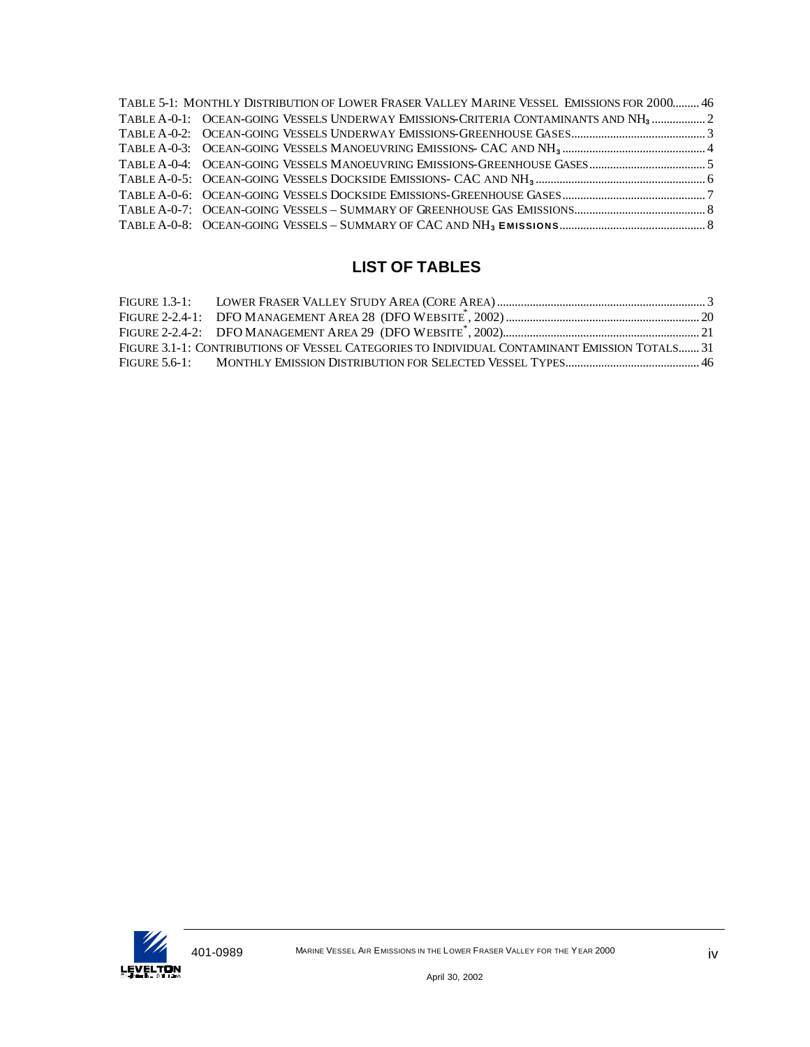TABLE 5-1: MONTHLY DISTRIBUTION OF LOWER FRASER VALLEY MARINE VESSEL EMISSIONS FOR 2000......... 46
TABLE A-0-1: OCEAN-GOING VESSELS UNDERWAY EMISSIONS-CRITERIA CONTAMINANTS AND $NH_3$ ................. 2
TABLE A-0-2: OCEAN-GOING VESSELS UNDERWAY EMISSIONS-GREENHOUSE GASES............................................ 3
TABLE A-0-3: OCEAN-GOING VESSELS MANOEUVRING EMISSIONS- CAC AND $NH_3$ ............................................... 4
TABLE A-0-4: OCEAN-GOING VESSELS MANOEUVRING EMISSIONS-GREENHOUSE GASES...................................... 5
TABLE A-0-5: OCEAN-GOING VESSELS DOCKSIDE EMISSIONS- CAC AND $NH_3$ ........................................................ 6
TABLE A-0-6: OCEAN-GOING VESSELS DOCKSIDE EMISSIONS-GREENHOUSE GASES............................................... 7
TABLE A-0-7: OCEAN-GOING VESSELS – SUMMARY OF GREENHOUSE GAS EMISSIONS........................................... 8
TABLE A-0-8: OCEAN-GOING VESSELS – SUMMARY OF CAC AND $NH_3$ EMISSIONS................................................ 8

## LIST OF TABLES

FIGURE 1.3-1: LOWER FRASER VALLEY STUDY AREA (CORE AREA)..................................................................... 3
FIGURE 2-2.4-1: DFO MANAGEMENT AREA 28 (DFO WEBSITE*, 2002)................................................................ 20
FIGURE 2-2.4-2: DFO MANAGEMENT AREA 29 (DFO WEBSITE*, 2002)................................................................ 21
FIGURE 3.1-1: CONTRIBUTIONS OF VESSEL CATEGORIES TO INDIVIDUAL CONTAMINANT EMISSION TOTALS....... 31
FIGURE 5.6-1: MONTHLY EMISSION DISTRIBUTION FOR SELECTED VESSEL TYPES............................................ 46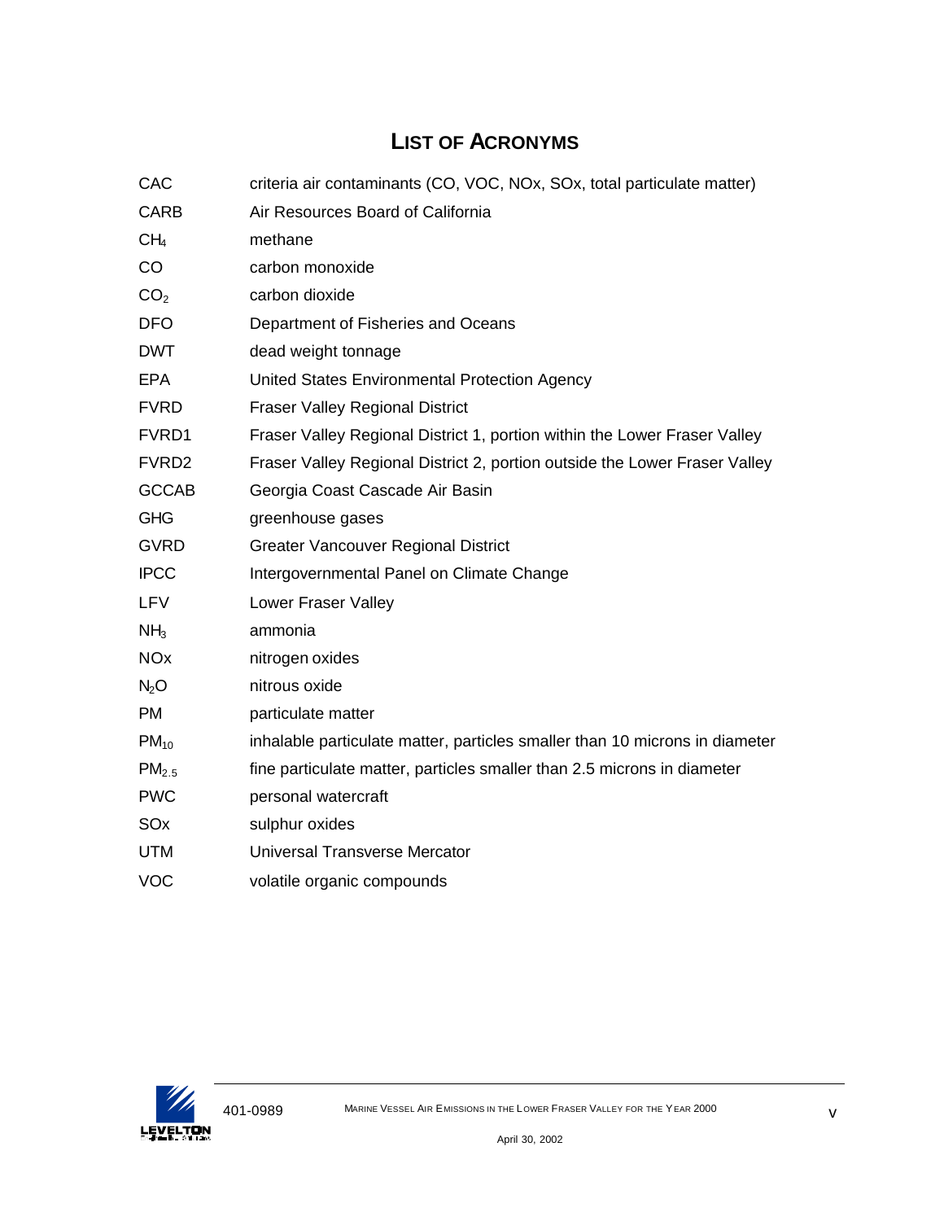# LIST OF ACRONYMS

| | |
|---|---|
| CAC | criteria air contaminants (CO, VOC, NOx, SOx, total particulate matter) |
| CARB | Air Resources Board of California |
| $CH_4$ | methane |
| CO | carbon monoxide |
| $CO_2$ | carbon dioxide |
| DFO | Department of Fisheries and Oceans |
| DWT | dead weight tonnage |
| EPA | United States Environmental Protection Agency |
| FVRD | Fraser Valley Regional District |
| FVRD1 | Fraser Valley Regional District 1, portion within the Lower Fraser Valley |
| FVRD2 | Fraser Valley Regional District 2, portion outside the Lower Fraser Valley |
| GCCAB | Georgia Coast Cascade Air Basin |
| GHG | greenhouse gases |
| GVRD | Greater Vancouver Regional District |
| IPCC | Intergovernmental Panel on Climate Change |
| LFV | Lower Fraser Valley |
| $NH_3$ | ammonia |
| NOx | nitrogen oxides |
| $N_2O$ | nitrous oxide |
| PM | particulate matter |
| $PM_{10}$ | inhalable particulate matter, particles smaller than 10 microns in diameter |
| $PM_{2.5}$ | fine particulate matter, particles smaller than 2.5 microns in diameter |
| PWC | personal watercraft |
| SOx | sulphur oxides |
| UTM | Universal Transverse Mercator |
| VOC | volatile organic compounds |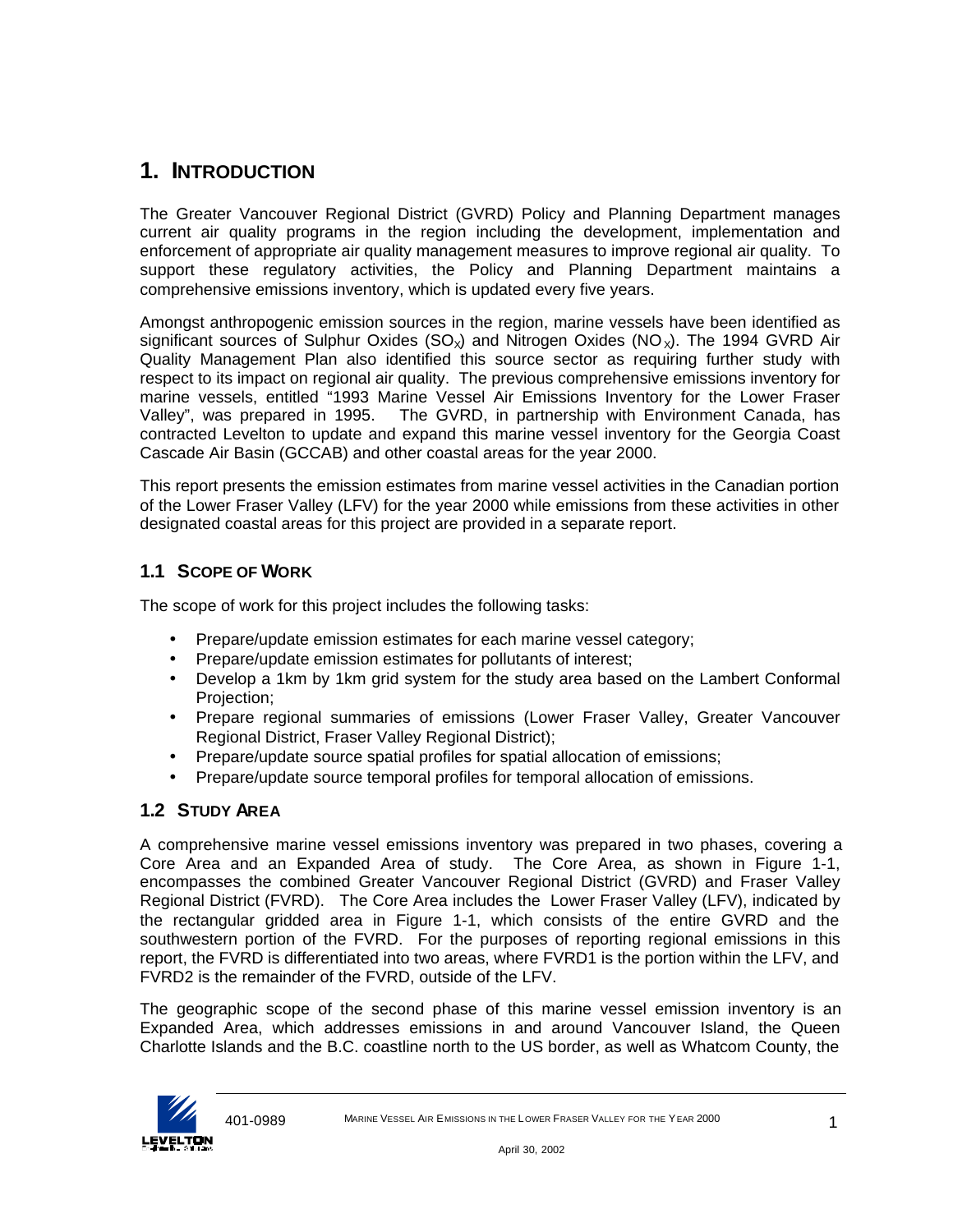# 1. INTRODUCTION

The Greater Vancouver Regional District (GVRD) Policy and Planning Department manages current air quality programs in the region including the development, implementation and enforcement of appropriate air quality management measures to improve regional air quality. To support these regulatory activities, the Policy and Planning Department maintains a comprehensive emissions inventory, which is updated every five years.

Amongst anthropogenic emission sources in the region, marine vessels have been identified as significant sources of Sulphur Oxides ($SO_X$) and Nitrogen Oxides ($NO_X$). The 1994 GVRD Air Quality Management Plan also identified this source sector as requiring further study with respect to its impact on regional air quality. The previous comprehensive emissions inventory for marine vessels, entitled "1993 Marine Vessel Air Emissions Inventory for the Lower Fraser Valley", was prepared in 1995. The GVRD, in partnership with Environment Canada, has contracted Levelton to update and expand this marine vessel inventory for the Georgia Coast Cascade Air Basin (GCCAB) and other coastal areas for the year 2000.

This report presents the emission estimates from marine vessel activities in the Canadian portion of the Lower Fraser Valley (LFV) for the year 2000 while emissions from these activities in other designated coastal areas for this project are provided in a separate report.

## 1.1 SCOPE OF WORK

The scope of work for this project includes the following tasks:

- Prepare/update emission estimates for each marine vessel category;
- Prepare/update emission estimates for pollutants of interest;
- Develop a 1km by 1km grid system for the study area based on the Lambert Conformal Projection;
- Prepare regional summaries of emissions (Lower Fraser Valley, Greater Vancouver Regional District, Fraser Valley Regional District);
- Prepare/update source spatial profiles for spatial allocation of emissions;
- Prepare/update source temporal profiles for temporal allocation of emissions.

## 1.2 STUDY AREA

A comprehensive marine vessel emissions inventory was prepared in two phases, covering a Core Area and an Expanded Area of study. The Core Area, as shown in Figure 1-1, encompasses the combined Greater Vancouver Regional District (GVRD) and Fraser Valley Regional District (FVRD). The Core Area includes the Lower Fraser Valley (LFV), indicated by the rectangular gridded area in Figure 1-1, which consists of the entire GVRD and the southwestern portion of the FVRD. For the purposes of reporting regional emissions in this report, the FVRD is differentiated into two areas, where FVRD1 is the portion within the LFV, and FVRD2 is the remainder of the FVRD, outside of the LFV.

The geographic scope of the second phase of this marine vessel emission inventory is an Expanded Area, which addresses emissions in and around Vancouver Island, the Queen Charlotte Islands and the B.C. coastline north to the US border, as well as Whatcom County, the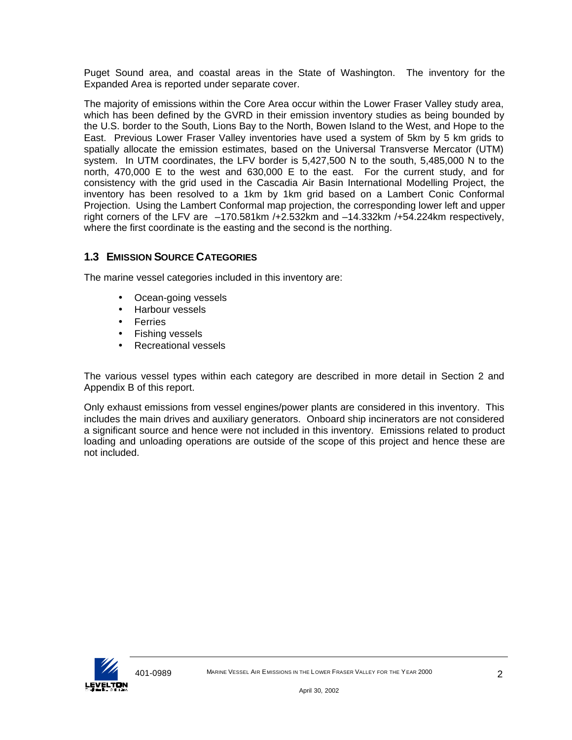Puget Sound area, and coastal areas in the State of Washington. The inventory for the Expanded Area is reported under separate cover.

The majority of emissions within the Core Area occur within the Lower Fraser Valley study area, which has been defined by the GVRD in their emission inventory studies as being bounded by the U.S. border to the South, Lions Bay to the North, Bowen Island to the West, and Hope to the East. Previous Lower Fraser Valley inventories have used a system of 5km by 5 km grids to spatially allocate the emission estimates, based on the Universal Transverse Mercator (UTM) system. In UTM coordinates, the LFV border is 5,427,500 N to the south, 5,485,000 N to the north, 470,000 E to the west and 630,000 E to the east. For the current study, and for consistency with the grid used in the Cascadia Air Basin International Modelling Project, the inventory has been resolved to a 1km by 1km grid based on a Lambert Conic Conformal Projection. Using the Lambert Conformal map projection, the corresponding lower left and upper right corners of the LFV are –170.581km /+2.532km and –14.332km /+54.224km respectively, where the first coordinate is the easting and the second is the northing.

### 1.3 EMISSION SOURCE CATEGORIES

The marine vessel categories included in this inventory are:

- Ocean-going vessels
- Harbour vessels
- Ferries
- Fishing vessels
- Recreational vessels

The various vessel types within each category are described in more detail in Section 2 and Appendix B of this report.

Only exhaust emissions from vessel engines/power plants are considered in this inventory. This includes the main drives and auxiliary generators. Onboard ship incinerators are not considered a significant source and hence were not included in this inventory. Emissions related to product loading and unloading operations are outside of the scope of this project and hence these are not included.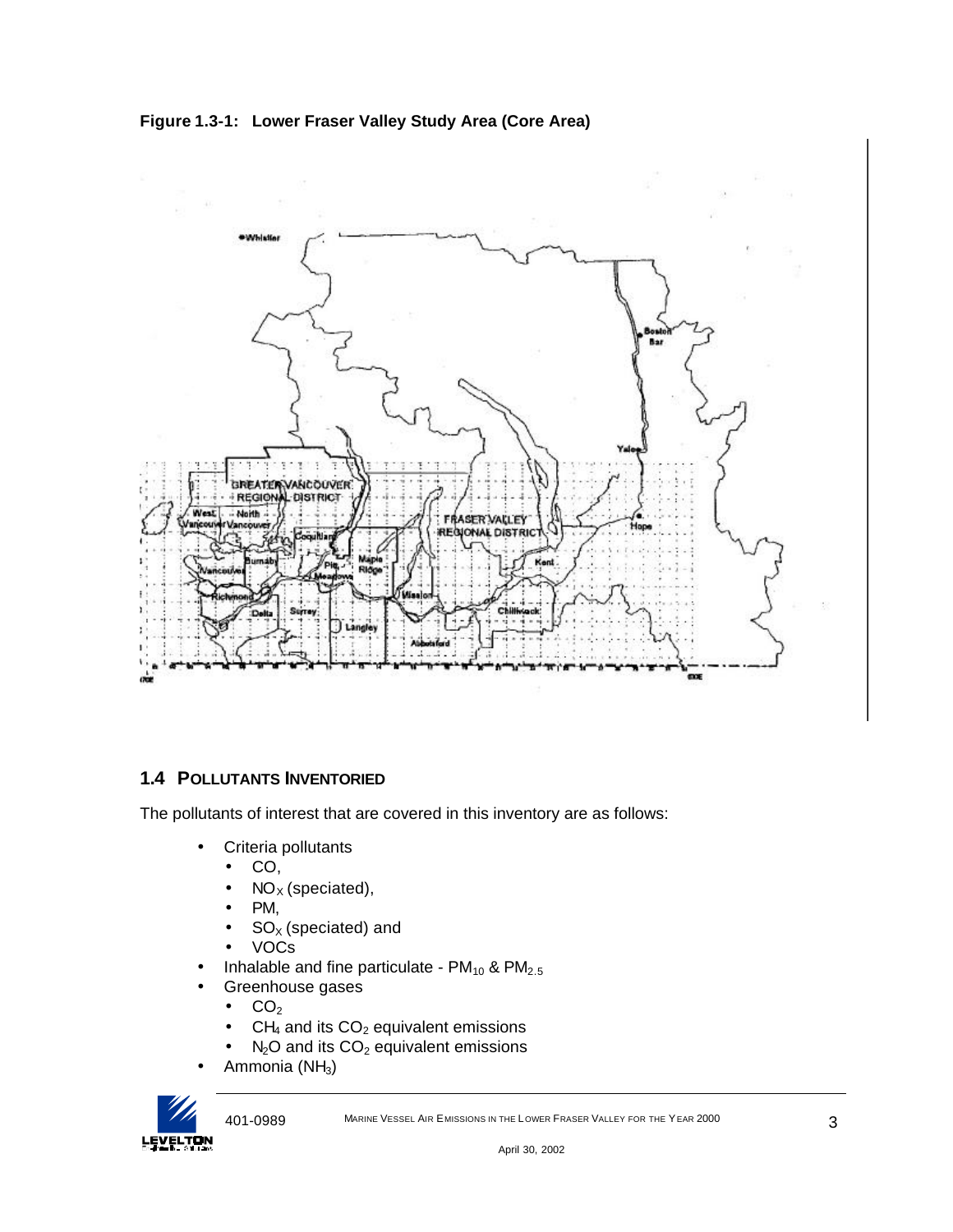**Figure 1.3-1: Lower Fraser Valley Study Area (Core Area)**

## 1.4 POLLUTANTS INVENTORIED

The pollutants of interest that are covered in this inventory are as follows:

- Criteria pollutants
  - CO,
  - $NO_X$ (speciated),
  - PM,
  - $SO_X$ (speciated) and
  - VOCs
- Inhalable and fine particulate - $PM_{10}$ & $PM_{2.5}$
- Greenhouse gases
  - $CO_2$
  - $CH_4$ and its $CO_2$ equivalent emissions
  - $N_2O$ and its $CO_2$ equivalent emissions
- Ammonia ($NH_3$)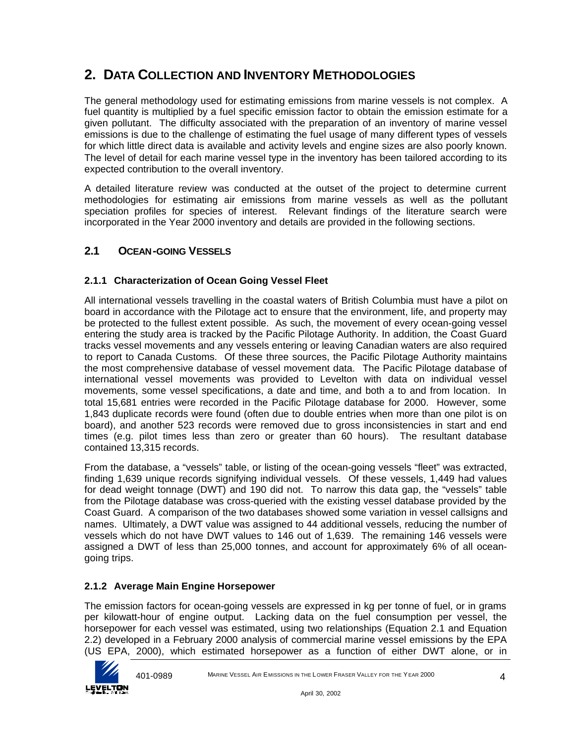# 2. DATA COLLECTION AND INVENTORY METHODOLOGIES

The general methodology used for estimating emissions from marine vessels is not complex. A fuel quantity is multiplied by a fuel specific emission factor to obtain the emission estimate for a given pollutant. The difficulty associated with the preparation of an inventory of marine vessel emissions is due to the challenge of estimating the fuel usage of many different types of vessels for which little direct data is available and activity levels and engine sizes are also poorly known. The level of detail for each marine vessel type in the inventory has been tailored according to its expected contribution to the overall inventory.

A detailed literature review was conducted at the outset of the project to determine current methodologies for estimating air emissions from marine vessels as well as the pollutant speciation profiles for species of interest. Relevant findings of the literature search were incorporated in the Year 2000 inventory and details are provided in the following sections.

## 2.1 OCEAN-GOING VESSELS

### 2.1.1 Characterization of Ocean Going Vessel Fleet

All international vessels travelling in the coastal waters of British Columbia must have a pilot on board in accordance with the Pilotage act to ensure that the environment, life, and property may be protected to the fullest extent possible. As such, the movement of every ocean-going vessel entering the study area is tracked by the Pacific Pilotage Authority. In addition, the Coast Guard tracks vessel movements and any vessels entering or leaving Canadian waters are also required to report to Canada Customs. Of these three sources, the Pacific Pilotage Authority maintains the most comprehensive database of vessel movement data. The Pacific Pilotage database of international vessel movements was provided to Levelton with data on individual vessel movements, some vessel specifications, a date and time, and both a to and from location. In total 15,681 entries were recorded in the Pacific Pilotage database for 2000. However, some 1,843 duplicate records were found (often due to double entries when more than one pilot is on board), and another 523 records were removed due to gross inconsistencies in start and end times (e.g. pilot times less than zero or greater than 60 hours). The resultant database contained 13,315 records.

From the database, a "vessels" table, or listing of the ocean-going vessels "fleet" was extracted, finding 1,639 unique records signifying individual vessels. Of these vessels, 1,449 had values for dead weight tonnage (DWT) and 190 did not. To narrow this data gap, the "vessels" table from the Pilotage database was cross-queried with the existing vessel database provided by the Coast Guard. A comparison of the two databases showed some variation in vessel callsigns and names. Ultimately, a DWT value was assigned to 44 additional vessels, reducing the number of vessels which do not have DWT values to 146 out of 1,639. The remaining 146 vessels were assigned a DWT of less than 25,000 tonnes, and account for approximately 6% of all ocean-going trips.

### 2.1.2 Average Main Engine Horsepower

The emission factors for ocean-going vessels are expressed in kg per tonne of fuel, or in grams per kilowatt-hour of engine output. Lacking data on the fuel consumption per vessel, the horsepower for each vessel was estimated, using two relationships (Equation 2.1 and Equation 2.2) developed in a February 2000 analysis of commercial marine vessel emissions by the EPA (US EPA, 2000), which estimated horsepower as a function of either DWT alone, or in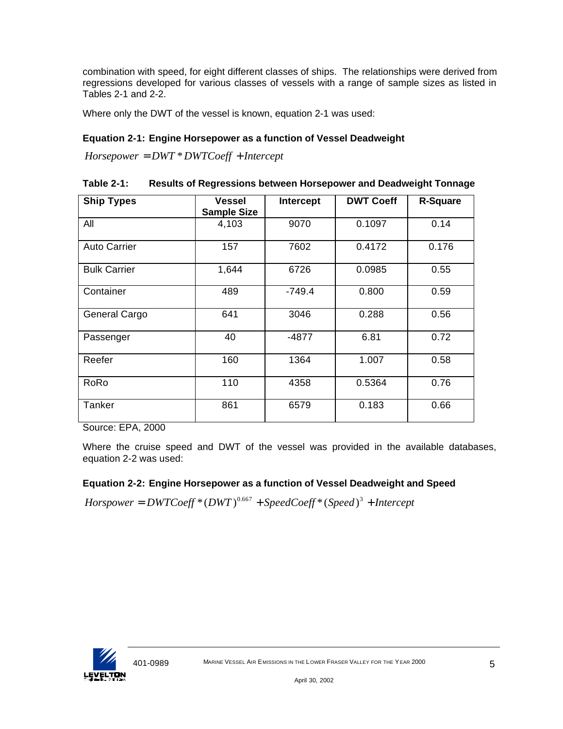combination with speed, for eight different classes of ships. The relationships were derived from regressions developed for various classes of vessels with a range of sample sizes as listed in Tables 2-1 and 2-2.

Where only the DWT of the vessel is known, equation 2-1 was used:

**Equation 2-1: Engine Horsepower as a function of Vessel Deadweight**

$$Horsepower = DWT * DWTCoeff + Intercept$$

**Table 2-1: Results of Regressions between Horsepower and Deadweight Tonnage**

| Ship Types | Vessel Sample Size | Intercept | DWT Coeff | R-Square |
|---|---|---|---|---|
| All | 4,103 | 9070 | 0.1097 | 0.14 |
| Auto Carrier | 157 | 7602 | 0.4172 | 0.176 |
| Bulk Carrier | 1,644 | 6726 | 0.0985 | 0.55 |
| Container | 489 | -749.4 | 0.800 | 0.59 |
| General Cargo | 641 | 3046 | 0.288 | 0.56 |
| Passenger | 40 | -4877 | 6.81 | 0.72 |
| Reefer | 160 | 1364 | 1.007 | 0.58 |
| RoRo | 110 | 4358 | 0.5364 | 0.76 |
| Tanker | 861 | 6579 | 0.183 | 0.66 |

Source: EPA, 2000

Where the cruise speed and DWT of the vessel was provided in the available databases, equation 2-2 was used:

**Equation 2-2: Engine Horsepower as a function of Vessel Deadweight and Speed**

$$Horspower = DWTCoeff * (DWT)^{0.667} + SpeedCoeff * (Speed)^{3} + Intercept$$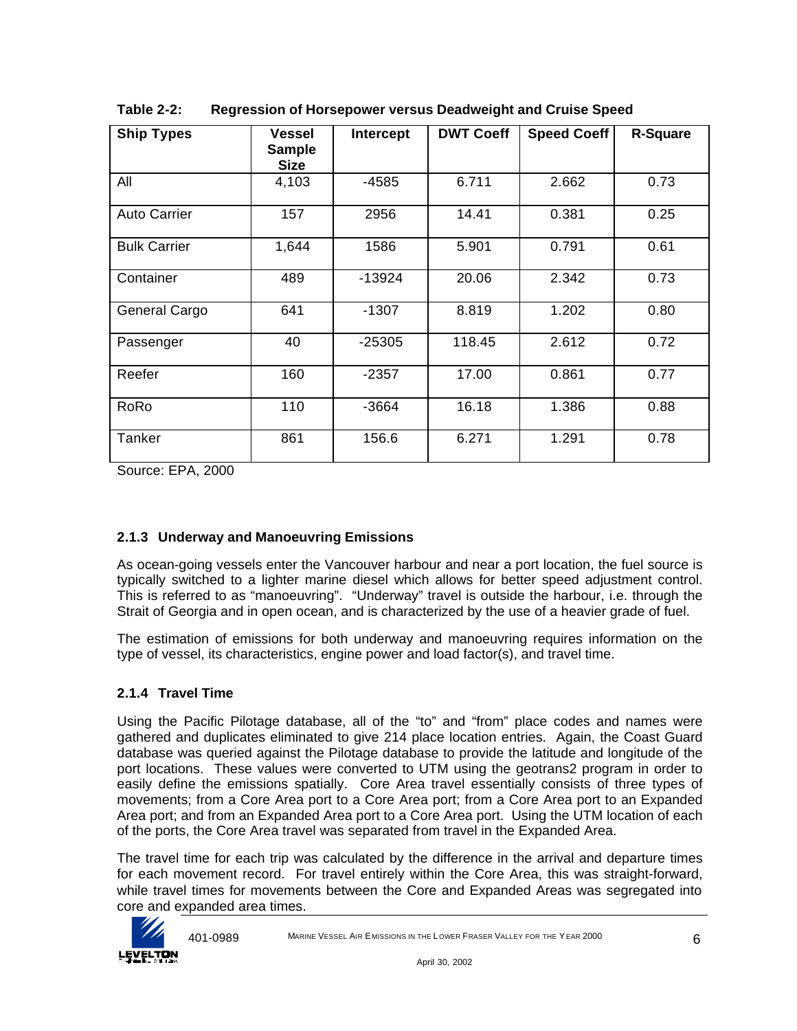**Table 2-2: Regression of Horsepower versus Deadweight and Cruise Speed**

| Ship Types | Vessel Sample Size | Intercept | DWT Coeff | Speed Coeff | R-Square |
|---|---|---|---|---|---|
| All | 4,103 | -4585 | 6.711 | 2.662 | 0.73 |
| Auto Carrier | 157 | 2956 | 14.41 | 0.381 | 0.25 |
| Bulk Carrier | 1,644 | 1586 | 5.901 | 0.791 | 0.61 |
| Container | 489 | -13924 | 20.06 | 2.342 | 0.73 |
| General Cargo | 641 | -1307 | 8.819 | 1.202 | 0.80 |
| Passenger | 40 | -25305 | 118.45 | 2.612 | 0.72 |
| Reefer | 160 | -2357 | 17.00 | 0.861 | 0.77 |
| RoRo | 110 | -3664 | 16.18 | 1.386 | 0.88 |
| Tanker | 861 | 156.6 | 6.271 | 1.291 | 0.78 |

Source: EPA, 2000

### 2.1.3 Underway and Manoeuvring Emissions

As ocean-going vessels enter the Vancouver harbour and near a port location, the fuel source is typically switched to a lighter marine diesel which allows for better speed adjustment control. This is referred to as "manoeuvring". "Underway" travel is outside the harbour, i.e. through the Strait of Georgia and in open ocean, and is characterized by the use of a heavier grade of fuel.

The estimation of emissions for both underway and manoeuvring requires information on the type of vessel, its characteristics, engine power and load factor(s), and travel time.

### 2.1.4 Travel Time

Using the Pacific Pilotage database, all of the "to" and "from" place codes and names were gathered and duplicates eliminated to give 214 place location entries. Again, the Coast Guard database was queried against the Pilotage database to provide the latitude and longitude of the port locations. These values were converted to UTM using the geotrans2 program in order to easily define the emissions spatially. Core Area travel essentially consists of three types of movements; from a Core Area port to a Core Area port; from a Core Area port to an Expanded Area port; and from an Expanded Area port to a Core Area port. Using the UTM location of each of the ports, the Core Area travel was separated from travel in the Expanded Area.

The travel time for each trip was calculated by the difference in the arrival and departure times for each movement record. For travel entirely within the Core Area, this was straight-forward, while travel times for movements between the Core and Expanded Areas was segregated into core and expanded area times.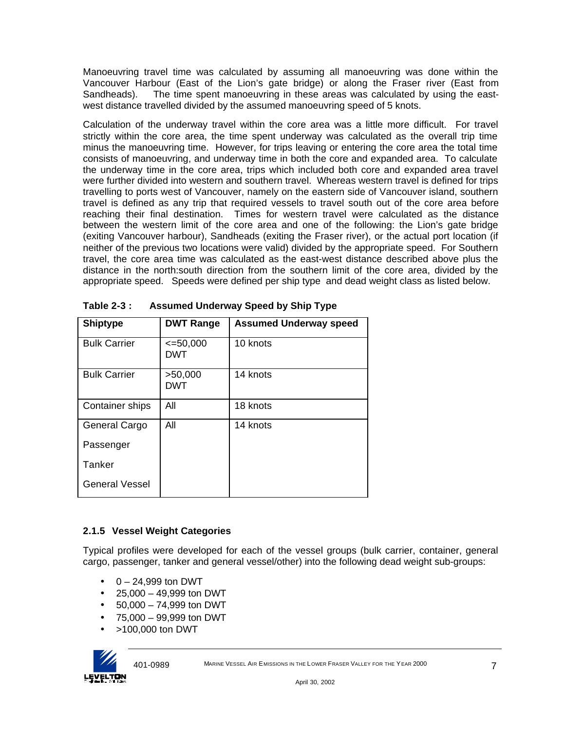Manoeuvring travel time was calculated by assuming all manoeuvring was done within the Vancouver Harbour (East of the Lion's gate bridge) or along the Fraser river (East from Sandheads). The time spent manoeuvring in these areas was calculated by using the east-west distance travelled divided by the assumed manoeuvring speed of 5 knots.

Calculation of the underway travel within the core area was a little more difficult. For travel strictly within the core area, the time spent underway was calculated as the overall trip time minus the manoeuvring time. However, for trips leaving or entering the core area the total time consists of manoeuvring, and underway time in both the core and expanded area. To calculate the underway time in the core area, trips which included both core and expanded area travel were further divided into western and southern travel. Whereas western travel is defined for trips travelling to ports west of Vancouver, namely on the eastern side of Vancouver island, southern travel is defined as any trip that required vessels to travel south out of the core area before reaching their final destination. Times for western travel were calculated as the distance between the western limit of the core area and one of the following: the Lion's gate bridge (exiting Vancouver harbour), Sandheads (exiting the Fraser river), or the actual port location (if neither of the previous two locations were valid) divided by the appropriate speed. For Southern travel, the core area time was calculated as the east-west distance described above plus the distance in the north:south direction from the southern limit of the core area, divided by the appropriate speed. Speeds were defined per ship type and dead weight class as listed below.

**Table 2-3 : Assumed Underway Speed by Ship Type**

| Shiptype | DWT Range | Assumed Underway speed |
|---|---|---|
| Bulk Carrier | <=50,000 DWT | 10 knots |
| Bulk Carrier | >50,000 DWT | 14 knots |
| Container ships | All | 18 knots |
| General Cargo<br>Passenger<br>Tanker<br>General Vessel | All | 14 knots |

### 2.1.5 Vessel Weight Categories

Typical profiles were developed for each of the vessel groups (bulk carrier, container, general cargo, passenger, tanker and general vessel/other) into the following dead weight sub-groups:

- 0 – 24,999 ton DWT
- 25,000 – 49,999 ton DWT
- 50,000 – 74,999 ton DWT
- 75,000 – 99,999 ton DWT
- >100,000 ton DWT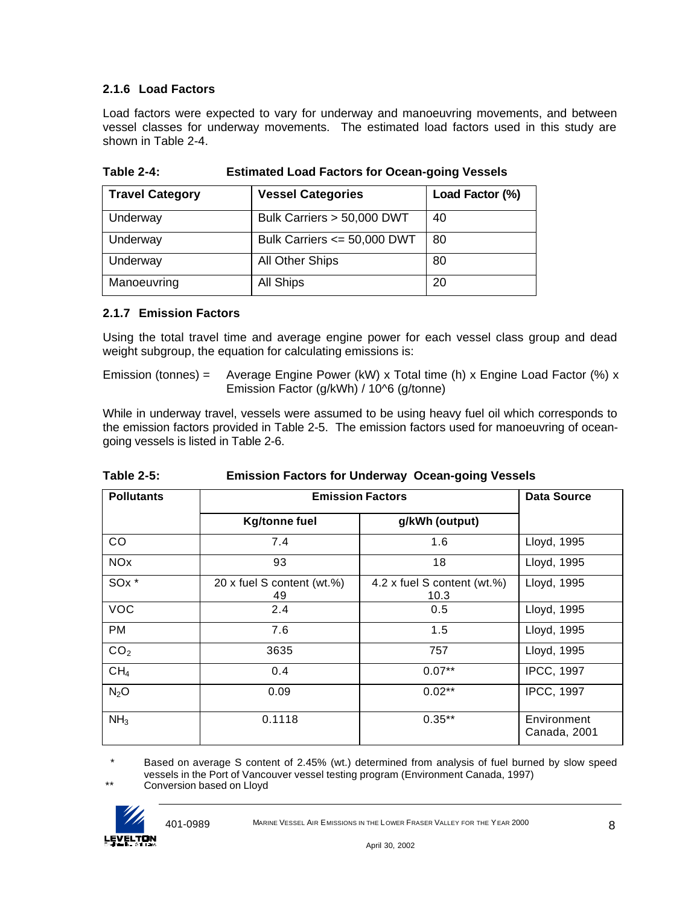### 2.1.6 Load Factors

Load factors were expected to vary for underway and manoeuvring movements, and between vessel classes for underway movements. The estimated load factors used in this study are shown in Table 2-4.

**Table 2-4: Estimated Load Factors for Ocean-going Vessels**

| Travel Category | Vessel Categories | Load Factor (%) |
|---|---|---|
| Underway | Bulk Carriers > 50,000 DWT | 40 |
| Underway | Bulk Carriers <= 50,000 DWT | 80 |
| Underway | All Other Ships | 80 |
| Manoeuvring | All Ships | 20 |

### 2.1.7 Emission Factors

Using the total travel time and average engine power for each vessel class group and dead weight subgroup, the equation for calculating emissions is:

Emission (tonnes) = Average Engine Power (kW) x Total time (h) x Engine Load Factor (%) x Emission Factor (g/kWh) / 10^6 (g/tonne)

While in underway travel, vessels were assumed to be using heavy fuel oil which corresponds to the emission factors provided in Table 2-5. The emission factors used for manoeuvring of ocean-going vessels is listed in Table 2-6.

**Table 2-5: Emission Factors for Underway Ocean-going Vessels**

| Pollutants | Emission Factors | | Data Source |
|---|---|---|---|
| | Kg/tonne fuel | g/kWh (output) | |
| CO | 7.4 | 1.6 | Lloyd, 1995 |
| NOx | 93 | 18 | Lloyd, 1995 |
| SOx * | 20 x fuel S content (wt.%) 49 | 4.2 x fuel S content (wt.%) 10.3 | Lloyd, 1995 |
| VOC | 2.4 | 0.5 | Lloyd, 1995 |
| PM | 7.6 | 1.5 | Lloyd, 1995 |
| $CO_2$ | 3635 | 757 | Lloyd, 1995 |
| $CH_4$ | 0.4 | 0.07** | IPCC, 1997 |
| $N_2O$ | 0.09 | 0.02** | IPCC, 1997 |
| $NH_3$ | 0.1118 | 0.35** | Environment Canada, 2001 |

\* Based on average S content of 2.45% (wt.) determined from analysis of fuel burned by slow speed vessels in the Port of Vancouver vessel testing program (Environment Canada, 1997)

\** Conversion based on Lloyd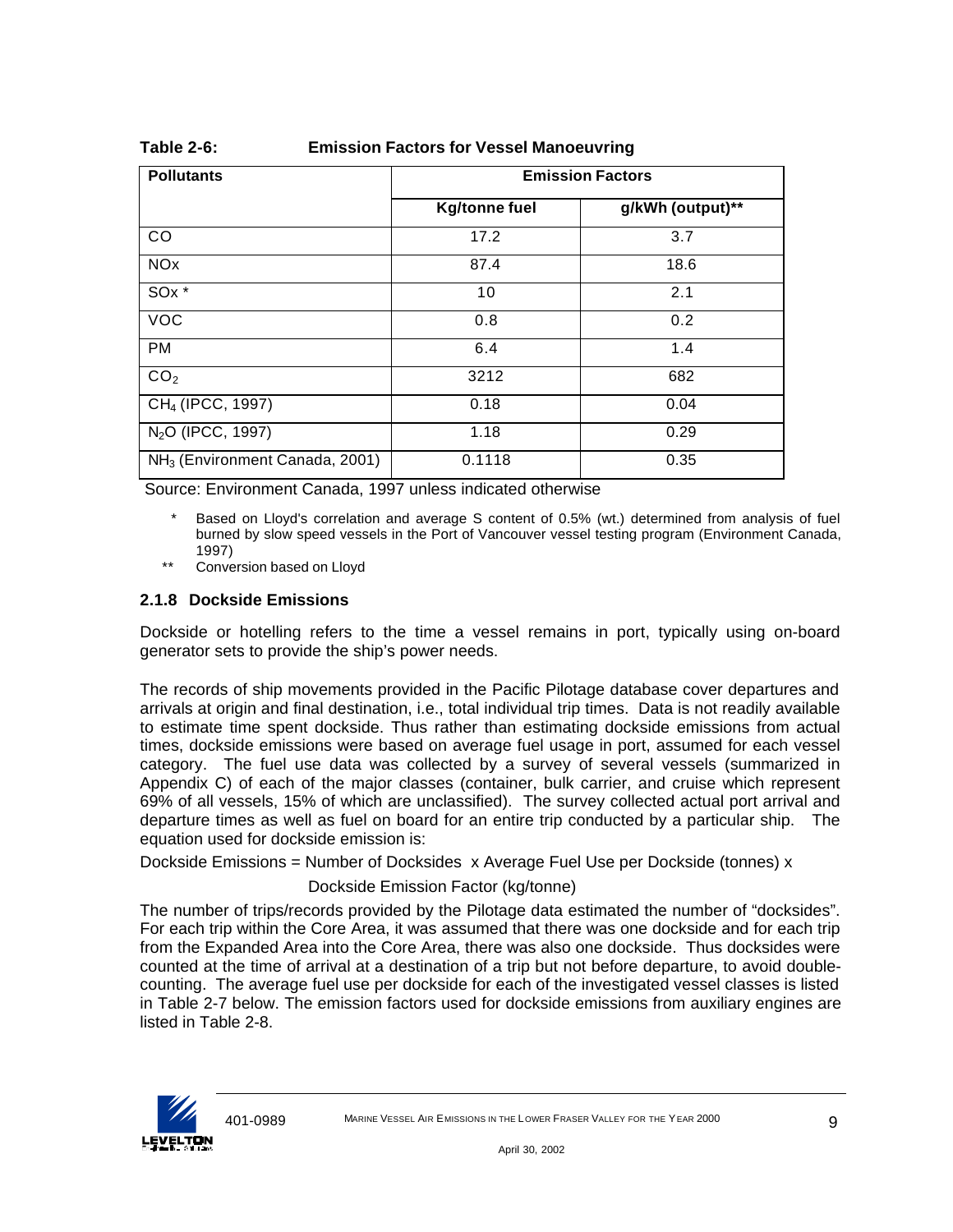**Table 2-6: Emission Factors for Vessel Manoeuvring**

| Pollutants | Emission Factors | |
|---|---|---|
| | Kg/tonne fuel | g/kWh (output)** |
| CO | 17.2 | 3.7 |
| NOx | 87.4 | 18.6 |
| SOx * | 10 | 2.1 |
| VOC | 0.8 | 0.2 |
| PM | 6.4 | 1.4 |
| $CO_2$ | 3212 | 682 |
| $CH_4$ (IPCC, 1997) | 0.18 | 0.04 |
| $N_2O$ (IPCC, 1997) | 1.18 | 0.29 |
| $NH_3$ (Environment Canada, 2001) | 0.1118 | 0.35 |

Source: Environment Canada, 1997 unless indicated otherwise

\* Based on Lloyd's correlation and average S content of 0.5% (wt.) determined from analysis of fuel burned by slow speed vessels in the Port of Vancouver vessel testing program (Environment Canada, 1997)

\*\* Conversion based on Lloyd

### 2.1.8 Dockside Emissions

Dockside or hotelling refers to the time a vessel remains in port, typically using on-board generator sets to provide the ship's power needs.

The records of ship movements provided in the Pacific Pilotage database cover departures and arrivals at origin and final destination, i.e., total individual trip times. Data is not readily available to estimate time spent dockside. Thus rather than estimating dockside emissions from actual times, dockside emissions were based on average fuel usage in port, assumed for each vessel category. The fuel use data was collected by a survey of several vessels (summarized in Appendix C) of each of the major classes (container, bulk carrier, and cruise which represent 69% of all vessels, 15% of which are unclassified). The survey collected actual port arrival and departure times as well as fuel on board for an entire trip conducted by a particular ship. The equation used for dockside emission is:

Dockside Emissions = Number of Docksides x Average Fuel Use per Dockside (tonnes) x Dockside Emission Factor (kg/tonne)

The number of trips/records provided by the Pilotage data estimated the number of "docksides". For each trip within the Core Area, it was assumed that there was one dockside and for each trip from the Expanded Area into the Core Area, there was also one dockside. Thus docksides were counted at the time of arrival at a destination of a trip but not before departure, to avoid double-counting. The average fuel use per dockside for each of the investigated vessel classes is listed in Table 2-7 below. The emission factors used for dockside emissions from auxiliary engines are listed in Table 2-8.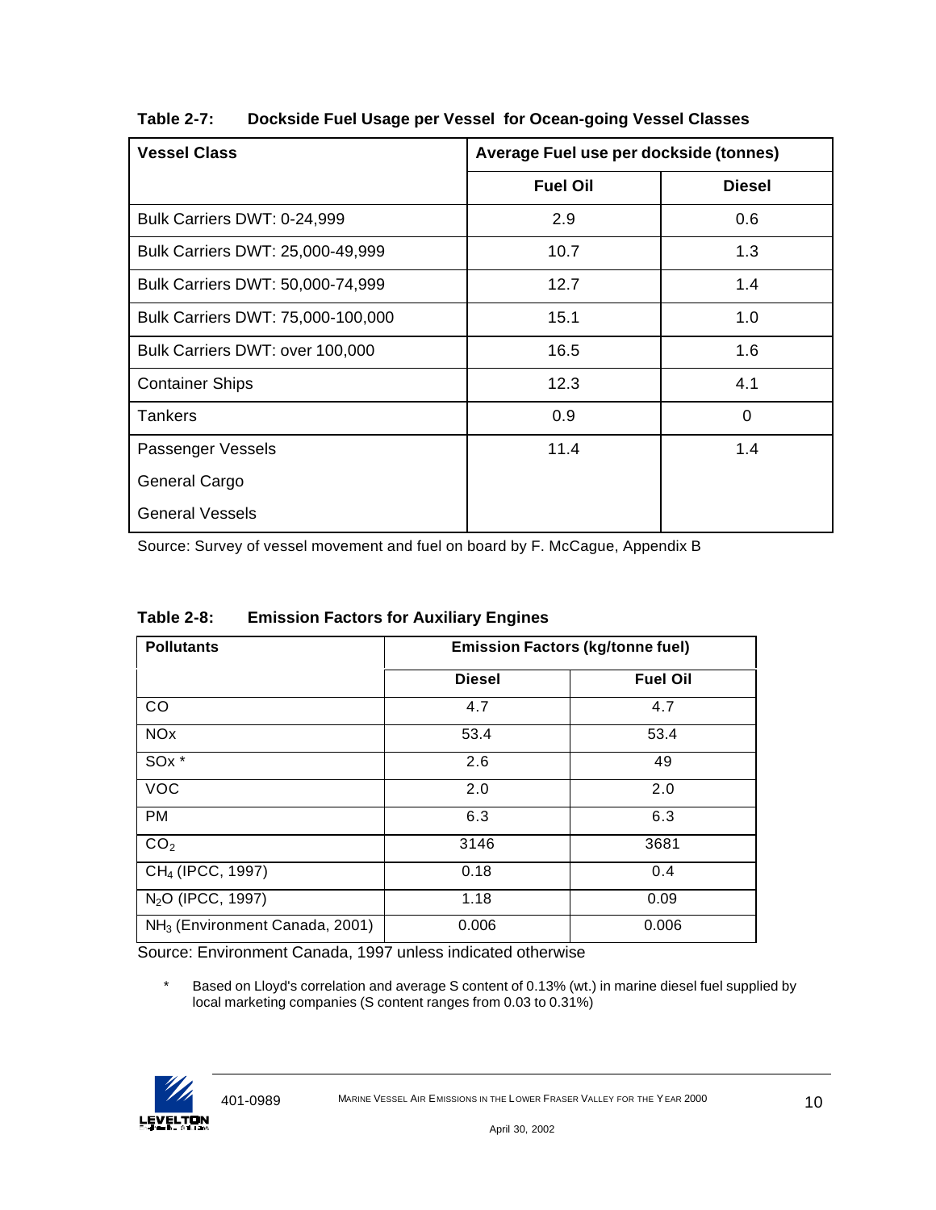**Table 2-7: Dockside Fuel Usage per Vessel for Ocean-going Vessel Classes**

| Vessel Class | Average Fuel use per dockside (tonnes) | |
|---|---|---|
| | Fuel Oil | Diesel |
| Bulk Carriers DWT: 0-24,999 | 2.9 | 0.6 |
| Bulk Carriers DWT: 25,000-49,999 | 10.7 | 1.3 |
| Bulk Carriers DWT: 50,000-74,999 | 12.7 | 1.4 |
| Bulk Carriers DWT: 75,000-100,000 | 15.1 | 1.0 |
| Bulk Carriers DWT: over 100,000 | 16.5 | 1.6 |
| Container Ships | 12.3 | 4.1 |
| Tankers | 0.9 | 0 |
| Passenger Vessels<br>General Cargo<br>General Vessels | 11.4 | 1.4 |

Source: Survey of vessel movement and fuel on board by F. McCague, Appendix B

**Table 2-8: Emission Factors for Auxiliary Engines**

| Pollutants | Emission Factors (kg/tonne fuel) | |
|---|---|---|
| | Diesel | Fuel Oil |
| CO | 4.7 | 4.7 |
| NOx | 53.4 | 53.4 |
| SOx * | 2.6 | 49 |
| VOC | 2.0 | 2.0 |
| PM | 6.3 | 6.3 |
| $CO_2$ | 3146 | 3681 |
| $CH_4$ (IPCC, 1997) | 0.18 | 0.4 |
| $N_2O$ (IPCC, 1997) | 1.18 | 0.09 |
| $NH_3$ (Environment Canada, 2001) | 0.006 | 0.006 |

Source: Environment Canada, 1997 unless indicated otherwise

\* Based on Lloyd's correlation and average S content of 0.13% (wt.) in marine diesel fuel supplied by local marketing companies (S content ranges from 0.03 to 0.31%)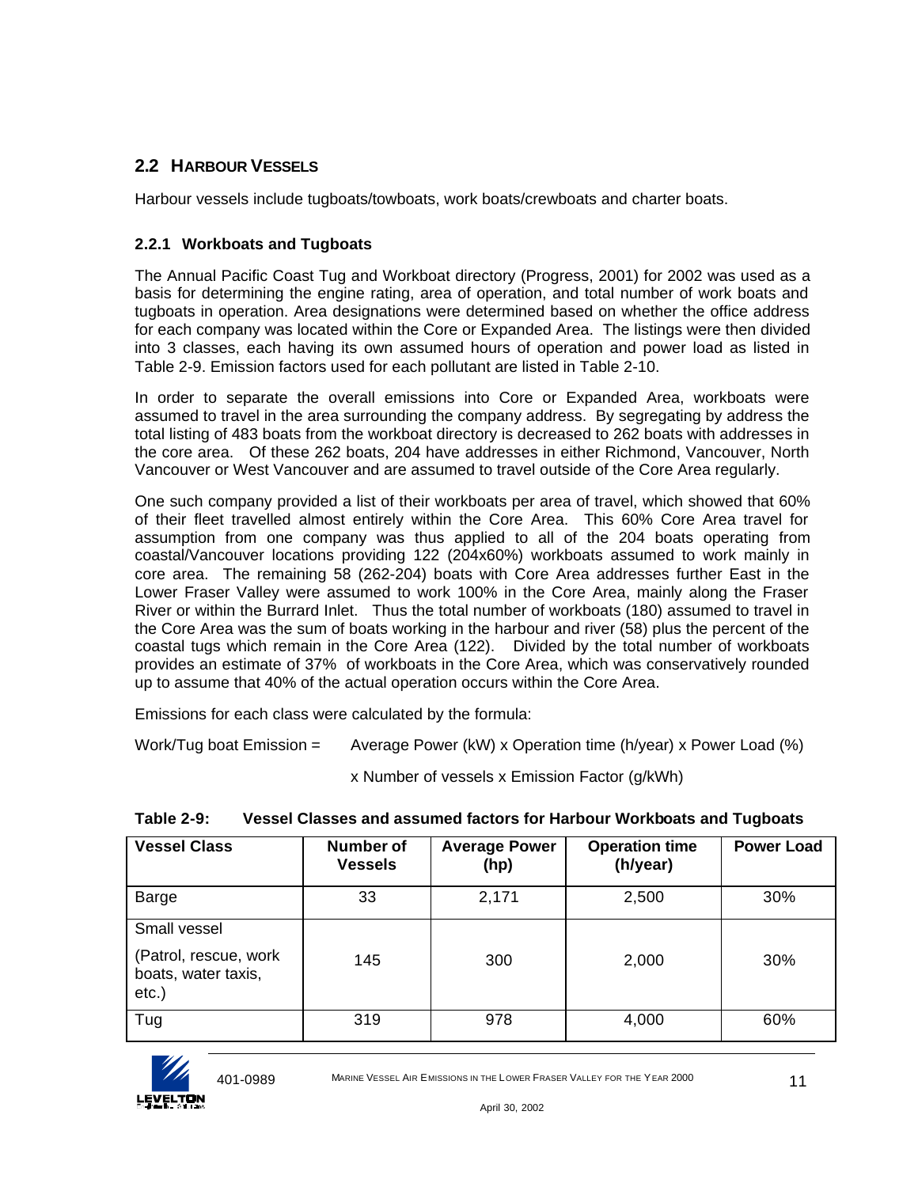## 2.2 HARBOUR VESSELS

Harbour vessels include tugboats/towboats, work boats/crewboats and charter boats.

### 2.2.1 Workboats and Tugboats

The Annual Pacific Coast Tug and Workboat directory (Progress, 2001) for 2002 was used as a basis for determining the engine rating, area of operation, and total number of work boats and tugboats in operation. Area designations were determined based on whether the office address for each company was located within the Core or Expanded Area. The listings were then divided into 3 classes, each having its own assumed hours of operation and power load as listed in Table 2-9. Emission factors used for each pollutant are listed in Table 2-10.

In order to separate the overall emissions into Core or Expanded Area, workboats were assumed to travel in the area surrounding the company address. By segregating by address the total listing of 483 boats from the workboat directory is decreased to 262 boats with addresses in the core area. Of these 262 boats, 204 have addresses in either Richmond, Vancouver, North Vancouver or West Vancouver and are assumed to travel outside of the Core Area regularly.

One such company provided a list of their workboats per area of travel, which showed that 60% of their fleet travelled almost entirely within the Core Area. This 60% Core Area travel for assumption from one company was thus applied to all of the 204 boats operating from coastal/Vancouver locations providing 122 (204x60%) workboats assumed to work mainly in core area. The remaining 58 (262-204) boats with Core Area addresses further East in the Lower Fraser Valley were assumed to work 100% in the Core Area, mainly along the Fraser River or within the Burrard Inlet. Thus the total number of workboats (180) assumed to travel in the Core Area was the sum of boats working in the harbour and river (58) plus the percent of the coastal tugs which remain in the Core Area (122). Divided by the total number of workboats provides an estimate of 37% of workboats in the Core Area, which was conservatively rounded up to assume that 40% of the actual operation occurs within the Core Area.

Emissions for each class were calculated by the formula:

Work/Tug boat Emission = Average Power (kW) x Operation time (h/year) x Power Load (%) x Number of vessels x Emission Factor (g/kWh)

**Table 2-9: Vessel Classes and assumed factors for Harbour Workboats and Tugboats**

| Vessel Class | Number of Vessels | Average Power (hp) | Operation time (h/year) | Power Load |
|---|---|---|---|---|
| Barge | 33 | 2,171 | 2,500 | 30% |
| Small vessel (Patrol, rescue, work boats, water taxis, etc.) | 145 | 300 | 2,000 | 30% |
| Tug | 319 | 978 | 4,000 | 60% |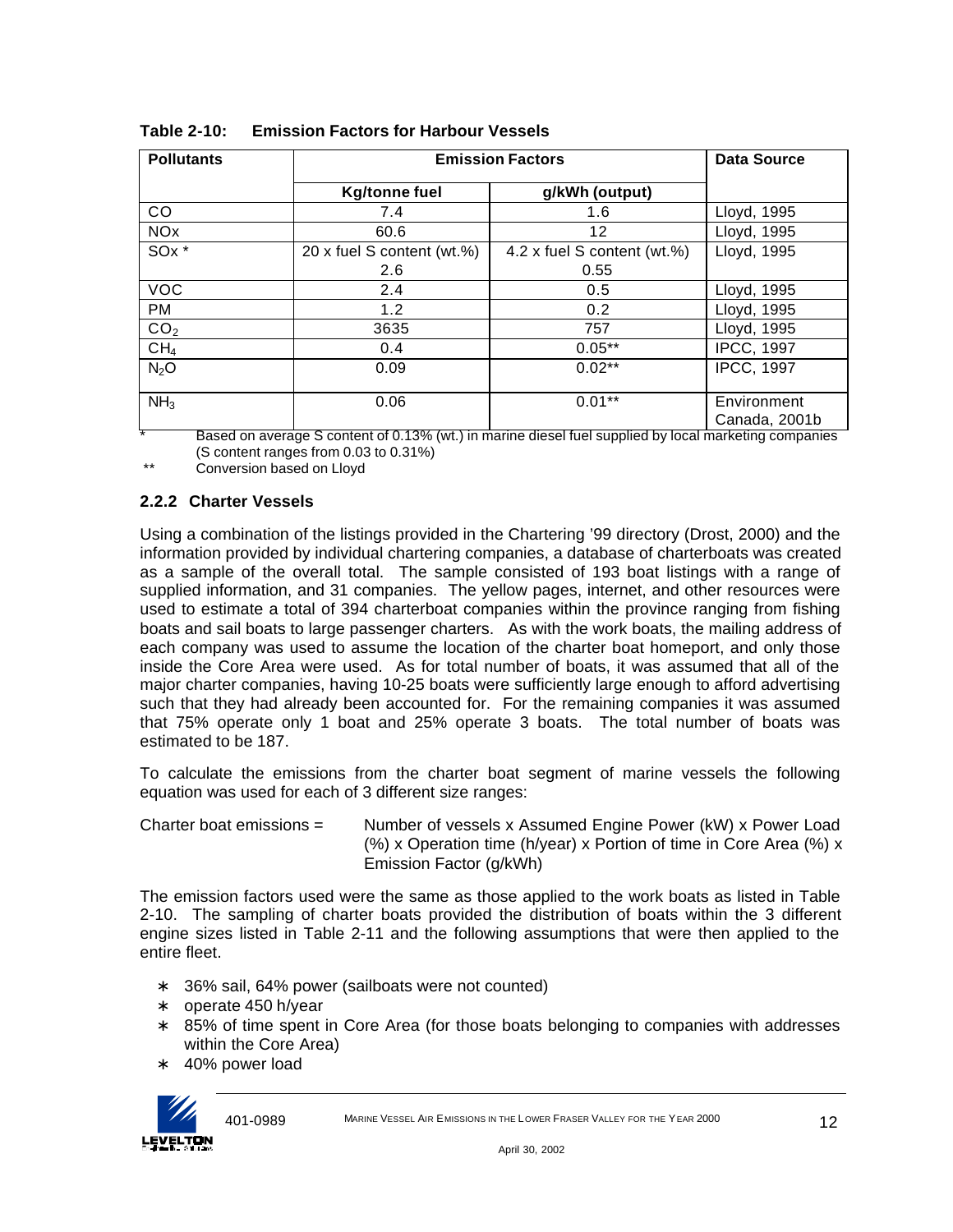**Table 2-10: Emission Factors for Harbour Vessels**

| Pollutants | Emission Factors | | Data Source |
|---|---|---|---|
| | Kg/tonne fuel | g/kWh (output) | |
| CO | 7.4 | 1.6 | Lloyd, 1995 |
| NOx | 60.6 | 12 | Lloyd, 1995 |
| SOx * | 20 x fuel S content (wt.%) 2.6 | 4.2 x fuel S content (wt.%) 0.55 | Lloyd, 1995 |
| VOC | 2.4 | 0.5 | Lloyd, 1995 |
| PM | 1.2 | 0.2 | Lloyd, 1995 |
| $CO_2$ | 3635 | 757 | Lloyd, 1995 |
| $CH_4$ | 0.4 | 0.05** | IPCC, 1997 |
| $N_2O$ | 0.09 | 0.02** | IPCC, 1997 |
| $NH_3$ | 0.06 | 0.01** | Environment Canada, 2001b |

\* Based on average S content of 0.13% (wt.) in marine diesel fuel supplied by local marketing companies (S content ranges from 0.03 to 0.31%)

\*\* Conversion based on Lloyd

### 2.2.2 Charter Vessels

Using a combination of the listings provided in the Chartering '99 directory (Drost, 2000) and the information provided by individual chartering companies, a database of charterboats was created as a sample of the overall total. The sample consisted of 193 boat listings with a range of supplied information, and 31 companies. The yellow pages, internet, and other resources were used to estimate a total of 394 charterboat companies within the province ranging from fishing boats and sail boats to large passenger charters. As with the work boats, the mailing address of each company was used to assume the location of the charter boat homeport, and only those inside the Core Area were used. As for total number of boats, it was assumed that all of the major charter companies, having 10-25 boats were sufficiently large enough to afford advertising such that they had already been accounted for. For the remaining companies it was assumed that 75% operate only 1 boat and 25% operate 3 boats. The total number of boats was estimated to be 187.

To calculate the emissions from the charter boat segment of marine vessels the following equation was used for each of 3 different size ranges:

Charter boat emissions = Number of vessels x Assumed Engine Power (kW) x Power Load (%) x Operation time (h/year) x Portion of time in Core Area (%) x Emission Factor (g/kWh)

The emission factors used were the same as those applied to the work boats as listed in Table 2-10. The sampling of charter boats provided the distribution of boats within the 3 different engine sizes listed in Table 2-11 and the following assumptions that were then applied to the entire fleet.

- 36% sail, 64% power (sailboats were not counted)
- operate 450 h/year
- 85% of time spent in Core Area (for those boats belonging to companies with addresses within the Core Area)
- 40% power load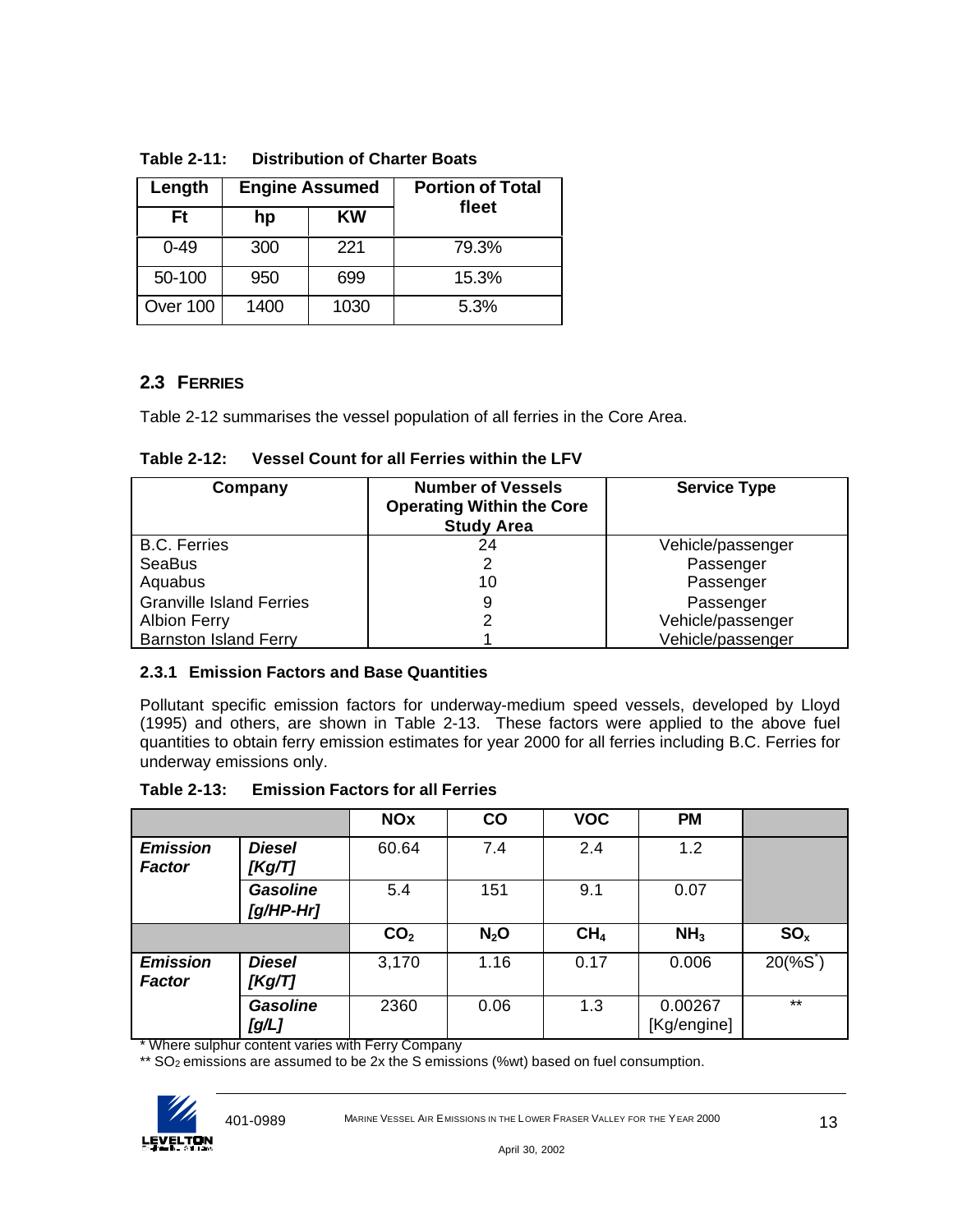**Table 2-11: Distribution of Charter Boats**

| Length | Engine Assumed | | Portion of Total fleet |
|---|---|---|---|
| Ft | hp | KW | |
| 0-49 | 300 | 221 | 79.3% |
| 50-100 | 950 | 699 | 15.3% |
| Over 100 | 1400 | 1030 | 5.3% |

## 2.3 FERRIES

Table 2-12 summarises the vessel population of all ferries in the Core Area.

**Table 2-12: Vessel Count for all Ferries within the LFV**

| Company | Number of Vessels Operating Within the Core Study Area | Service Type |
|---|---|---|
| B.C. Ferries | 24 | Vehicle/passenger |
| SeaBus | 2 | Passenger |
| Aquabus | 10 | Passenger |
| Granville Island Ferries | 9 | Passenger |
| Albion Ferry | 2 | Vehicle/passenger |
| Barnston Island Ferry | 1 | Vehicle/passenger |

### 2.3.1 Emission Factors and Base Quantities

Pollutant specific emission factors for underway-medium speed vessels, developed by Lloyd (1995) and others, are shown in Table 2-13. These factors were applied to the above fuel quantities to obtain ferry emission estimates for year 2000 for all ferries including B.C. Ferries for underway emissions only.

**Table 2-13: Emission Factors for all Ferries**

| | | NOx | CO | VOC | PM | |
|---|---|---|---|---|---|---|
| ***Emission Factor*** | ***Diesel [Kg/T]*** | 60.64 | 7.4 | 2.4 | 1.2 | |
| | ***Gasoline [g/HP-Hr]*** | 5.4 | 151 | 9.1 | 0.07 | |
| | | $CO_2$ | $N_2O$ | $CH_4$ | $NH_3$ | $SO_x$ |
| ***Emission Factor*** | ***Diesel [Kg/T]*** | 3,170 | 1.16 | 0.17 | 0.006 | 20(%S*) |
| | ***Gasoline [g/L]*** | 2360 | 0.06 | 1.3 | 0.00267 [Kg/engine] | ** |

* Where sulphur content varies with Ferry Company

** $SO_2$ emissions are assumed to be 2x the S emissions (%wt) based on fuel consumption.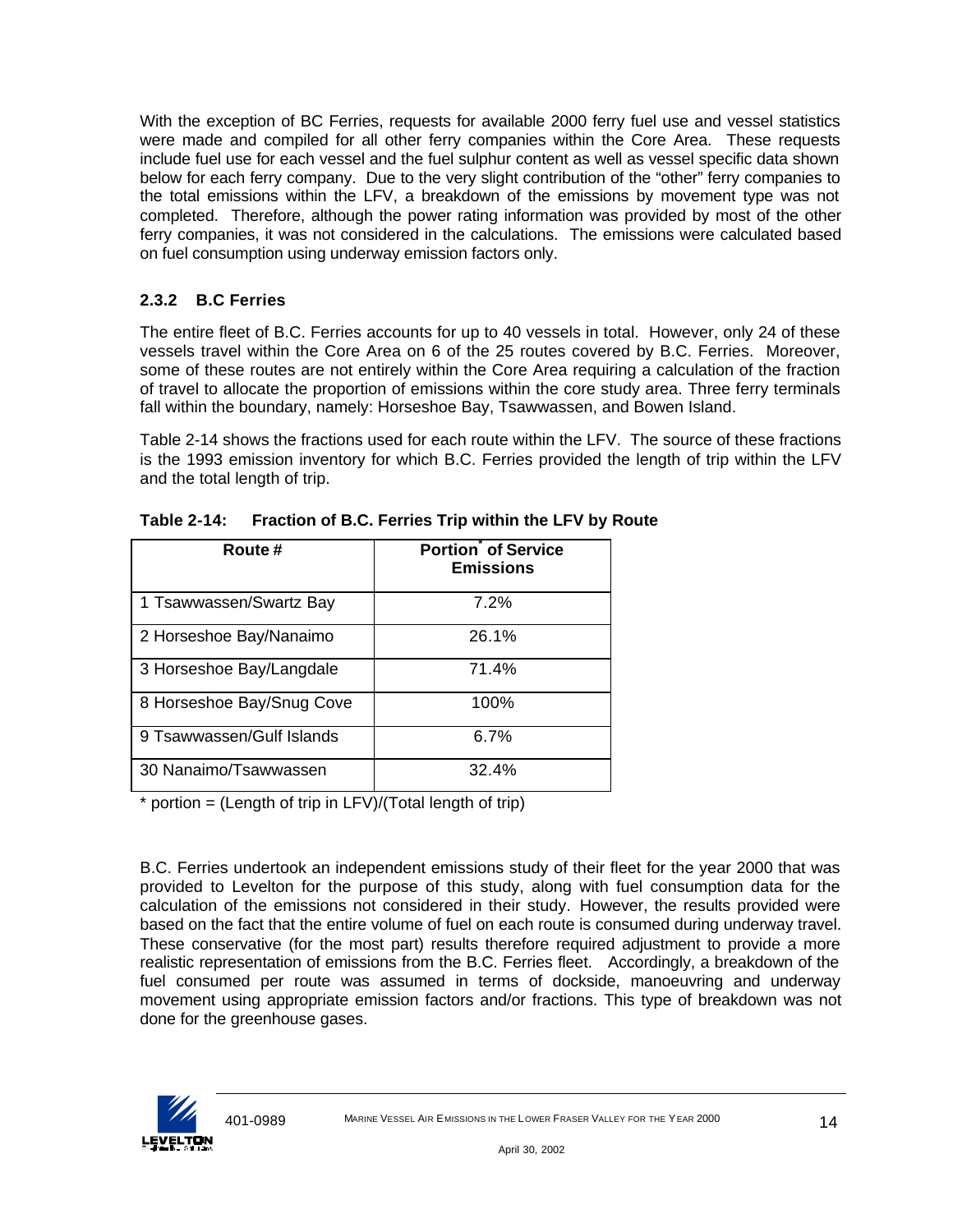With the exception of BC Ferries, requests for available 2000 ferry fuel use and vessel statistics were made and compiled for all other ferry companies within the Core Area. These requests include fuel use for each vessel and the fuel sulphur content as well as vessel specific data shown below for each ferry company. Due to the very slight contribution of the "other" ferry companies to the total emissions within the LFV, a breakdown of the emissions by movement type was not completed. Therefore, although the power rating information was provided by most of the other ferry companies, it was not considered in the calculations. The emissions were calculated based on fuel consumption using underway emission factors only.

### 2.3.2 B.C Ferries

The entire fleet of B.C. Ferries accounts for up to 40 vessels in total. However, only 24 of these vessels travel within the Core Area on 6 of the 25 routes covered by B.C. Ferries. Moreover, some of these routes are not entirely within the Core Area requiring a calculation of the fraction of travel to allocate the proportion of emissions within the core study area. Three ferry terminals fall within the boundary, namely: Horseshoe Bay, Tsawwassen, and Bowen Island.

Table 2-14 shows the fractions used for each route within the LFV. The source of these fractions is the 1993 emission inventory for which B.C. Ferries provided the length of trip within the LFV and the total length of trip.

**Table 2-14: Fraction of B.C. Ferries Trip within the LFV by Route**

| Route # | Portion* of Service Emissions |
|---|---|
| 1 Tsawwassen/Swartz Bay | 7.2% |
| 2 Horseshoe Bay/Nanaimo | 26.1% |
| 3 Horseshoe Bay/Langdale | 71.4% |
| 8 Horseshoe Bay/Snug Cove | 100% |
| 9 Tsawwassen/Gulf Islands | 6.7% |
| 30 Nanaimo/Tsawwassen | 32.4% |

\* portion = (Length of trip in LFV)/(Total length of trip)

B.C. Ferries undertook an independent emissions study of their fleet for the year 2000 that was provided to Levelton for the purpose of this study, along with fuel consumption data for the calculation of the emissions not considered in their study. However, the results provided were based on the fact that the entire volume of fuel on each route is consumed during underway travel. These conservative (for the most part) results therefore required adjustment to provide a more realistic representation of emissions from the B.C. Ferries fleet. Accordingly, a breakdown of the fuel consumed per route was assumed in terms of dockside, manoeuvring and underway movement using appropriate emission factors and/or fractions. This type of breakdown was not done for the greenhouse gases.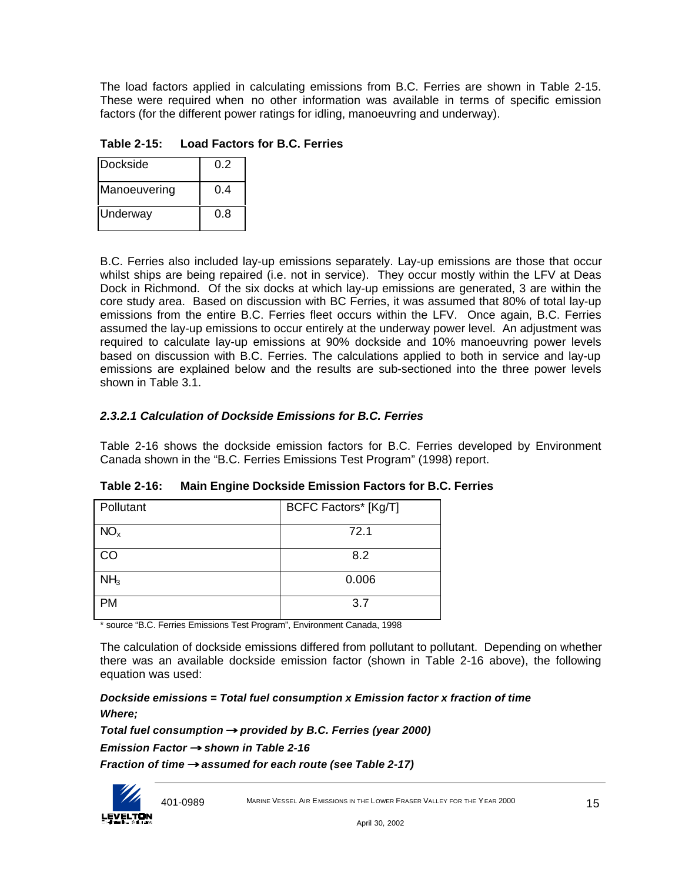The load factors applied in calculating emissions from B.C. Ferries are shown in Table 2-15. These were required when no other information was available in terms of specific emission factors (for the different power ratings for idling, manoeuvring and underway).

**Table 2-15: Load Factors for B.C. Ferries**

| | |
|---|---|
| Dockside | 0.2 |
| Manoeuvering | 0.4 |
| Underway | 0.8 |

B.C. Ferries also included lay-up emissions separately. Lay-up emissions are those that occur whilst ships are being repaired (i.e. not in service). They occur mostly within the LFV at Deas Dock in Richmond. Of the six docks at which lay-up emissions are generated, 3 are within the core study area. Based on discussion with BC Ferries, it was assumed that 80% of total lay-up emissions from the entire B.C. Ferries fleet occurs within the LFV. Once again, B.C. Ferries assumed the lay-up emissions to occur entirely at the underway power level. An adjustment was required to calculate lay-up emissions at 90% dockside and 10% manoeuvring power levels based on discussion with B.C. Ferries. The calculations applied to both in service and lay-up emissions are explained below and the results are sub-sectioned into the three power levels shown in Table 3.1.

### *2.3.2.1 Calculation of Dockside Emissions for B.C. Ferries*

Table 2-16 shows the dockside emission factors for B.C. Ferries developed by Environment Canada shown in the "B.C. Ferries Emissions Test Program" (1998) report.

**Table 2-16: Main Engine Dockside Emission Factors for B.C. Ferries**

| Pollutant | BCFC Factors* [Kg/T] |
|---|---|
| $NO_x$ | 72.1 |
| CO | 8.2 |
| $NH_3$ | 0.006 |
| PM | 3.7 |

\* source "B.C. Ferries Emissions Test Program", Environment Canada, 1998

The calculation of dockside emissions differed from pollutant to pollutant. Depending on whether there was an available dockside emission factor (shown in Table 2-16 above), the following equation was used:

***Dockside emissions = Total fuel consumption x Emission factor x fraction of time***

***Where;***

***Total fuel consumption → provided by B.C. Ferries (year 2000)***

***Emission Factor → shown in Table 2-16***

***Fraction of time → assumed for each route (see Table 2-17)***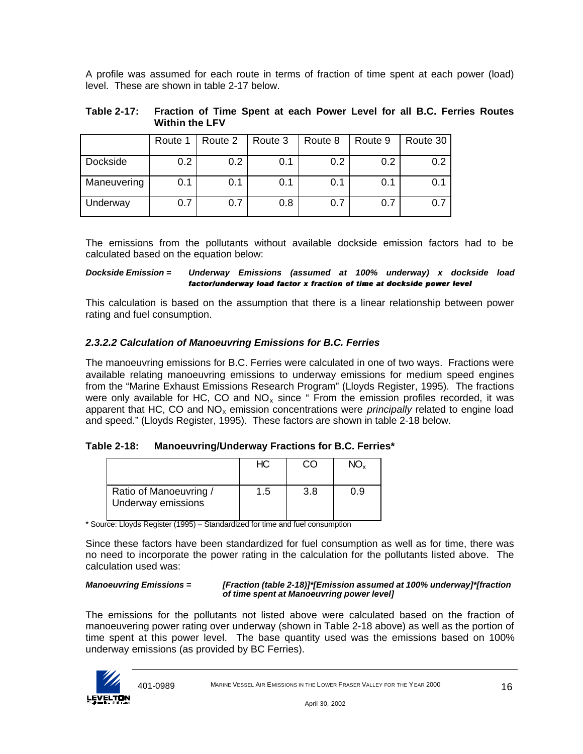A profile was assumed for each route in terms of fraction of time spent at each power (load) level. These are shown in table 2-17 below.

**Table 2-17: Fraction of Time Spent at each Power Level for all B.C. Ferries Routes Within the LFV**

| | Route 1 | Route 2 | Route 3 | Route 8 | Route 9 | Route 30 |
|---|---|---|---|---|---|---|
| Dockside | 0.2 | 0.2 | 0.1 | 0.2 | 0.2 | 0.2 |
| Maneuvering | 0.1 | 0.1 | 0.1 | 0.1 | 0.1 | 0.1 |
| Underway | 0.7 | 0.7 | 0.8 | 0.7 | 0.7 | 0.7 |

The emissions from the pollutants without available dockside emission factors had to be calculated based on the equation below:

***Dockside Emission =*** ***Underway Emissions (assumed at 100% underway) x dockside load factor/underway load factor x fraction of time at dockside power level***

This calculation is based on the assumption that there is a linear relationship between power rating and fuel consumption.

### *2.3.2.2 Calculation of Manoeuvring Emissions for B.C. Ferries*

The manoeuvring emissions for B.C. Ferries were calculated in one of two ways. Fractions were available relating manoeuvring emissions to underway emissions for medium speed engines from the "Marine Exhaust Emissions Research Program" (Lloyds Register, 1995). The fractions were only available for HC, CO and $NO_x$ since " From the emission profiles recorded, it was apparent that HC, CO and $NO_x$ emission concentrations were *principally* related to engine load and speed." (Lloyds Register, 1995). These factors are shown in table 2-18 below.

**Table 2-18: Manoeuvring/Underway Fractions for B.C. Ferries***

| | HC | CO | $NO_x$ |
|---|---|---|---|
| Ratio of Manoeuvring / Underway emissions | 1.5 | 3.8 | 0.9 |

\* Source: Lloyds Register (1995) – Standardized for time and fuel consumption

Since these factors have been standardized for fuel consumption as well as for time, there was no need to incorporate the power rating in the calculation for the pollutants listed above. The calculation used was:

***Manoeuvring Emissions =*** ***[Fraction (table 2-18)]*[Emission assumed at 100% underway]*[fraction of time spent at Manoeuvring power level]***

The emissions for the pollutants not listed above were calculated based on the fraction of manoeuvering power rating over underway (shown in Table 2-18 above) as well as the portion of time spent at this power level. The base quantity used was the emissions based on 100% underway emissions (as provided by BC Ferries).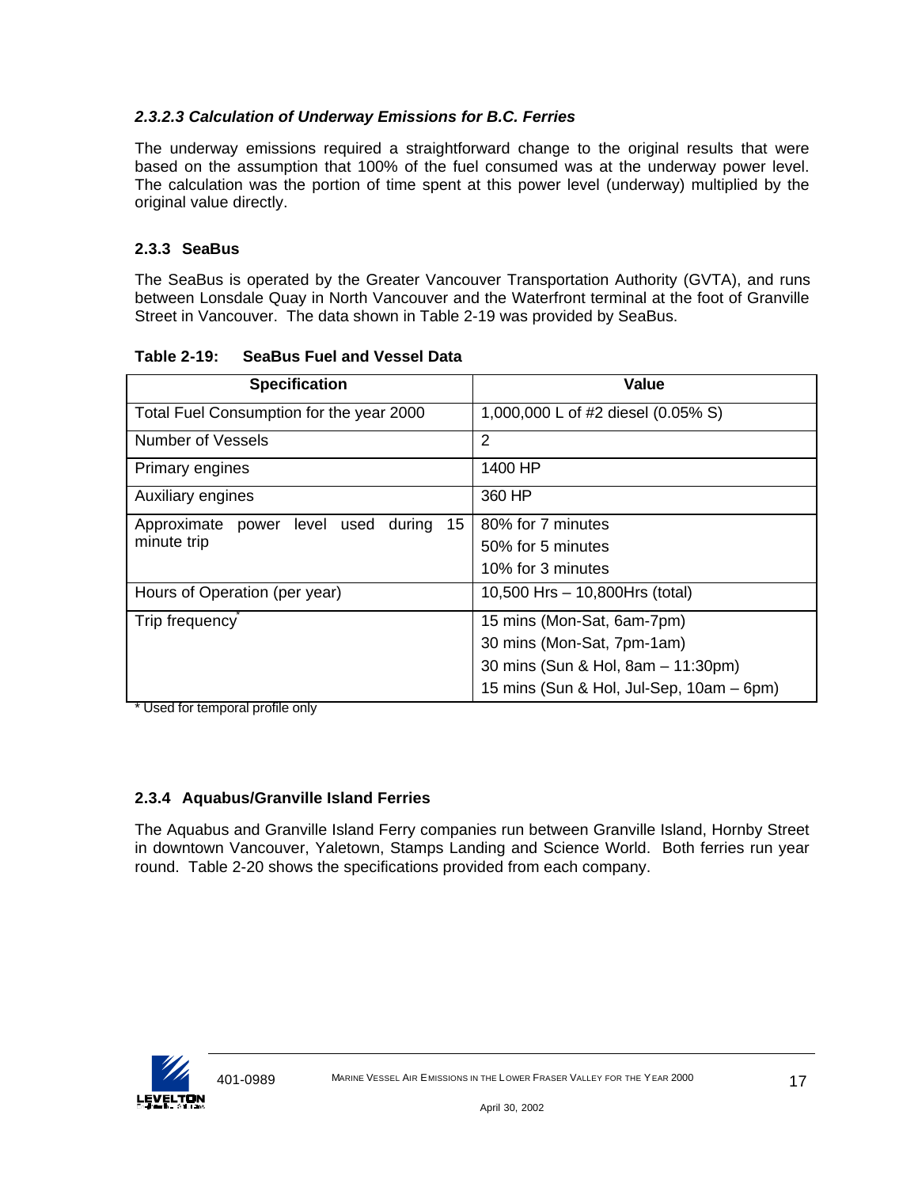#### *2.3.2.3 Calculation of Underway Emissions for B.C. Ferries*

The underway emissions required a straightforward change to the original results that were based on the assumption that 100% of the fuel consumed was at the underway power level. The calculation was the portion of time spent at this power level (underway) multiplied by the original value directly.

### 2.3.3 SeaBus

The SeaBus is operated by the Greater Vancouver Transportation Authority (GVTA), and runs between Lonsdale Quay in North Vancouver and the Waterfront terminal at the foot of Granville Street in Vancouver. The data shown in Table 2-19 was provided by SeaBus.

**Table 2-19: SeaBus Fuel and Vessel Data**

| Specification | Value |
|---|---|
| Total Fuel Consumption for the year 2000 | 1,000,000 L of #2 diesel (0.05% S) |
| Number of Vessels | 2 |
| Primary engines | 1400 HP |
| Auxiliary engines | 360 HP |
| Approximate power level used during 15 minute trip | 80% for 7 minutes<br>50% for 5 minutes<br>10% for 3 minutes |
| Hours of Operation (per year) | 10,500 Hrs – 10,800Hrs (total) |
| Trip frequency* | 15 mins (Mon-Sat, 6am-7pm)<br>30 mins (Mon-Sat, 7pm-1am)<br>30 mins (Sun & Hol, 8am – 11:30pm)<br>15 mins (Sun & Hol, Jul-Sep, 10am – 6pm) |

\* Used for temporal profile only

### 2.3.4 Aquabus/Granville Island Ferries

The Aquabus and Granville Island Ferry companies run between Granville Island, Hornby Street in downtown Vancouver, Yaletown, Stamps Landing and Science World. Both ferries run year round. Table 2-20 shows the specifications provided from each company.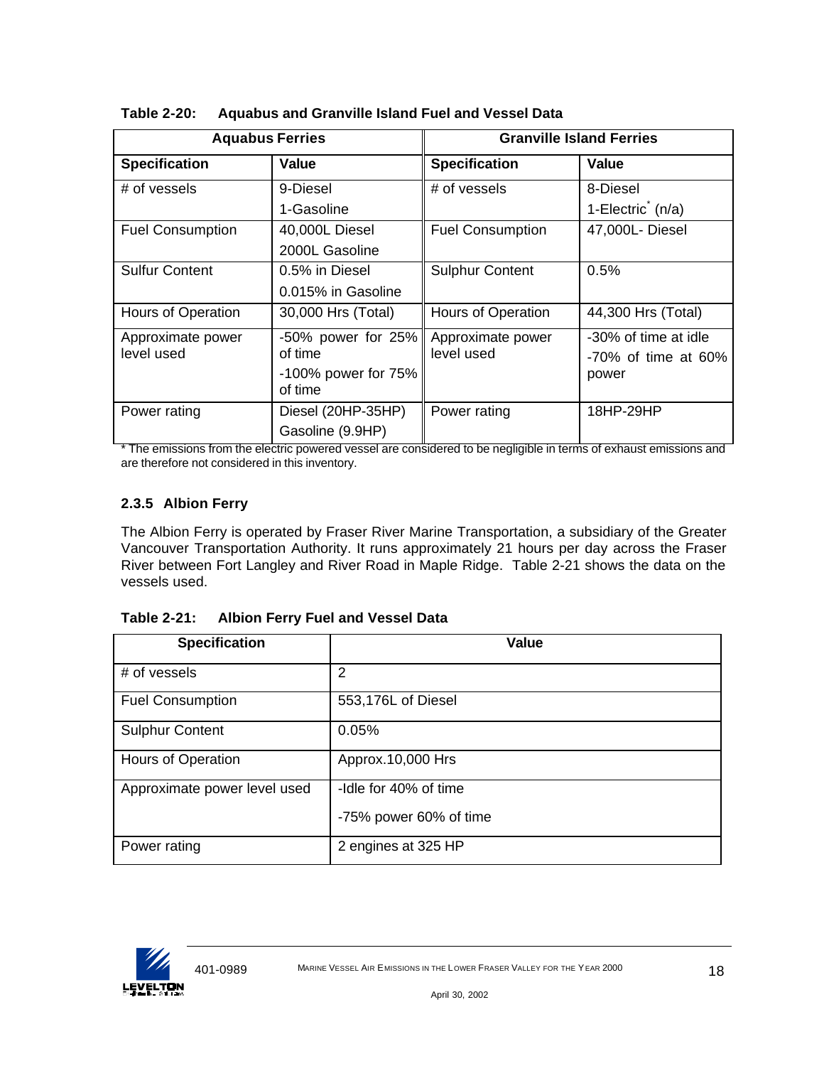**Table 2-20: Aquabus and Granville Island Fuel and Vessel Data**

| Aquabus Ferries | | Granville Island Ferries | |
|---|---|---|---|
| **Specification** | **Value** | **Specification** | **Value** |
| # of vessels | 9-Diesel<br>1-Gasoline | # of vessels | 8-Diesel<br>1-Electric* (n/a) |
| Fuel Consumption | 40,000L Diesel<br>2000L Gasoline | Fuel Consumption | 47,000L- Diesel |
| Sulfur Content | 0.5% in Diesel<br>0.015% in Gasoline | Sulphur Content | 0.5% |
| Hours of Operation | 30,000 Hrs (Total) | Hours of Operation | 44,300 Hrs (Total) |
| Approximate power level used | -50% power for 25% of time<br>-100% power for 75% of time | Approximate power level used | -30% of time at idle<br>-70% of time at 60% power |
| Power rating | Diesel (20HP-35HP)<br>Gasoline (9.9HP) | Power rating | 18HP-29HP |

* The emissions from the electric powered vessel are considered to be negligible in terms of exhaust emissions and are therefore not considered in this inventory.

### 2.3.5 Albion Ferry

The Albion Ferry is operated by Fraser River Marine Transportation, a subsidiary of the Greater Vancouver Transportation Authority. It runs approximately 21 hours per day across the Fraser River between Fort Langley and River Road in Maple Ridge. Table 2-21 shows the data on the vessels used.

**Table 2-21: Albion Ferry Fuel and Vessel Data**

| Specification | Value |
|---|---|
| # of vessels | 2 |
| Fuel Consumption | 553,176L of Diesel |
| Sulphur Content | 0.05% |
| Hours of Operation | Approx.10,000 Hrs |
| Approximate power level used | -Idle for 40% of time<br>-75% power 60% of time |
| Power rating | 2 engines at 325 HP |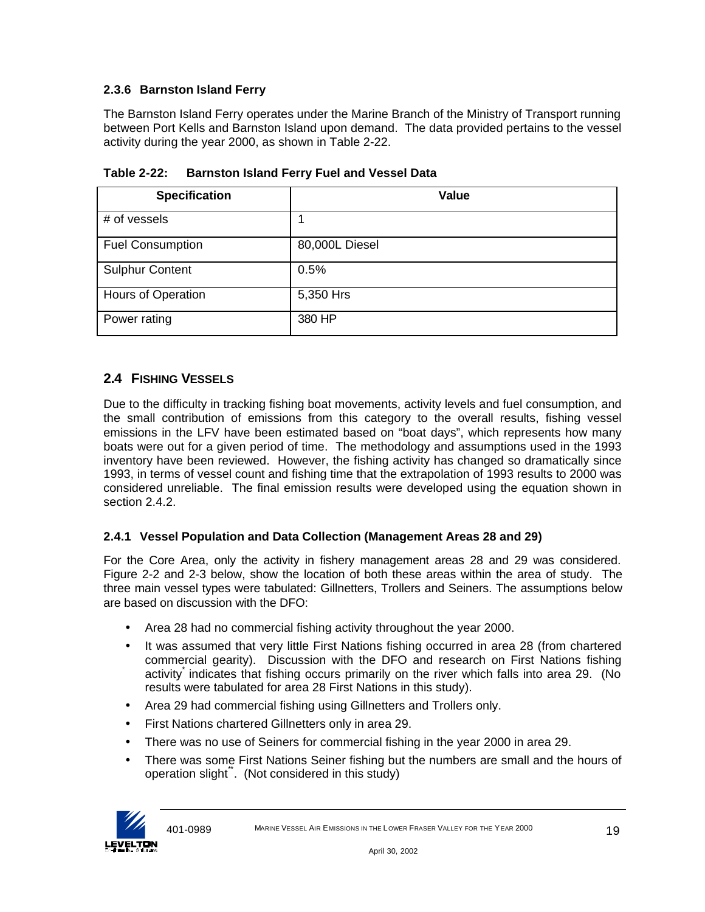### 2.3.6 Barnston Island Ferry

The Barnston Island Ferry operates under the Marine Branch of the Ministry of Transport running between Port Kells and Barnston Island upon demand. The data provided pertains to the vessel activity during the year 2000, as shown in Table 2-22.

**Table 2-22: Barnston Island Ferry Fuel and Vessel Data**

| Specification | Value |
|---|---|
| # of vessels | 1 |
| Fuel Consumption | 80,000L Diesel |
| Sulphur Content | 0.5% |
| Hours of Operation | 5,350 Hrs |
| Power rating | 380 HP |

## 2.4 FISHING VESSELS

Due to the difficulty in tracking fishing boat movements, activity levels and fuel consumption, and the small contribution of emissions from this category to the overall results, fishing vessel emissions in the LFV have been estimated based on "boat days", which represents how many boats were out for a given period of time. The methodology and assumptions used in the 1993 inventory have been reviewed. However, the fishing activity has changed so dramatically since 1993, in terms of vessel count and fishing time that the extrapolation of 1993 results to 2000 was considered unreliable. The final emission results were developed using the equation shown in section 2.4.2.

### 2.4.1 Vessel Population and Data Collection (Management Areas 28 and 29)

For the Core Area, only the activity in fishery management areas 28 and 29 was considered. Figure 2-2 and 2-3 below, show the location of both these areas within the area of study. The three main vessel types were tabulated: Gillnetters, Trollers and Seiners. The assumptions below are based on discussion with the DFO:

- Area 28 had no commercial fishing activity throughout the year 2000.
- It was assumed that very little First Nations fishing occurred in area 28 (from chartered commercial gearity). Discussion with the DFO and research on First Nations fishing activity[*] indicates that fishing occurs primarily on the river which falls into area 29. (No results were tabulated for area 28 First Nations in this study).
- Area 29 had commercial fishing using Gillnetters and Trollers only.
- First Nations chartered Gillnetters only in area 29.
- There was no use of Seiners for commercial fishing in the year 2000 in area 29.
- There was some First Nations Seiner fishing but the numbers are small and the hours of operation slight[**]. (Not considered in this study)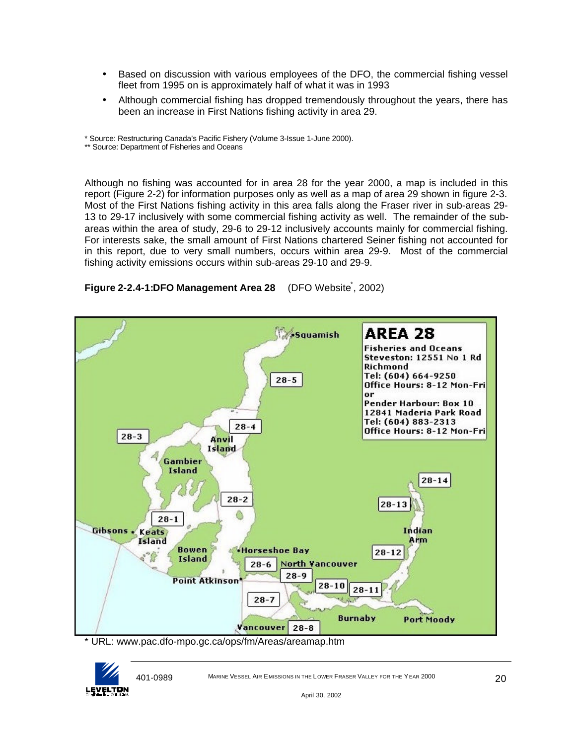- Based on discussion with various employees of the DFO, the commercial fishing vessel fleet from 1995 on is approximately half of what it was in 1993
- Although commercial fishing has dropped tremendously throughout the years, there has been an increase in First Nations fishing activity in area 29.

* Source: Restructuring Canada's Pacific Fishery (Volume 3-Issue 1-June 2000).
** Source: Department of Fisheries and Oceans

Although no fishing was accounted for in area 28 for the year 2000, a map is included in this report (Figure 2-2) for information purposes only as well as a map of area 29 shown in figure 2-3. Most of the First Nations fishing activity in this area falls along the Fraser river in sub-areas 29-13 to 29-17 inclusively with some commercial fishing activity as well. The remainder of the sub-areas within the area of study, 29-6 to 29-12 inclusively accounts mainly for commercial fishing. For interests sake, the small amount of First Nations chartered Seiner fishing not accounted for in this report, due to very small numbers, occurs within area 29-9. Most of the commercial fishing activity emissions occurs within sub-areas 29-10 and 29-9.

**Figure 2-2.4-1:DFO Management Area 28** (DFO Website*, 2002)

* URL: www.pac.dfo-mpo.gc.ca/ops/fm/Areas/areamap.htm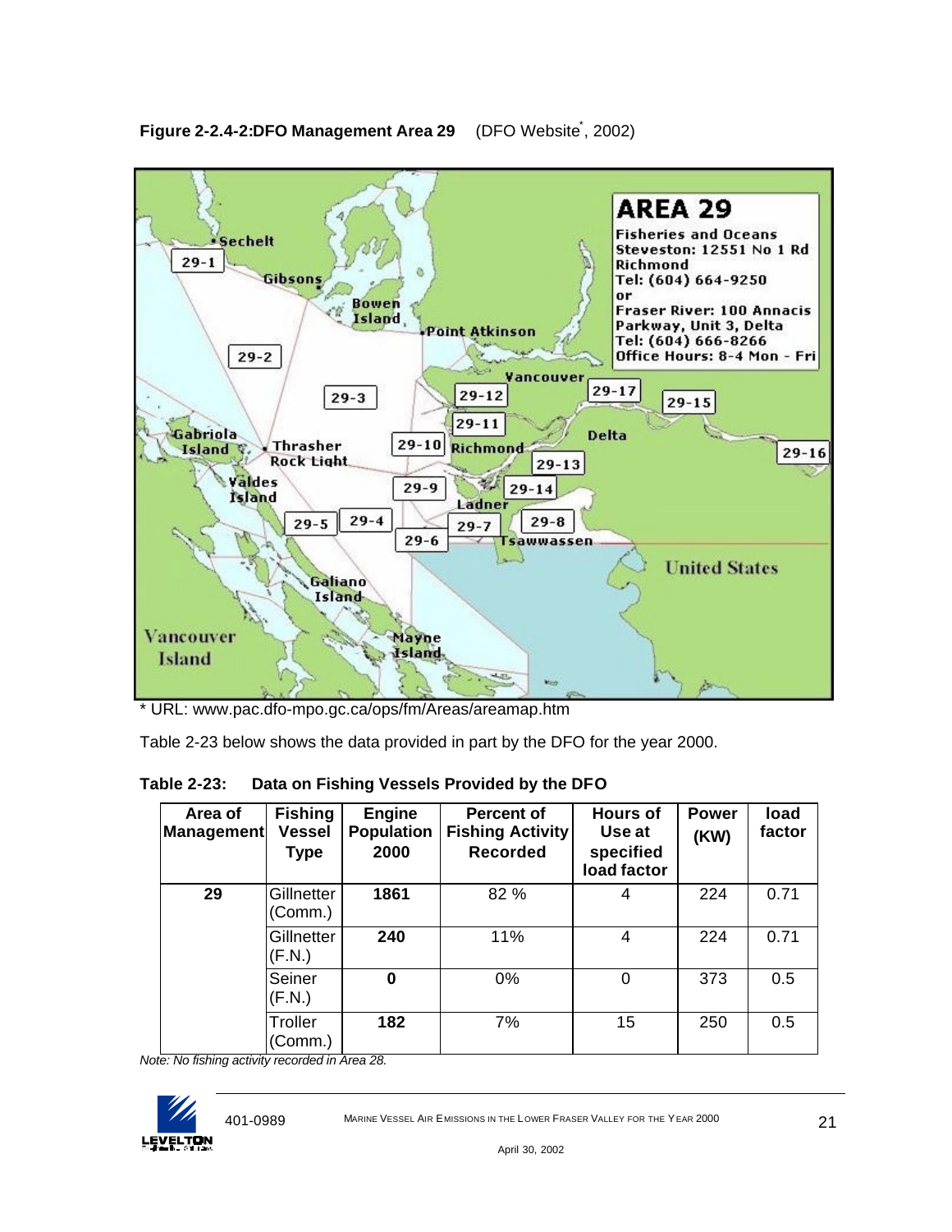**Figure 2-2.4-2:DFO Management Area 29** (DFO Website*, 2002)

\* URL: www.pac.dfo-mpo.gc.ca/ops/fm/Areas/areamap.htm

Table 2-23 below shows the data provided in part by the DFO for the year 2000.

**Table 2-23: Data on Fishing Vessels Provided by the DFO**

| Area of Management | Fishing Vessel Type | Engine Population 2000 | Percent of Fishing Activity Recorded | Hours of Use at specified load factor | Power (KW) | load factor |
|---|---|---|---|---|---|---|
| **29** | Gillnetter (Comm.) | **1861** | 82 % | 4 | 224 | 0.71 |
| | Gillnetter (F.N.) | **240** | 11% | 4 | 224 | 0.71 |
| | Seiner (F.N.) | **0** | 0% | 0 | 373 | 0.5 |
| | Troller (Comm.) | **182** | 7% | 15 | 250 | 0.5 |

*Note: No fishing activity recorded in Area 28.*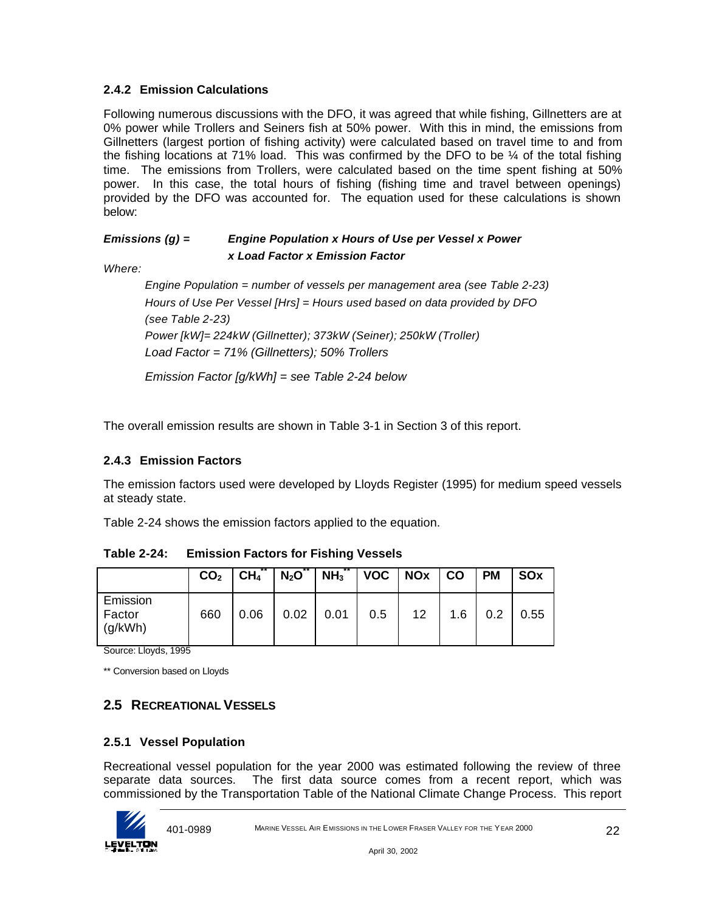### 2.4.2 Emission Calculations

Following numerous discussions with the DFO, it was agreed that while fishing, Gillnetters are at 0% power while Trollers and Seiners fish at 50% power. With this in mind, the emissions from Gillnetters (largest portion of fishing activity) were calculated based on travel time to and from the fishing locations at 71% load. This was confirmed by the DFO to be ¼ of the total fishing time. The emissions from Trollers, were calculated based on the time spent fishing at 50% power. In this case, the total hours of fishing (fishing time and travel between openings) provided by the DFO was accounted for. The equation used for these calculations is shown below:

***Emissions (g) = Engine Population x Hours of Use per Vessel x Power x Load Factor x Emission Factor***

*Where:*

*Engine Population = number of vessels per management area (see Table 2-23)*

*Hours of Use Per Vessel [Hrs] = Hours used based on data provided by DFO (see Table 2-23)*

*Power [kW]= 224kW (Gillnetter); 373kW (Seiner); 250kW (Troller)*

*Load Factor = 71% (Gillnetters); 50% Trollers*

*Emission Factor [g/kWh] = see Table 2-24 below*

The overall emission results are shown in Table 3-1 in Section 3 of this report.

### 2.4.3 Emission Factors

The emission factors used were developed by Lloyds Register (1995) for medium speed vessels at steady state.

Table 2-24 shows the emission factors applied to the equation.

**Table 2-24: Emission Factors for Fishing Vessels**

| | $CO_2$ | $CH_4$** | $N_2O$** | $NH_3$** | VOC | NOx | CO | PM | SOx |
|---|---|---|---|---|---|---|---|---|---|
| Emission Factor (g/kWh) | 660 | 0.06 | 0.02 | 0.01 | 0.5 | 12 | 1.6 | 0.2 | 0.55 |

Source: Lloyds, 1995

** Conversion based on Lloyds

## 2.5 RECREATIONAL VESSELS

### 2.5.1 Vessel Population

Recreational vessel population for the year 2000 was estimated following the review of three separate data sources. The first data source comes from a recent report, which was commissioned by the Transportation Table of the National Climate Change Process. This report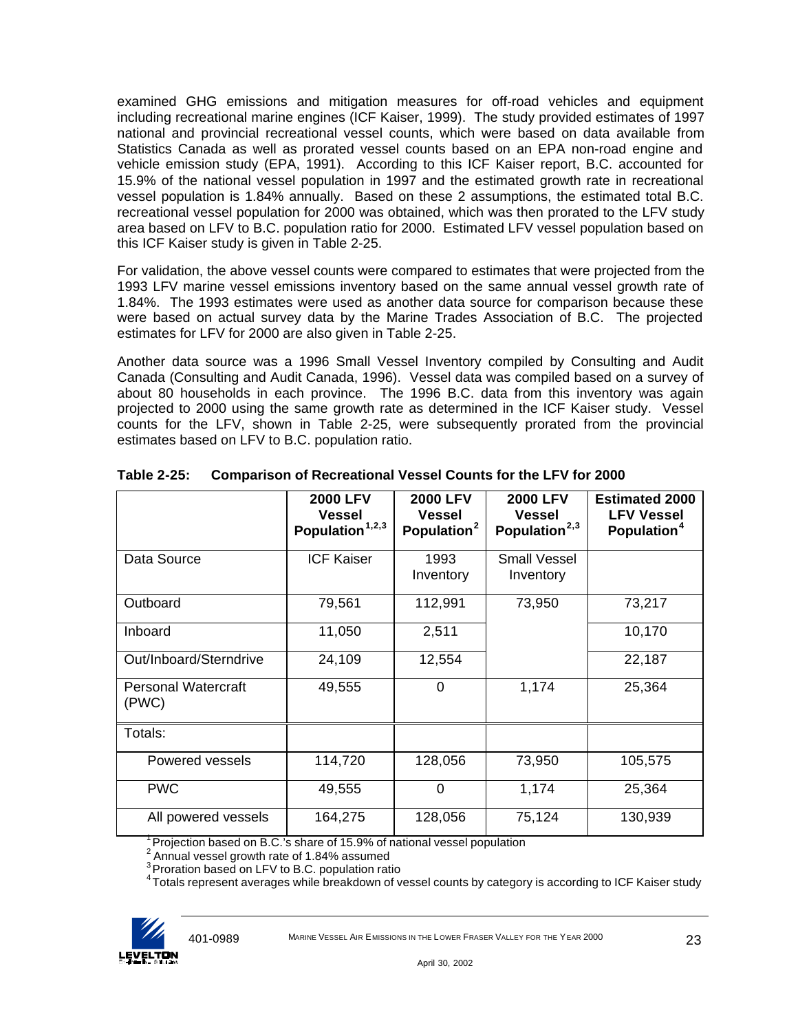examined GHG emissions and mitigation measures for off-road vehicles and equipment including recreational marine engines (ICF Kaiser, 1999). The study provided estimates of 1997 national and provincial recreational vessel counts, which were based on data available from Statistics Canada as well as prorated vessel counts based on an EPA non-road engine and vehicle emission study (EPA, 1991). According to this ICF Kaiser report, B.C. accounted for 15.9% of the national vessel population in 1997 and the estimated growth rate in recreational vessel population is 1.84% annually. Based on these 2 assumptions, the estimated total B.C. recreational vessel population for 2000 was obtained, which was then prorated to the LFV study area based on LFV to B.C. population ratio for 2000. Estimated LFV vessel population based on this ICF Kaiser study is given in Table 2-25.

For validation, the above vessel counts were compared to estimates that were projected from the 1993 LFV marine vessel emissions inventory based on the same annual vessel growth rate of 1.84%. The 1993 estimates were used as another data source for comparison because these were based on actual survey data by the Marine Trades Association of B.C. The projected estimates for LFV for 2000 are also given in Table 2-25.

Another data source was a 1996 Small Vessel Inventory compiled by Consulting and Audit Canada (Consulting and Audit Canada, 1996). Vessel data was compiled based on a survey of about 80 households in each province. The 1996 B.C. data from this inventory was again projected to 2000 using the same growth rate as determined in the ICF Kaiser study. Vessel counts for the LFV, shown in Table 2-25, were subsequently prorated from the provincial estimates based on LFV to B.C. population ratio.

**Table 2-25: Comparison of Recreational Vessel Counts for the LFV for 2000**

| | 2000 LFV Vessel Population[1,2,3] | 2000 LFV Vessel Population[2] | 2000 LFV Vessel Population[2,3] | Estimated 2000 LFV Vessel Population[4] |
|---|---|---|---|---|
| Data Source | ICF Kaiser | 1993 Inventory | Small Vessel Inventory | |
| Outboard | 79,561 | 112,991 | 73,950 | 73,217 |
| Inboard | 11,050 | 2,511 | | 10,170 |
| Out/Inboard/Sterndrive | 24,109 | 12,554 | | 22,187 |
| Personal Watercraft (PWC) | 49,555 | 0 | 1,174 | 25,364 |
| Totals: | | | | |
| Powered vessels | 114,720 | 128,056 | 73,950 | 105,575 |
| PWC | 49,555 | 0 | 1,174 | 25,364 |
| All powered vessels | 164,275 | 128,056 | 75,124 | 130,939 |

[1] Projection based on B.C.'s share of 15.9% of national vessel population
[2] Annual vessel growth rate of 1.84% assumed
[3] Proration based on LFV to B.C. population ratio
[4] Totals represent averages while breakdown of vessel counts by category is according to ICF Kaiser study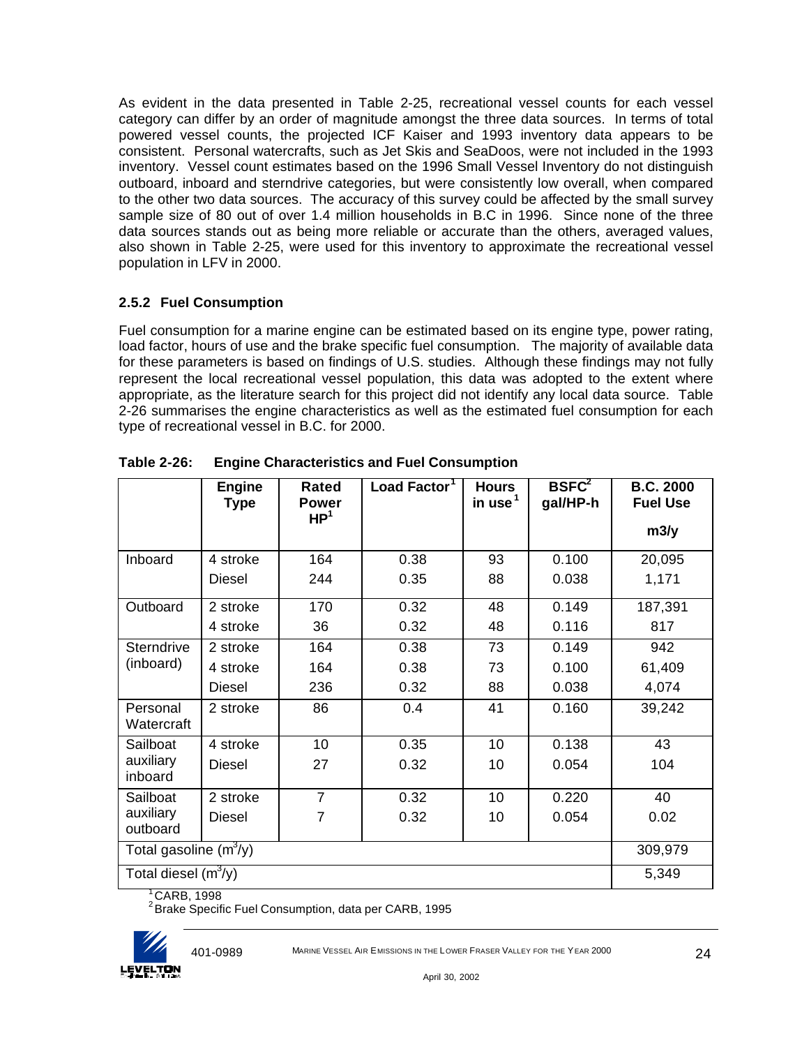As evident in the data presented in Table 2-25, recreational vessel counts for each vessel category can differ by an order of magnitude amongst the three data sources. In terms of total powered vessel counts, the projected ICF Kaiser and 1993 inventory data appears to be consistent. Personal watercrafts, such as Jet Skis and SeaDoos, were not included in the 1993 inventory. Vessel count estimates based on the 1996 Small Vessel Inventory do not distinguish outboard, inboard and sterndrive categories, but were consistently low overall, when compared to the other two data sources. The accuracy of this survey could be affected by the small survey sample size of 80 out of over 1.4 million households in B.C in 1996. Since none of the three data sources stands out as being more reliable or accurate than the others, averaged values, also shown in Table 2-25, were used for this inventory to approximate the recreational vessel population in LFV in 2000.

### 2.5.2 Fuel Consumption

Fuel consumption for a marine engine can be estimated based on its engine type, power rating, load factor, hours of use and the brake specific fuel consumption. The majority of available data for these parameters is based on findings of U.S. studies. Although these findings may not fully represent the local recreational vessel population, this data was adopted to the extent where appropriate, as the literature search for this project did not identify any local data source. Table 2-26 summarises the engine characteristics as well as the estimated fuel consumption for each type of recreational vessel in B.C. for 2000.

**Table 2-26: Engine Characteristics and Fuel Consumption**

| | Engine Type | Rated Power HP[1] | Load Factor[1] | Hours in use[1] | BSFC[2] gal/HP-h | B.C. 2000 Fuel Use m3/y |
|---|---|---|---|---|---|---|
| Inboard | 4 stroke | 164 | 0.38 | 93 | 0.100 | 20,095 |
| | Diesel | 244 | 0.35 | 88 | 0.038 | 1,171 |
| Outboard | 2 stroke | 170 | 0.32 | 48 | 0.149 | 187,391 |
| | 4 stroke | 36 | 0.32 | 48 | 0.116 | 817 |
| Sterndrive (inboard) | 2 stroke | 164 | 0.38 | 73 | 0.149 | 942 |
| | 4 stroke | 164 | 0.38 | 73 | 0.100 | 61,409 |
| | Diesel | 236 | 0.32 | 88 | 0.038 | 4,074 |
| Personal Watercraft | 2 stroke | 86 | 0.4 | 41 | 0.160 | 39,242 |
| Sailboat auxiliary inboard | 4 stroke | 10 | 0.35 | 10 | 0.138 | 43 |
| | Diesel | 27 | 0.32 | 10 | 0.054 | 104 |
| Sailboat auxiliary outboard | 2 stroke | 7 | 0.32 | 10 | 0.220 | 40 |
| | Diesel | 7 | 0.32 | 10 | 0.054 | 0.02 |
| Total gasoline ($m^3$/y) | | | | | | 309,979 |
| Total diesel ($m^3$/y) | | | | | | 5,349 |

[1] CARB, 1998
[2] Brake Specific Fuel Consumption, data per CARB, 1995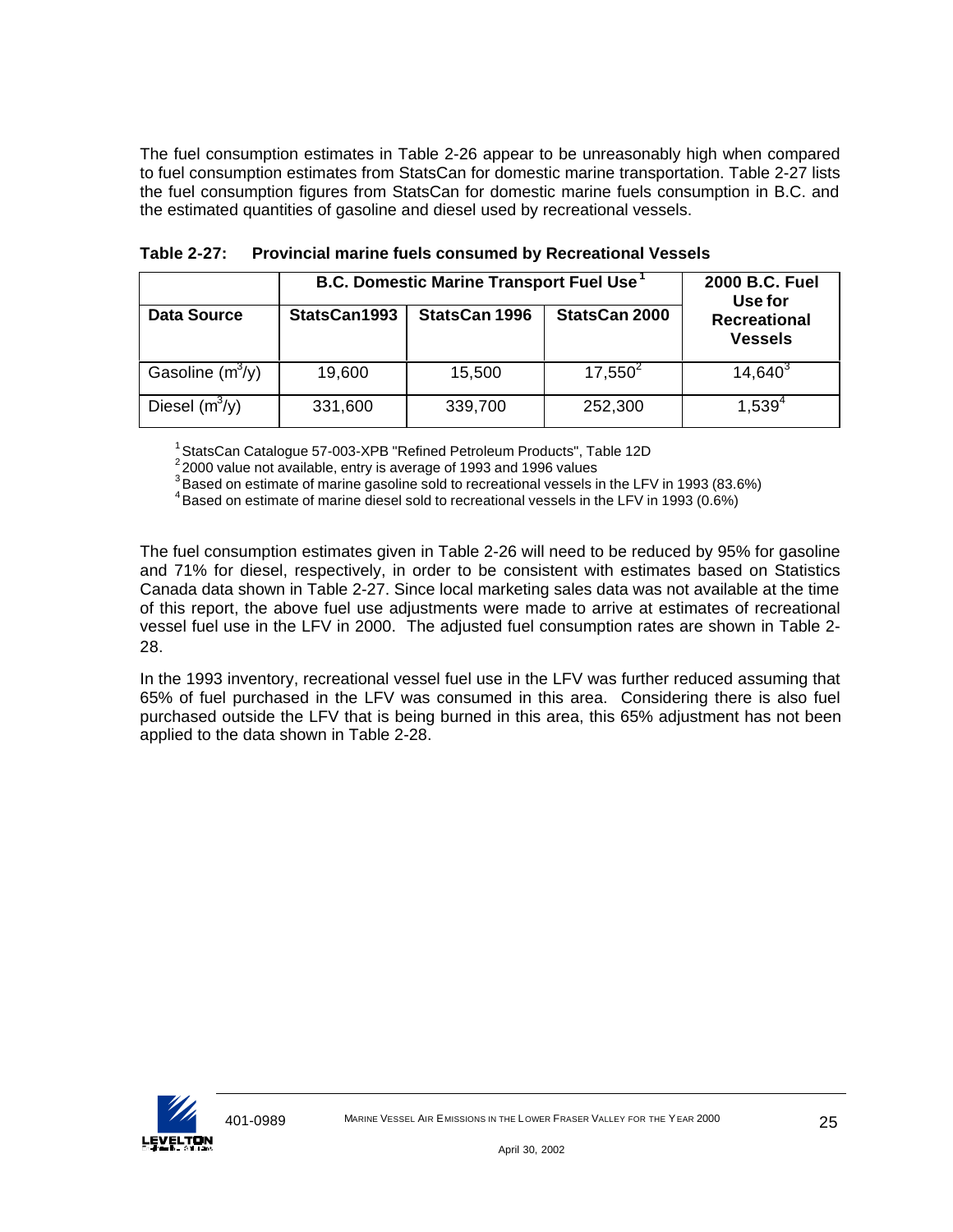The fuel consumption estimates in Table 2-26 appear to be unreasonably high when compared to fuel consumption estimates from StatsCan for domestic marine transportation. Table 2-27 lists the fuel consumption figures from StatsCan for domestic marine fuels consumption in B.C. and the estimated quantities of gasoline and diesel used by recreational vessels.

**Table 2-27: Provincial marine fuels consumed by Recreational Vessels**

| | B.C. Domestic Marine Transport Fuel Use[1] | | | 2000 B.C. Fuel Use for Recreational Vessels |
|---|---|---|---|---|
| **Data Source** | **StatsCan1993** | **StatsCan 1996** | **StatsCan 2000** | |
| Gasoline ($m^3$/y) | 19,600 | 15,500 | 17,550[2] | 14,640[3] |
| Diesel ($m^3$/y) | 331,600 | 339,700 | 252,300 | 1,539[4] |

[1] StatsCan Catalogue 57-003-XPB "Refined Petroleum Products", Table 12D
[2] 2000 value not available, entry is average of 1993 and 1996 values
[3] Based on estimate of marine gasoline sold to recreational vessels in the LFV in 1993 (83.6%)
[4] Based on estimate of marine diesel sold to recreational vessels in the LFV in 1993 (0.6%)

The fuel consumption estimates given in Table 2-26 will need to be reduced by 95% for gasoline and 71% for diesel, respectively, in order to be consistent with estimates based on Statistics Canada data shown in Table 2-27. Since local marketing sales data was not available at the time of this report, the above fuel use adjustments were made to arrive at estimates of recreational vessel fuel use in the LFV in 2000. The adjusted fuel consumption rates are shown in Table 2-28.

In the 1993 inventory, recreational vessel fuel use in the LFV was further reduced assuming that 65% of fuel purchased in the LFV was consumed in this area. Considering there is also fuel purchased outside the LFV that is being burned in this area, this 65% adjustment has not been applied to the data shown in Table 2-28.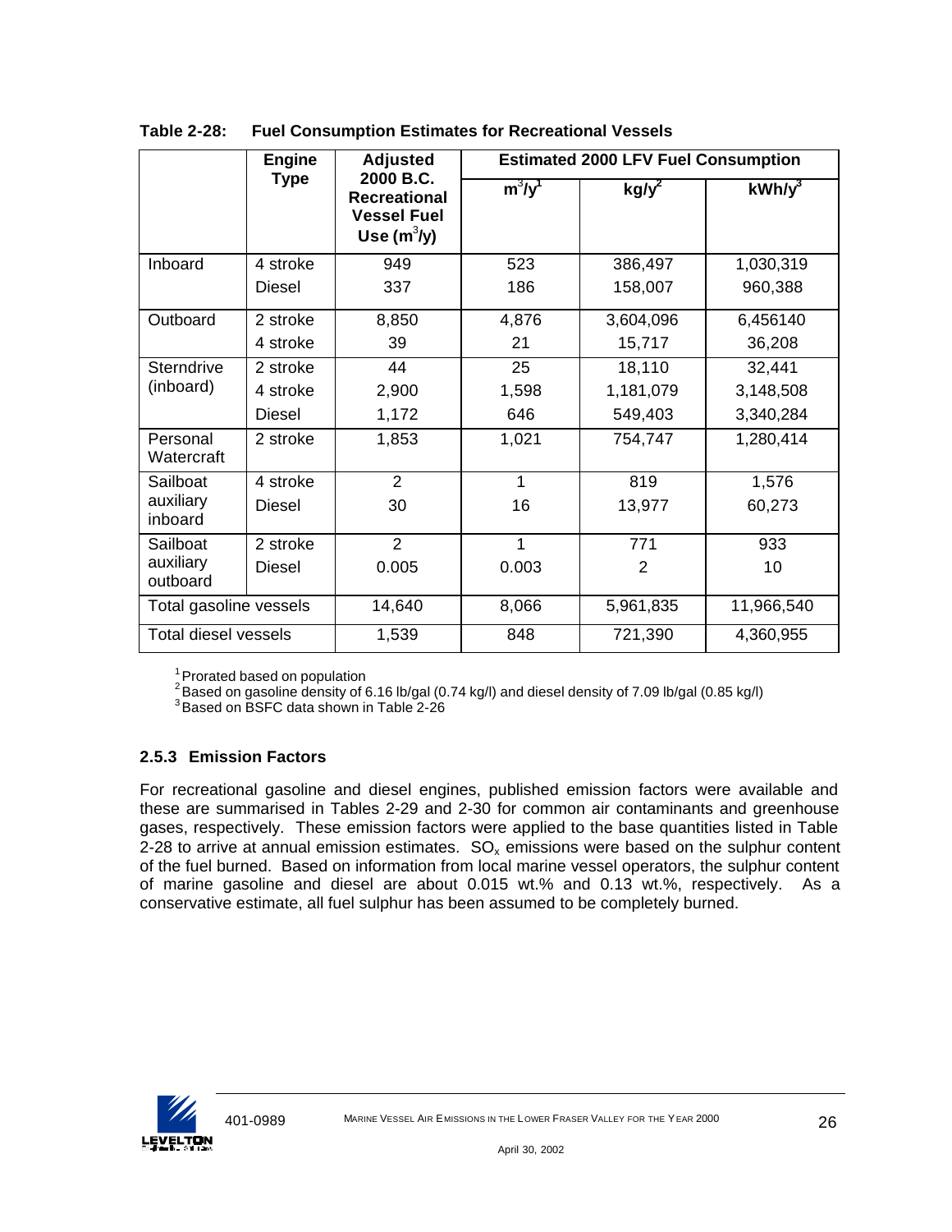**Table 2-28: Fuel Consumption Estimates for Recreational Vessels**

| | Engine Type | Adjusted 2000 B.C. Recreational Vessel Fuel Use ($m^3/y$) | Estimated 2000 LFV Fuel Consumption | | |
|---|---|---|---|---|---|
| | | | $m^3/y$[1] | kg/y[2] | kWh/y[3] |
| Inboard | 4 stroke | 949 | 523 | 386,497 | 1,030,319 |
| | Diesel | 337 | 186 | 158,007 | 960,388 |
| Outboard | 2 stroke | 8,850 | 4,876 | 3,604,096 | 6,456140 |
| | 4 stroke | 39 | 21 | 15,717 | 36,208 |
| Sterndrive (inboard) | 2 stroke | 44 | 25 | 18,110 | 32,441 |
| | 4 stroke | 2,900 | 1,598 | 1,181,079 | 3,148,508 |
| | Diesel | 1,172 | 646 | 549,403 | 3,340,284 |
| Personal Watercraft | 2 stroke | 1,853 | 1,021 | 754,747 | 1,280,414 |
| Sailboat auxiliary inboard | 4 stroke | 2 | 1 | 819 | 1,576 |
| | Diesel | 30 | 16 | 13,977 | 60,273 |
| Sailboat auxiliary outboard | 2 stroke | 2 | 1 | 771 | 933 |
| | Diesel | 0.005 | 0.003 | 2 | 10 |
| Total gasoline vessels | | 14,640 | 8,066 | 5,961,835 | 11,966,540 |
| Total diesel vessels | | 1,539 | 848 | 721,390 | 4,360,955 |

[1] Prorated based on population
[2] Based on gasoline density of 6.16 lb/gal (0.74 kg/l) and diesel density of 7.09 lb/gal (0.85 kg/l)
[3] Based on BSFC data shown in Table 2-26

### 2.5.3 Emission Factors

For recreational gasoline and diesel engines, published emission factors were available and these are summarised in Tables 2-29 and 2-30 for common air contaminants and greenhouse gases, respectively. These emission factors were applied to the base quantities listed in Table 2-28 to arrive at annual emission estimates. $SO_x$ emissions were based on the sulphur content of the fuel burned. Based on information from local marine vessel operators, the sulphur content of marine gasoline and diesel are about 0.015 wt.% and 0.13 wt.%, respectively. As a conservative estimate, all fuel sulphur has been assumed to be completely burned.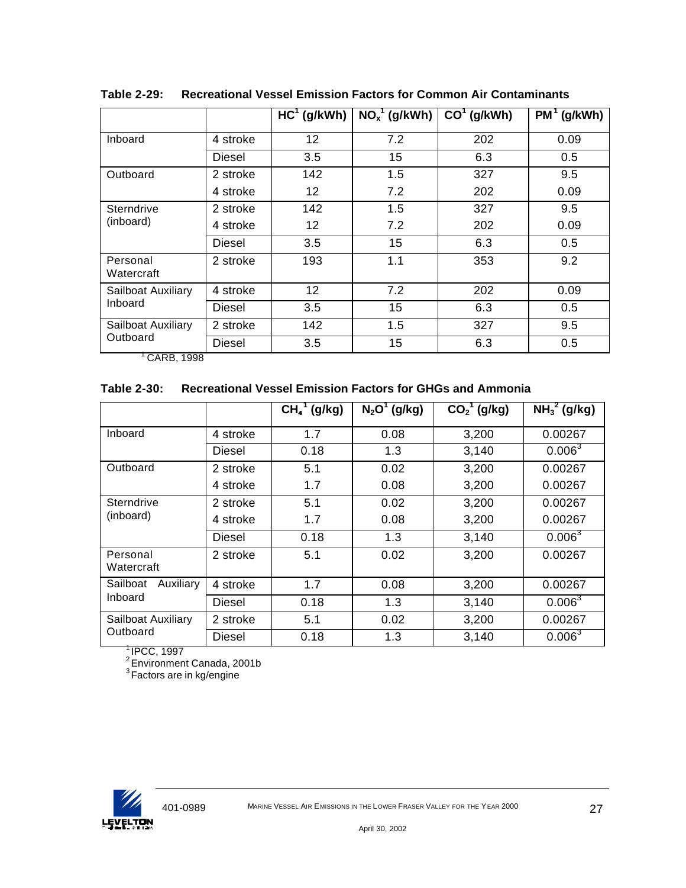**Table 2-29: Recreational Vessel Emission Factors for Common Air Contaminants**

| | | HC[1] (g/kWh) | $NO_x$[1] (g/kWh) | CO[1] (g/kWh) | PM[1] (g/kWh) |
|---|---|---|---|---|---|
| Inboard | 4 stroke | 12 | 7.2 | 202 | 0.09 |
| | Diesel | 3.5 | 15 | 6.3 | 0.5 |
| Outboard | 2 stroke | 142 | 1.5 | 327 | 9.5 |
| | 4 stroke | 12 | 7.2 | 202 | 0.09 |
| Sterndrive (inboard) | 2 stroke | 142 | 1.5 | 327 | 9.5 |
| | 4 stroke | 12 | 7.2 | 202 | 0.09 |
| | Diesel | 3.5 | 15 | 6.3 | 0.5 |
| Personal Watercraft | 2 stroke | 193 | 1.1 | 353 | 9.2 |
| Sailboat Auxiliary Inboard | 4 stroke | 12 | 7.2 | 202 | 0.09 |
| | Diesel | 3.5 | 15 | 6.3 | 0.5 |
| Sailboat Auxiliary Outboard | 2 stroke | 142 | 1.5 | 327 | 9.5 |
| | Diesel | 3.5 | 15 | 6.3 | 0.5 |

[1] CARB, 1998

**Table 2-30: Recreational Vessel Emission Factors for GHGs and Ammonia**

| | | $CH_4$[1] (g/kg) | $N_2O$[1] (g/kg) | $CO_2$[1] (g/kg) | $NH_3$[2] (g/kg) |
|---|---|---|---|---|---|
| Inboard | 4 stroke | 1.7 | 0.08 | 3,200 | 0.00267 |
| | Diesel | 0.18 | 1.3 | 3,140 | 0.006[3] |
| Outboard | 2 stroke | 5.1 | 0.02 | 3,200 | 0.00267 |
| | 4 stroke | 1.7 | 0.08 | 3,200 | 0.00267 |
| Sterndrive (inboard) | 2 stroke | 5.1 | 0.02 | 3,200 | 0.00267 |
| | 4 stroke | 1.7 | 0.08 | 3,200 | 0.00267 |
| | Diesel | 0.18 | 1.3 | 3,140 | 0.006[3] |
| Personal Watercraft | 2 stroke | 5.1 | 0.02 | 3,200 | 0.00267 |
| Sailboat Auxiliary Inboard | 4 stroke | 1.7 | 0.08 | 3,200 | 0.00267 |
| | Diesel | 0.18 | 1.3 | 3,140 | 0.006[3] |
| Sailboat Auxiliary Outboard | 2 stroke | 5.1 | 0.02 | 3,200 | 0.00267 |
| | Diesel | 0.18 | 1.3 | 3,140 | 0.006[3] |

[1] IPCC, 1997
[2] Environment Canada, 2001b
[3] Factors are in kg/engine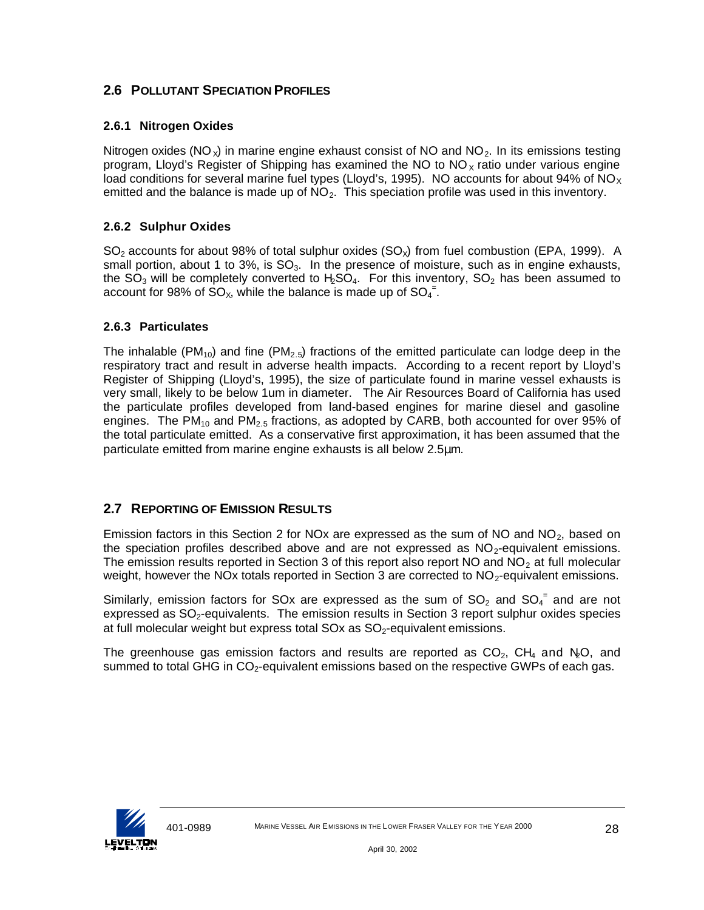## 2.6 POLLUTANT SPECIATION PROFILES

### 2.6.1 Nitrogen Oxides

Nitrogen oxides ($NO_X$) in marine engine exhaust consist of NO and $NO_2$. In its emissions testing program, Lloyd's Register of Shipping has examined the NO to $NO_X$ ratio under various engine load conditions for several marine fuel types (Lloyd's, 1995). NO accounts for about 94% of $NO_X$ emitted and the balance is made up of $NO_2$. This speciation profile was used in this inventory.

### 2.6.2 Sulphur Oxides

$SO_2$ accounts for about 98% of total sulphur oxides ($SO_X$) from fuel combustion (EPA, 1999). A small portion, about 1 to 3%, is $SO_3$. In the presence of moisture, such as in engine exhausts, the $SO_3$ will be completely converted to $H_2SO_4$. For this inventory, $SO_2$ has been assumed to account for 98% of $SO_X$, while the balance is made up of $SO_4^=$.

### 2.6.3 Particulates

The inhalable ($PM_{10}$) and fine ($PM_{2.5}$) fractions of the emitted particulate can lodge deep in the respiratory tract and result in adverse health impacts. According to a recent report by Lloyd's Register of Shipping (Lloyd's, 1995), the size of particulate found in marine vessel exhausts is very small, likely to be below 1um in diameter. The Air Resources Board of California has used the particulate profiles developed from land-based engines for marine diesel and gasoline engines. The $PM_{10}$ and $PM_{2.5}$ fractions, as adopted by CARB, both accounted for over 95% of the total particulate emitted. As a conservative first approximation, it has been assumed that the particulate emitted from marine engine exhausts is all below 2.5μm.

## 2.7 REPORTING OF EMISSION RESULTS

Emission factors in this Section 2 for NOx are expressed as the sum of NO and $NO_2$, based on the speciation profiles described above and are not expressed as $NO_2$-equivalent emissions. The emission results reported in Section 3 of this report also report NO and $NO_2$ at full molecular weight, however the NOx totals reported in Section 3 are corrected to $NO_2$-equivalent emissions.

Similarly, emission factors for SOx are expressed as the sum of $SO_2$ and $SO_4^=$ and are not expressed as $SO_2$-equivalents. The emission results in Section 3 report sulphur oxides species at full molecular weight but express total SOx as $SO_2$-equivalent emissions.

The greenhouse gas emission factors and results are reported as $CO_2$, $CH_4$ and $N_2O$, and summed to total GHG in $CO_2$-equivalent emissions based on the respective GWPs of each gas.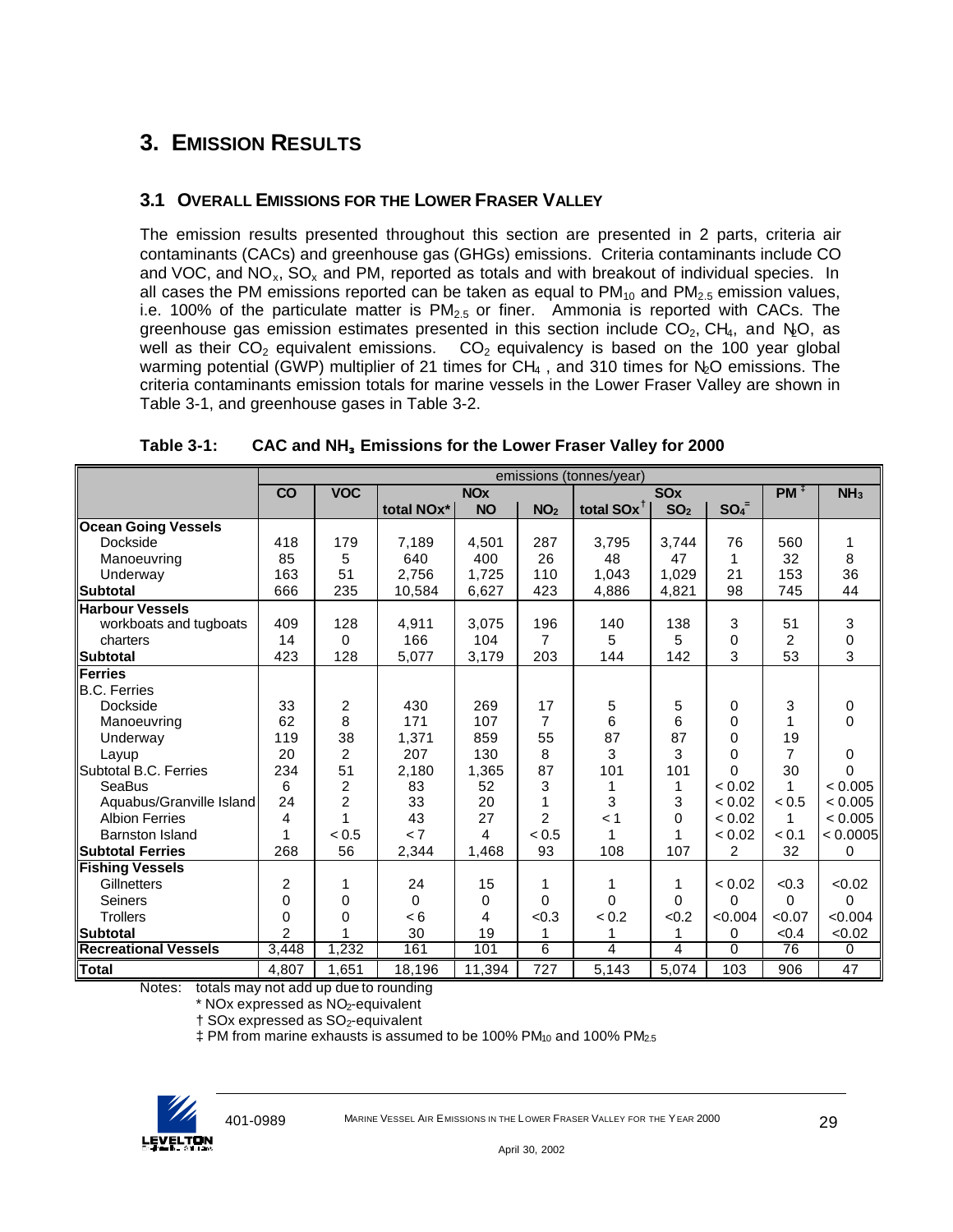# 3. EMISSION RESULTS

## 3.1 OVERALL EMISSIONS FOR THE LOWER FRASER VALLEY

The emission results presented throughout this section are presented in 2 parts, criteria air contaminants (CACs) and greenhouse gas (GHGs) emissions. Criteria contaminants include CO and VOC, and $NO_x$, $SO_x$ and PM, reported as totals and with breakout of individual species. In all cases the PM emissions reported can be taken as equal to $PM_{10}$ and $PM_{2.5}$ emission values, i.e. 100% of the particulate matter is $PM_{2.5}$ or finer. Ammonia is reported with CACs. The greenhouse gas emission estimates presented in this section include $CO_2$, $CH_4$, and $N_2O$, as well as their $CO_2$ equivalent emissions. $CO_2$ equivalency is based on the 100 year global warming potential (GWP) multiplier of 21 times for $CH_4$, and 310 times for $N_2O$ emissions. The criteria contaminants emission totals for marine vessels in the Lower Fraser Valley are shown in Table 3-1, and greenhouse gases in Table 3-2.

**Table 3-1: CAC and $NH_3$ Emissions for the Lower Fraser Valley for 2000**

| | emissions (tonnes/year) | | | | | | | | | |
|---|---|---|---|---|---|---|---|---|---|---|
| | CO | VOC | NOx | | | SOx | | | PM ‡ | $NH_3$ |
| | | | total NOx* | NO | $NO_2$ | total SOx † | $SO_2$ | $SO_4^=$ | | |
| **Ocean Going Vessels** | | | | | | | | | | |
| Dockside | 418 | 179 | 7,189 | 4,501 | 287 | 3,795 | 3,744 | 76 | 560 | 1 |
| Manoeuvring | 85 | 5 | 640 | 400 | 26 | 48 | 47 | 1 | 32 | 8 |
| Underway | 163 | 51 | 2,756 | 1,725 | 110 | 1,043 | 1,029 | 21 | 153 | 36 |
| **Subtotal** | 666 | 235 | 10,584 | 6,627 | 423 | 4,886 | 4,821 | 98 | 745 | 44 |
| **Harbour Vessels** | | | | | | | | | | |
| workboats and tugboats | 409 | 128 | 4,911 | 3,075 | 196 | 140 | 138 | 3 | 51 | 3 |
| charters | 14 | 0 | 166 | 104 | 7 | 5 | 5 | 0 | 2 | 0 |
| **Subtotal** | 423 | 128 | 5,077 | 3,179 | 203 | 144 | 142 | 3 | 53 | 3 |
| **Ferries** | | | | | | | | | | |
| B.C. Ferries | | | | | | | | | | |
| Dockside | 33 | 2 | 430 | 269 | 17 | 5 | 5 | 0 | 3 | 0 |
| Manoeuvring | 62 | 8 | 171 | 107 | 7 | 6 | 6 | 0 | 1 | 0 |
| Underway | 119 | 38 | 1,371 | 859 | 55 | 87 | 87 | 0 | 19 | |
| Layup | 20 | 2 | 207 | 130 | 8 | 3 | 3 | 0 | 7 | 0 |
| Subtotal B.C. Ferries | 234 | 51 | 2,180 | 1,365 | 87 | 101 | 101 | 0 | 30 | 0 |
| SeaBus | 6 | 2 | 83 | 52 | 3 | 1 | 1 | < 0.02 | 1 | < 0.005 |
| Aquabus/Granville Island | 24 | 2 | 33 | 20 | 1 | 3 | 3 | < 0.02 | < 0.5 | < 0.005 |
| Albion Ferries | 4 | 1 | 43 | 27 | 2 | < 1 | 0 | < 0.02 | 1 | < 0.005 |
| Barnston Island | 1 | < 0.5 | < 7 | 4 | < 0.5 | 1 | 1 | < 0.02 | < 0.1 | < 0.0005 |
| **Subtotal Ferries** | 268 | 56 | 2,344 | 1,468 | 93 | 108 | 107 | 2 | 32 | 0 |
| **Fishing Vessels** | | | | | | | | | | |
| Gillnetters | 2 | 1 | 24 | 15 | 1 | 1 | 1 | < 0.02 | <0.3 | <0.02 |
| Seiners | 0 | 0 | 0 | 0 | 0 | 0 | 0 | 0 | 0 | 0 |
| Trollers | 0 | 0 | < 6 | 4 | <0.3 | < 0.2 | <0.2 | <0.004 | <0.07 | <0.004 |
| **Subtotal** | 2 | 1 | 30 | 19 | 1 | 1 | 1 | 0 | <0.4 | <0.02 |
| **Recreational Vessels** | 3,448 | 1,232 | 161 | 101 | 6 | 4 | 4 | 0 | 76 | 0 |
| **Total** | 4,807 | 1,651 | 18,196 | 11,394 | 727 | 5,143 | 5,074 | 103 | 906 | 47 |

Notes: totals may not add up due to rounding
\* NOx expressed as $NO_2$-equivalent
† SOx expressed as $SO_2$-equivalent
‡ PM from marine exhausts is assumed to be 100% $PM_{10}$ and 100% $PM_{2.5}$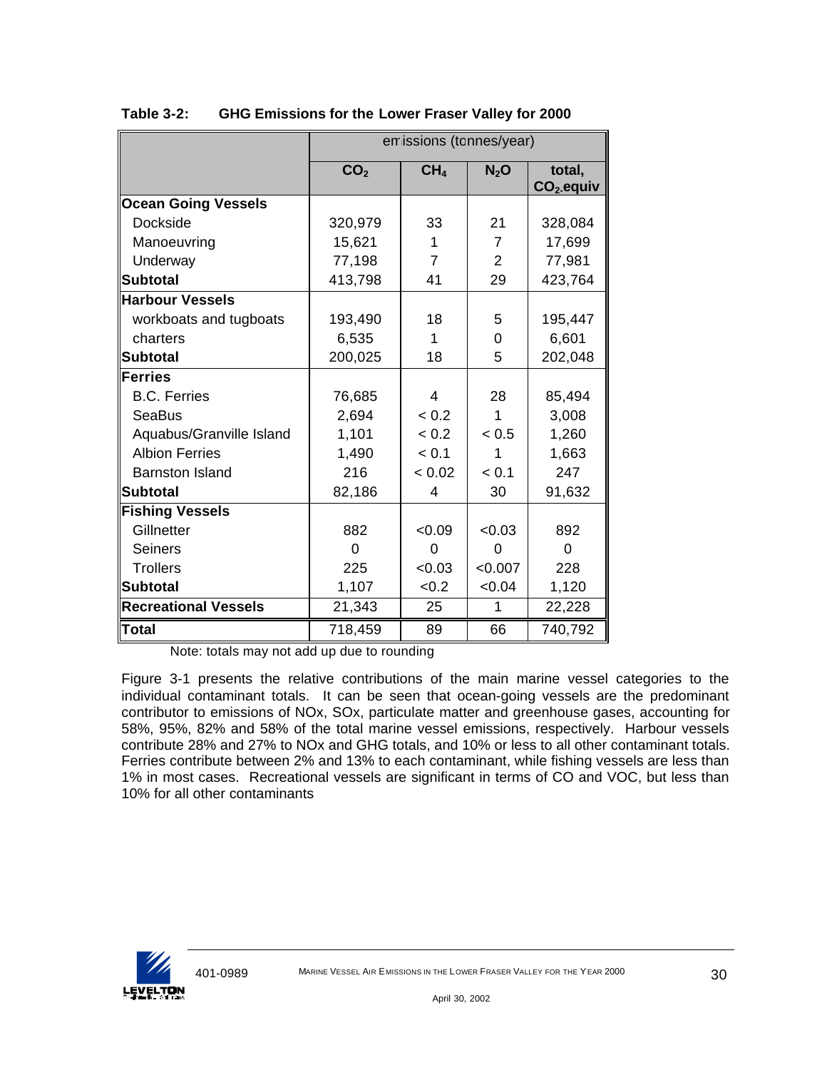**Table 3-2: GHG Emissions for the Lower Fraser Valley for 2000**

| | emissions (tonnes/year) | | | |
|---|---|---|---|---|
| | $CO_2$ | $CH_4$ | $N_2O$ | total, $CO_2$-equiv |
| **Ocean Going Vessels** | | | | |
| Dockside | 320,979 | 33 | 21 | 328,084 |
| Manoeuvring | 15,621 | 1 | 7 | 17,699 |
| Underway | 77,198 | 7 | 2 | 77,981 |
| **Subtotal** | 413,798 | 41 | 29 | 423,764 |
| **Harbour Vessels** | | | | |
| workboats and tugboats | 193,490 | 18 | 5 | 195,447 |
| charters | 6,535 | 1 | 0 | 6,601 |
| **Subtotal** | 200,025 | 18 | 5 | 202,048 |
| **Ferries** | | | | |
| B.C. Ferries | 76,685 | 4 | 28 | 85,494 |
| SeaBus | 2,694 | < 0.2 | 1 | 3,008 |
| Aquabus/Granville Island | 1,101 | < 0.2 | < 0.5 | 1,260 |
| Albion Ferries | 1,490 | < 0.1 | 1 | 1,663 |
| Barnston Island | 216 | < 0.02 | < 0.1 | 247 |
| **Subtotal** | 82,186 | 4 | 30 | 91,632 |
| **Fishing Vessels** | | | | |
| Gillnetter | 882 | <0.09 | <0.03 | 892 |
| Seiners | 0 | 0 | 0 | 0 |
| Trollers | 225 | <0.03 | <0.007 | 228 |
| **Subtotal** | 1,107 | <0.2 | <0.04 | 1,120 |
| **Recreational Vessels** | 21,343 | 25 | 1 | 22,228 |
| **Total** | 718,459 | 89 | 66 | 740,792 |

Note: totals may not add up due to rounding

Figure 3-1 presents the relative contributions of the main marine vessel categories to the individual contaminant totals. It can be seen that ocean-going vessels are the predominant contributor to emissions of NOx, SOx, particulate matter and greenhouse gases, accounting for 58%, 95%, 82% and 58% of the total marine vessel emissions, respectively. Harbour vessels contribute 28% and 27% to NOx and GHG totals, and 10% or less to all other contaminant totals. Ferries contribute between 2% and 13% to each contaminant, while fishing vessels are less than 1% in most cases. Recreational vessels are significant in terms of CO and VOC, but less than 10% for all other contaminants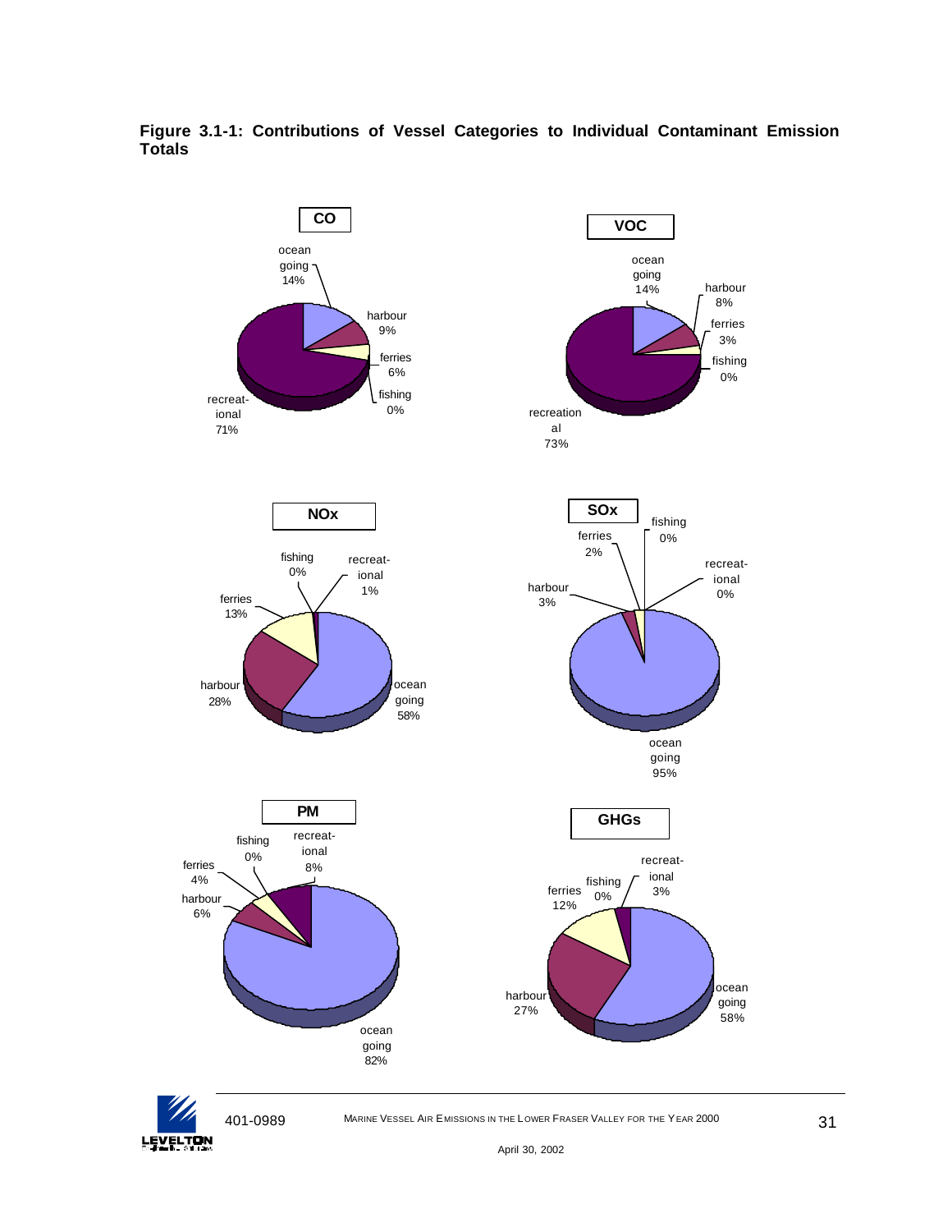**Figure 3.1-1: Contributions of Vessel Categories to Individual Contaminant Emission Totals**

**CO**

- ocean going 14%
- harbour 9%
- ferries 6%
- fishing 0%
- recreational 71%

**VOC**

- ocean going 14%
- harbour 8%
- ferries 3%
- fishing 0%
- recreational 73%

**NOx**

- fishing 0%
- recreational 1%
- ferries 13%
- harbour 28%
- ocean going 58%

**SOx**

- fishing 0%
- ferries 2%
- recreational 0%
- harbour 3%
- ocean going 95%

**PM**

- fishing 0%
- recreational 8%
- ferries 4%
- harbour 6%
- ocean going 82%

**GHGs**

- recreational 3%
- fishing 0%
- ferries 12%
- harbour 27%
- ocean going 58%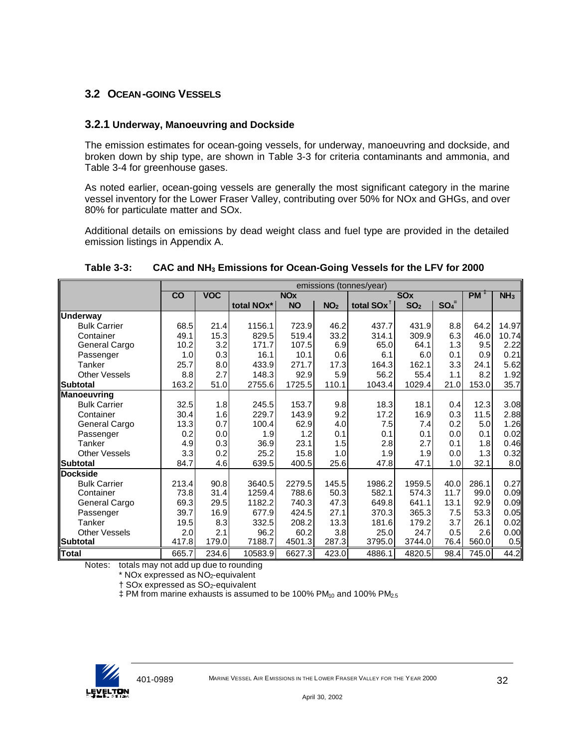## 3.2 Ocean-Going Vessels

### 3.2.1 Underway, Manoeuvring and Dockside

The emission estimates for ocean-going vessels, for underway, manoeuvring and dockside, and broken down by ship type, are shown in Table 3-3 for criteria contaminants and ammonia, and Table 3-4 for greenhouse gases.

As noted earlier, ocean-going vessels are generally the most significant category in the marine vessel inventory for the Lower Fraser Valley, contributing over 50% for NOx and GHGs, and over 80% for particulate matter and SOx.

Additional details on emissions by dead weight class and fuel type are provided in the detailed emission listings in Appendix A.

**Table 3-3: CAC and $NH_3$ Emissions for Ocean-Going Vessels for the LFV for 2000**

| | emissions (tonnes/year) | | | | | | | | | |
|---|---|---|---|---|---|---|---|---|---|---|
| | CO | VOC | NOx | | | SOx | | | PM ‡ | $NH_3$ |
| | | | total NOx* | NO | $NO_2$ | total SOx† | $SO_2$ | $SO_4^{=}$ | | |
| **Underway** | | | | | | | | | | |
| Bulk Carrier | 68.5 | 21.4 | 1156.1 | 723.9 | 46.2 | 437.7 | 431.9 | 8.8 | 64.2 | 14.97 |
| Container | 49.1 | 15.3 | 829.5 | 519.4 | 33.2 | 314.1 | 309.9 | 6.3 | 46.0 | 10.74 |
| General Cargo | 10.2 | 3.2 | 171.7 | 107.5 | 6.9 | 65.0 | 64.1 | 1.3 | 9.5 | 2.22 |
| Passenger | 1.0 | 0.3 | 16.1 | 10.1 | 0.6 | 6.1 | 6.0 | 0.1 | 0.9 | 0.21 |
| Tanker | 25.7 | 8.0 | 433.9 | 271.7 | 17.3 | 164.3 | 162.1 | 3.3 | 24.1 | 5.62 |
| Other Vessels | 8.8 | 2.7 | 148.3 | 92.9 | 5.9 | 56.2 | 55.4 | 1.1 | 8.2 | 1.92 |
| **Subtotal** | 163.2 | 51.0 | 2755.6 | 1725.5 | 110.1 | 1043.4 | 1029.4 | 21.0 | 153.0 | 35.7 |
| **Manoeuvring** | | | | | | | | | | |
| Bulk Carrier | 32.5 | 1.8 | 245.5 | 153.7 | 9.8 | 18.3 | 18.1 | 0.4 | 12.3 | 3.08 |
| Container | 30.4 | 1.6 | 229.7 | 143.9 | 9.2 | 17.2 | 16.9 | 0.3 | 11.5 | 2.88 |
| General Cargo | 13.3 | 0.7 | 100.4 | 62.9 | 4.0 | 7.5 | 7.4 | 0.2 | 5.0 | 1.26 |
| Passenger | 0.2 | 0.0 | 1.9 | 1.2 | 0.1 | 0.1 | 0.1 | 0.0 | 0.1 | 0.02 |
| Tanker | 4.9 | 0.3 | 36.9 | 23.1 | 1.5 | 2.8 | 2.7 | 0.1 | 1.8 | 0.46 |
| Other Vessels | 3.3 | 0.2 | 25.2 | 15.8 | 1.0 | 1.9 | 1.9 | 0.0 | 1.3 | 0.32 |
| **Subtotal** | 84.7 | 4.6 | 639.5 | 400.5 | 25.6 | 47.8 | 47.1 | 1.0 | 32.1 | 8.0 |
| **Dockside** | | | | | | | | | | |
| Bulk Carrier | 213.4 | 90.8 | 3640.5 | 2279.5 | 145.5 | 1986.2 | 1959.5 | 40.0 | 286.1 | 0.27 |
| Container | 73.8 | 31.4 | 1259.4 | 788.6 | 50.3 | 582.1 | 574.3 | 11.7 | 99.0 | 0.09 |
| General Cargo | 69.3 | 29.5 | 1182.2 | 740.3 | 47.3 | 649.8 | 641.1 | 13.1 | 92.9 | 0.09 |
| Passenger | 39.7 | 16.9 | 677.9 | 424.5 | 27.1 | 370.3 | 365.3 | 7.5 | 53.3 | 0.05 |
| Tanker | 19.5 | 8.3 | 332.5 | 208.2 | 13.3 | 181.6 | 179.2 | 3.7 | 26.1 | 0.02 |
| Other Vessels | 2.0 | 2.1 | 96.2 | 60.2 | 3.8 | 25.0 | 24.7 | 0.5 | 2.6 | 0.00 |
| **Subtotal** | 417.8 | 179.0 | 7188.7 | 4501.3 | 287.3 | 3795.0 | 3744.0 | 76.4 | 560.0 | 0.5 |
| **Total** | 665.7 | 234.6 | 10583.9 | 6627.3 | 423.0 | 4886.1 | 4820.5 | 98.4 | 745.0 | 44.2 |

Notes: totals may not add up due to rounding

\* NOx expressed as $NO_2$-equivalent

† SOx expressed as $SO_2$-equivalent

‡ PM from marine exhausts is assumed to be 100% $PM_{10}$ and 100% $PM_{2.5}$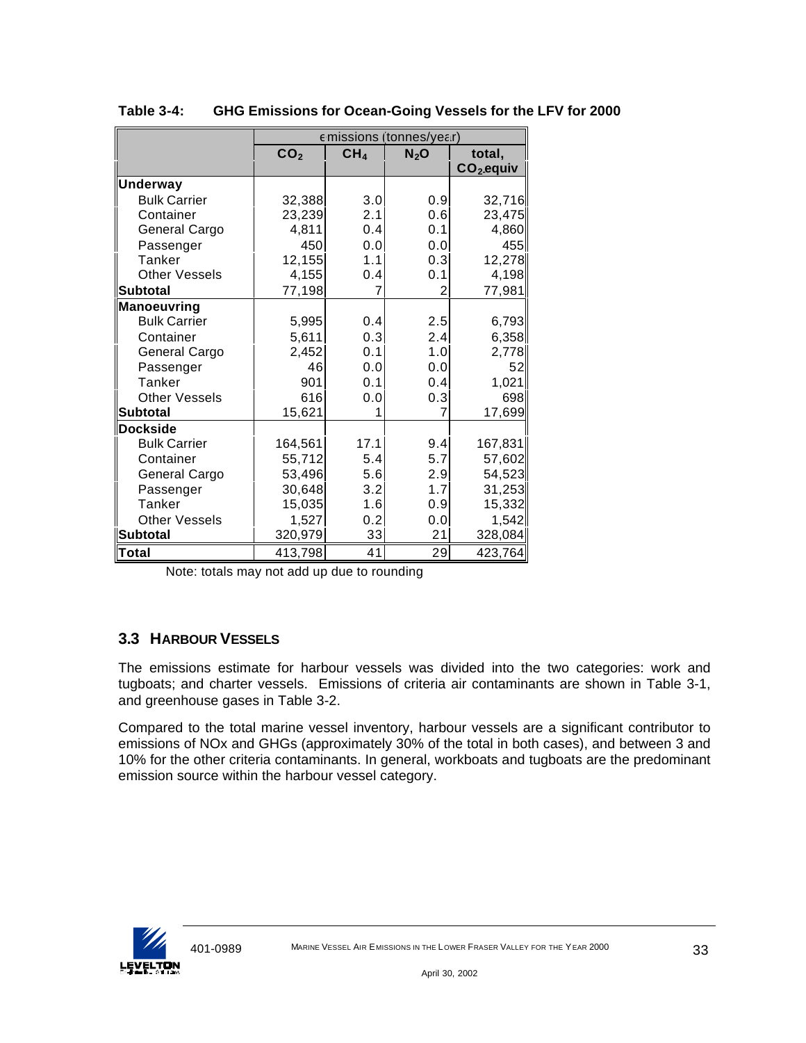**Table 3-4: GHG Emissions for Ocean-Going Vessels for the LFV for 2000**

| | emissions (tonnes/year) | | | |
|---|---|---|---|---|
| | $CO_2$ | $CH_4$ | $N_2O$ | total, $CO_2$ equiv |
| **Underway** | | | | |
| Bulk Carrier | 32,388 | 3.0 | 0.9 | 32,716 |
| Container | 23,239 | 2.1 | 0.6 | 23,475 |
| General Cargo | 4,811 | 0.4 | 0.1 | 4,860 |
| Passenger | 450 | 0.0 | 0.0 | 455 |
| Tanker | 12,155 | 1.1 | 0.3 | 12,278 |
| Other Vessels | 4,155 | 0.4 | 0.1 | 4,198 |
| **Subtotal** | 77,198 | 7 | 2 | 77,981 |
| **Manoeuvring** | | | | |
| Bulk Carrier | 5,995 | 0.4 | 2.5 | 6,793 |
| Container | 5,611 | 0.3 | 2.4 | 6,358 |
| General Cargo | 2,452 | 0.1 | 1.0 | 2,778 |
| Passenger | 46 | 0.0 | 0.0 | 52 |
| Tanker | 901 | 0.1 | 0.4 | 1,021 |
| Other Vessels | 616 | 0.0 | 0.3 | 698 |
| **Subtotal** | 15,621 | 1 | 7 | 17,699 |
| **Dockside** | | | | |
| Bulk Carrier | 164,561 | 17.1 | 9.4 | 167,831 |
| Container | 55,712 | 5.4 | 5.7 | 57,602 |
| General Cargo | 53,496 | 5.6 | 2.9 | 54,523 |
| Passenger | 30,648 | 3.2 | 1.7 | 31,253 |
| Tanker | 15,035 | 1.6 | 0.9 | 15,332 |
| Other Vessels | 1,527 | 0.2 | 0.0 | 1,542 |
| **Subtotal** | 320,979 | 33 | 21 | 328,084 |
| **Total** | 413,798 | 41 | 29 | 423,764 |

Note: totals may not add up due to rounding

## 3.3 HARBOUR VESSELS

The emissions estimate for harbour vessels was divided into the two categories: work and tugboats; and charter vessels. Emissions of criteria air contaminants are shown in Table 3-1, and greenhouse gases in Table 3-2.

Compared to the total marine vessel inventory, harbour vessels are a significant contributor to emissions of NOx and GHGs (approximately 30% of the total in both cases), and between 3 and 10% for the other criteria contaminants. In general, workboats and tugboats are the predominant emission source within the harbour vessel category.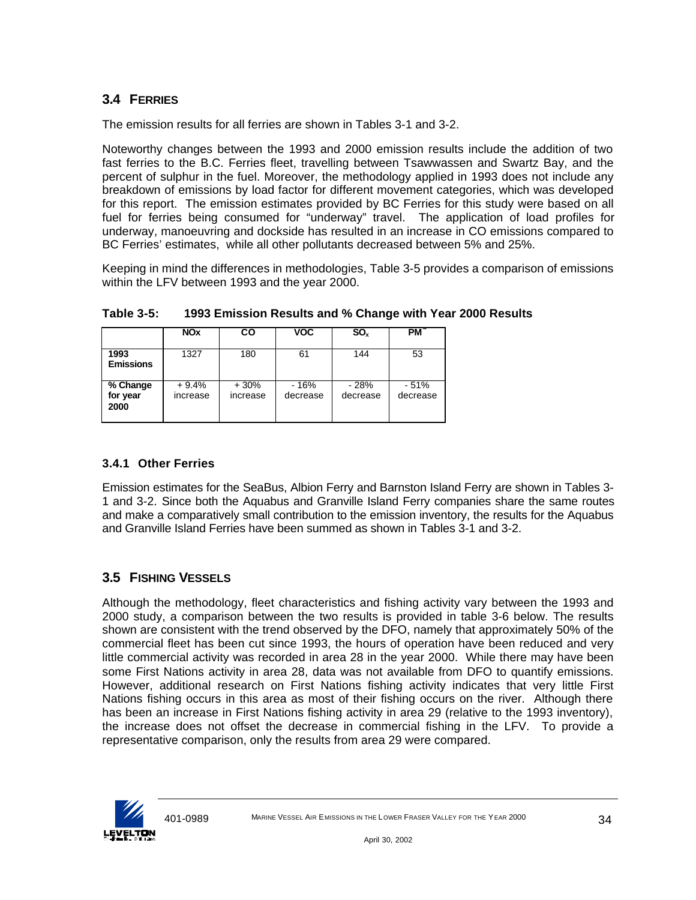## 3.4 FERRIES

The emission results for all ferries are shown in Tables 3-1 and 3-2.

Noteworthy changes between the 1993 and 2000 emission results include the addition of two fast ferries to the B.C. Ferries fleet, travelling between Tsawwassen and Swartz Bay, and the percent of sulphur in the fuel. Moreover, the methodology applied in 1993 does not include any breakdown of emissions by load factor for different movement categories, which was developed for this report. The emission estimates provided by BC Ferries for this study were based on all fuel for ferries being consumed for "underway" travel. The application of load profiles for underway, manoeuvring and dockside has resulted in an increase in CO emissions compared to BC Ferries' estimates, while all other pollutants decreased between 5% and 25%.

Keeping in mind the differences in methodologies, Table 3-5 provides a comparison of emissions within the LFV between 1993 and the year 2000.

**Table 3-5: 1993 Emission Results and % Change with Year 2000 Results**

| | NOx | CO | VOC | $SO_x$ | PM* |
|---|---|---|---|---|---|
| **1993 Emissions** | 1327 | 180 | 61 | 144 | 53 |
| **% Change for year 2000** | + 9.4% increase | + 30% increase | - 16% decrease | - 28% decrease | - 51% decrease |

### 3.4.1 Other Ferries

Emission estimates for the SeaBus, Albion Ferry and Barnston Island Ferry are shown in Tables 3-1 and 3-2. Since both the Aquabus and Granville Island Ferry companies share the same routes and make a comparatively small contribution to the emission inventory, the results for the Aquabus and Granville Island Ferries have been summed as shown in Tables 3-1 and 3-2.

## 3.5 FISHING VESSELS

Although the methodology, fleet characteristics and fishing activity vary between the 1993 and 2000 study, a comparison between the two results is provided in table 3-6 below. The results shown are consistent with the trend observed by the DFO, namely that approximately 50% of the commercial fleet has been cut since 1993, the hours of operation have been reduced and very little commercial activity was recorded in area 28 in the year 2000. While there may have been some First Nations activity in area 28, data was not available from DFO to quantify emissions. However, additional research on First Nations fishing activity indicates that very little First Nations fishing occurs in this area as most of their fishing occurs on the river. Although there has been an increase in First Nations fishing activity in area 29 (relative to the 1993 inventory), the increase does not offset the decrease in commercial fishing in the LFV. To provide a representative comparison, only the results from area 29 were compared.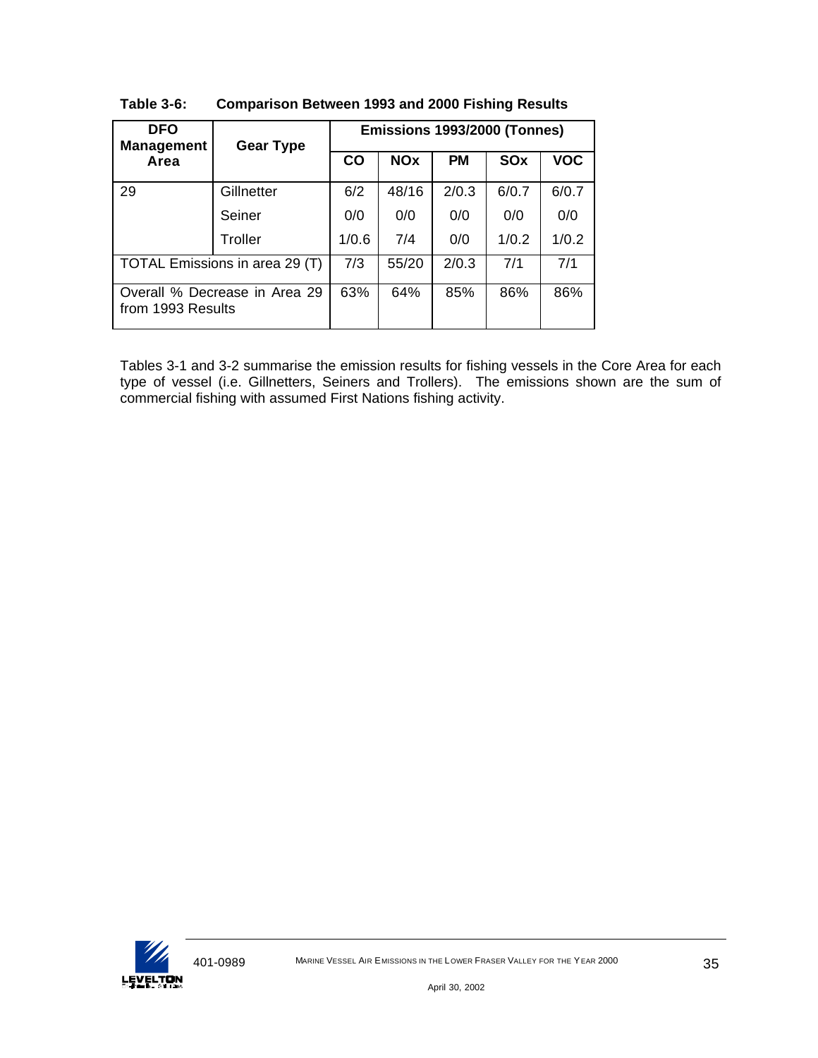**Table 3-6: Comparison Between 1993 and 2000 Fishing Results**

| DFO Management Area | Gear Type | Emissions 1993/2000 (Tonnes) | | | | |
|---|---|---|---|---|---|---|
| | | CO | NOx | PM | SOx | VOC |
| 29 | Gillnetter | 6/2 | 48/16 | 2/0.3 | 6/0.7 | 6/0.7 |
| | Seiner | 0/0 | 0/0 | 0/0 | 0/0 | 0/0 |
| | Troller | 1/0.6 | 7/4 | 0/0 | 1/0.2 | 1/0.2 |
| TOTAL Emissions in area 29 (T) | | 7/3 | 55/20 | 2/0.3 | 7/1 | 7/1 |
| Overall % Decrease in Area 29 from 1993 Results | | 63% | 64% | 85% | 86% | 86% |

Tables 3-1 and 3-2 summarise the emission results for fishing vessels in the Core Area for each type of vessel (i.e. Gillnetters, Seiners and Trollers). The emissions shown are the sum of commercial fishing with assumed First Nations fishing activity.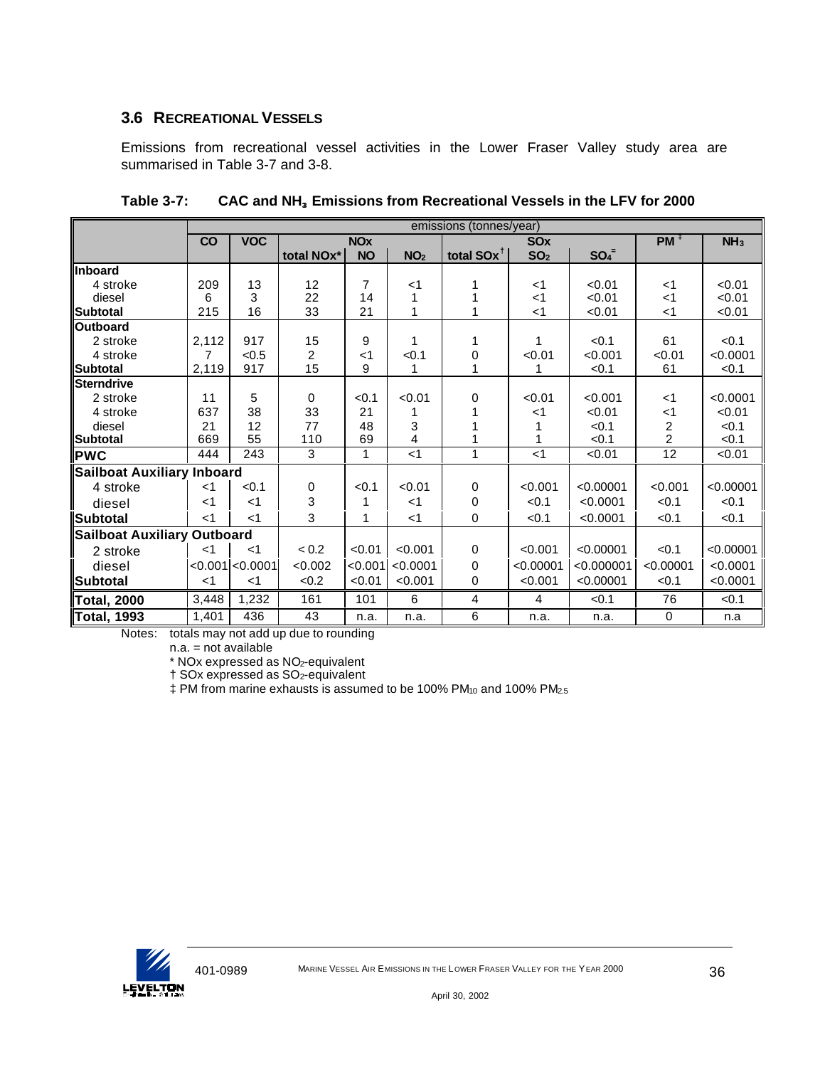## 3.6 RECREATIONAL VESSELS

Emissions from recreational vessel activities in the Lower Fraser Valley study area are summarised in Table 3-7 and 3-8.

**Table 3-7: CAC and $NH_3$ Emissions from Recreational Vessels in the LFV for 2000**

| | emissions (tonnes/year) | | | | | | | | | |
|---|---|---|---|---|---|---|---|---|---|---|
| | CO | VOC | NOx | | | SOx | | | PM ‡ | $NH_3$ |
| | | | total NOx* | NO | $NO_2$ | total SOx † | $SO_2$ | $SO_4^{=}$ | | |
| **Inboard** | | | | | | | | | | |
| 4 stroke | 209 | 13 | 12 | 7 | <1 | 1 | <1 | <0.01 | <1 | <0.01 |
| diesel | 6 | 3 | 22 | 14 | 1 | 1 | <1 | <0.01 | <1 | <0.01 |
| **Subtotal** | 215 | 16 | 33 | 21 | 1 | 1 | <1 | <0.01 | <1 | <0.01 |
| **Outboard** | | | | | | | | | | |
| 2 stroke | 2,112 | 917 | 15 | 9 | 1 | 1 | 1 | <0.1 | 61 | <0.1 |
| 4 stroke | 7 | <0.5 | 2 | <1 | <0.1 | 0 | <0.01 | <0.001 | <0.01 | <0.0001 |
| **Subtotal** | 2,119 | 917 | 15 | 9 | 1 | 1 | 1 | <0.1 | 61 | <0.1 |
| **Sterndrive** | | | | | | | | | | |
| 2 stroke | 11 | 5 | 0 | <0.1 | <0.01 | 0 | <0.01 | <0.001 | <1 | <0.0001 |
| 4 stroke | 637 | 38 | 33 | 21 | 1 | 1 | <1 | <0.01 | <1 | <0.01 |
| diesel | 21 | 12 | 77 | 48 | 3 | 1 | 1 | <0.1 | 2 | <0.1 |
| **Subtotal** | 669 | 55 | 110 | 69 | 4 | 1 | 1 | <0.1 | 2 | <0.1 |
| **PWC** | 444 | 243 | 3 | 1 | <1 | 1 | <1 | <0.01 | 12 | <0.01 |
| **Sailboat Auxiliary Inboard** | | | | | | | | | | |
| 4 stroke | <1 | <0.1 | 0 | <0.1 | <0.01 | 0 | <0.001 | <0.00001 | <0.001 | <0.00001 |
| diesel | <1 | <1 | 3 | 1 | <1 | 0 | <0.1 | <0.0001 | <0.1 | <0.1 |
| **Subtotal** | <1 | <1 | 3 | 1 | <1 | 0 | <0.1 | <0.0001 | <0.1 | <0.1 |
| **Sailboat Auxiliary Outboard** | | | | | | | | | | |
| 2 stroke | <1 | <1 | < 0.2 | <0.01 | <0.001 | 0 | <0.001 | <0.00001 | <0.1 | <0.00001 |
| diesel | <0.001 | <0.0001 | <0.002 | <0.001 | <0.0001 | 0 | <0.00001 | <0.000001 | <0.00001 | <0.0001 |
| **Subtotal** | <1 | <1 | <0.2 | <0.01 | <0.001 | 0 | <0.001 | <0.00001 | <0.1 | <0.0001 |
| **Total, 2000** | 3,448 | 1,232 | 161 | 101 | 6 | 4 | 4 | <0.1 | 76 | <0.1 |
| **Total, 1993** | 1,401 | 436 | 43 | n.a. | n.a. | 6 | n.a. | n.a. | 0 | n.a |

Notes: totals may not add up due to rounding
n.a. = not available
* NOx expressed as $NO_2$-equivalent
† SOx expressed as $SO_2$-equivalent
‡ PM from marine exhausts is assumed to be 100% $PM_{10}$ and 100% $PM_{2.5}$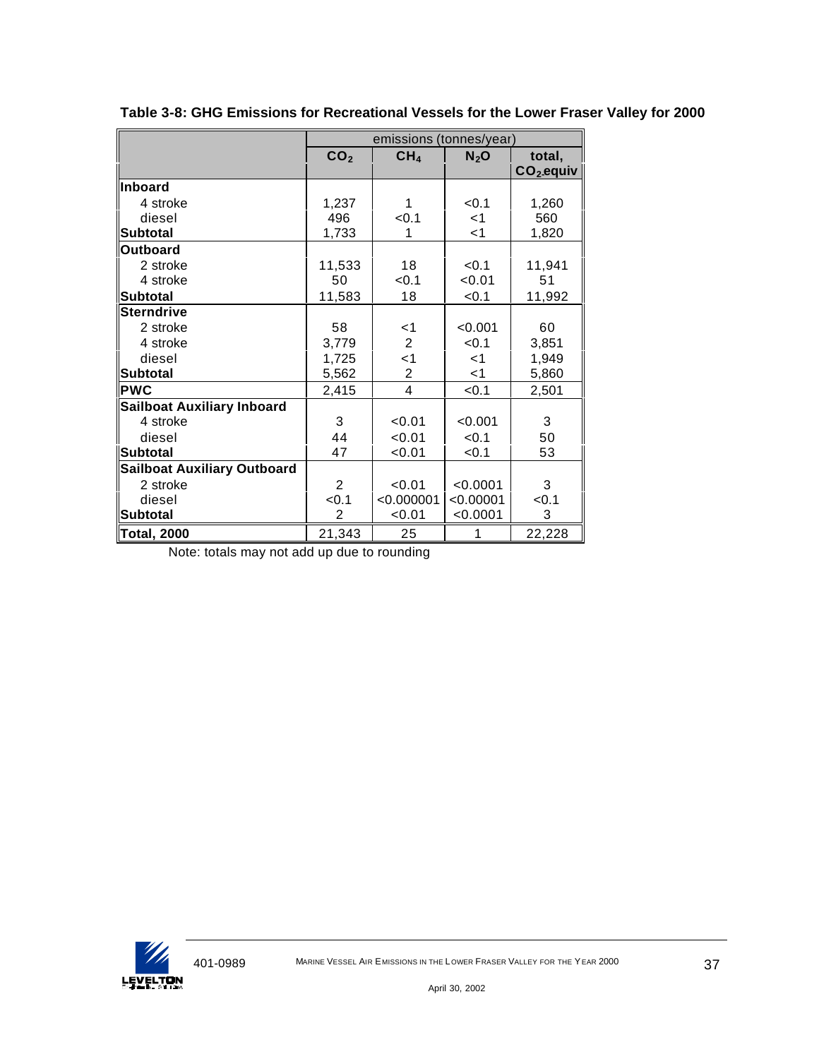**Table 3-8: GHG Emissions for Recreational Vessels for the Lower Fraser Valley for 2000**

| | emissions (tonnes/year) | | | |
|---|---|---|---|---|
| | $CO_2$ | $CH_4$ | $N_2O$ | total, $CO_2$ equiv |
| **Inboard** | | | | |
| 4 stroke | 1,237 | 1 | <0.1 | 1,260 |
| diesel | 496 | <0.1 | <1 | 560 |
| **Subtotal** | 1,733 | 1 | <1 | 1,820 |
| **Outboard** | | | | |
| 2 stroke | 11,533 | 18 | <0.1 | 11,941 |
| 4 stroke | 50 | <0.1 | <0.01 | 51 |
| **Subtotal** | 11,583 | 18 | <0.1 | 11,992 |
| **Sterndrive** | | | | |
| 2 stroke | 58 | <1 | <0.001 | 60 |
| 4 stroke | 3,779 | 2 | <0.1 | 3,851 |
| diesel | 1,725 | <1 | <1 | 1,949 |
| **Subtotal** | 5,562 | 2 | <1 | 5,860 |
| **PWC** | 2,415 | 4 | <0.1 | 2,501 |
| **Sailboat Auxiliary Inboard** | | | | |
| 4 stroke | 3 | <0.01 | <0.001 | 3 |
| diesel | 44 | <0.01 | <0.1 | 50 |
| **Subtotal** | 47 | <0.01 | <0.1 | 53 |
| **Sailboat Auxiliary Outboard** | | | | |
| 2 stroke | 2 | <0.01 | <0.0001 | 3 |
| diesel | <0.1 | <0.000001 | <0.00001 | <0.1 |
| **Subtotal** | 2 | <0.01 | <0.0001 | 3 |
| **Total, 2000** | 21,343 | 25 | 1 | 22,228 |

Note: totals may not add up due to rounding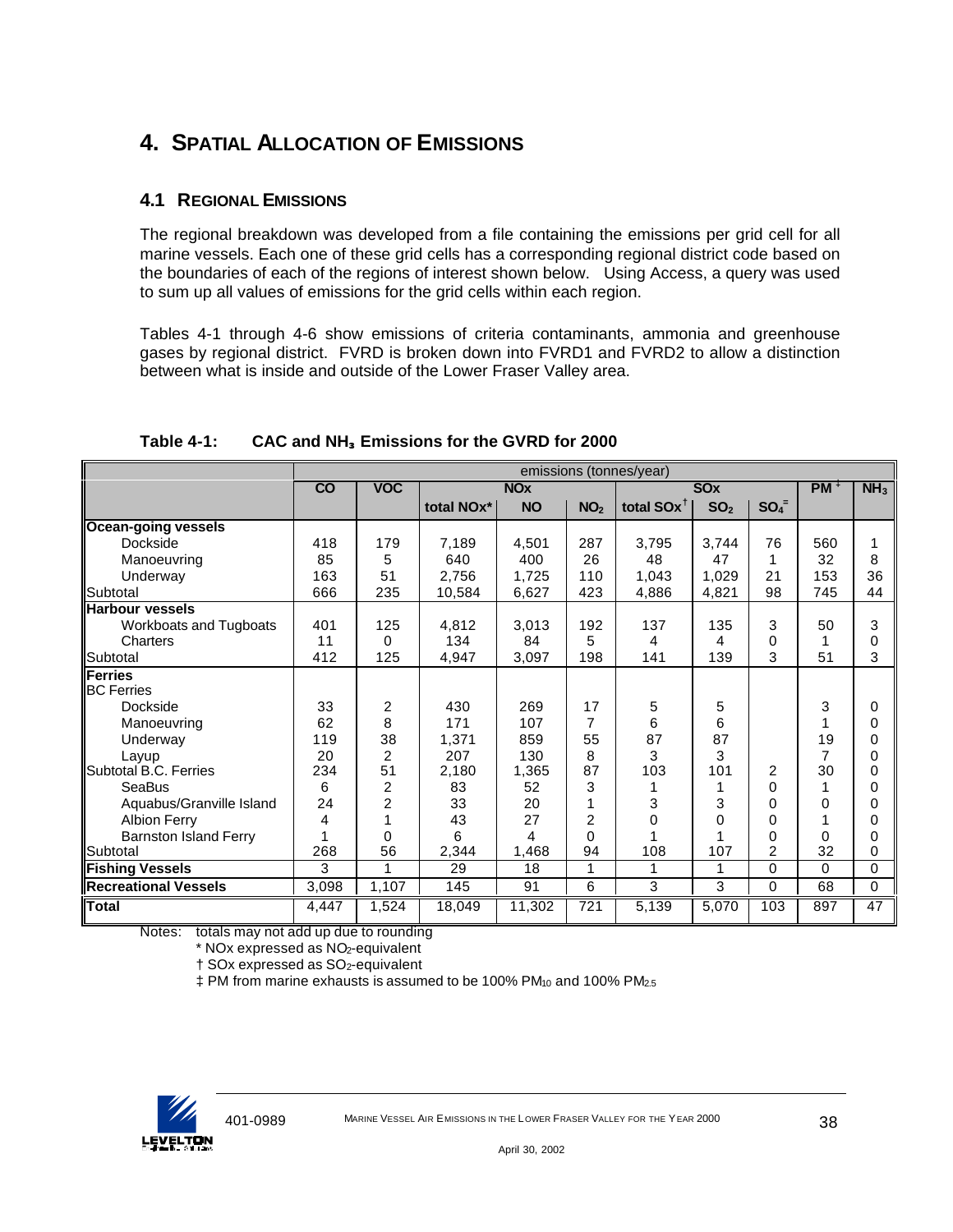# 4. SPATIAL ALLOCATION OF EMISSIONS

## 4.1 REGIONAL EMISSIONS

The regional breakdown was developed from a file containing the emissions per grid cell for all marine vessels. Each one of these grid cells has a corresponding regional district code based on the boundaries of each of the regions of interest shown below. Using Access, a query was used to sum up all values of emissions for the grid cells within each region.

Tables 4-1 through 4-6 show emissions of criteria contaminants, ammonia and greenhouse gases by regional district. FVRD is broken down into FVRD1 and FVRD2 to allow a distinction between what is inside and outside of the Lower Fraser Valley area.

**Table 4-1: CAC and $NH_3$ Emissions for the GVRD for 2000**

| | emissions (tonnes/year) | | | | | | | | | |
|---|---|---|---|---|---|---|---|---|---|---|
| | CO | VOC | NOx | | | SOx | | | PM ‡ | $NH_3$ |
| | | | total NOx* | NO | $NO_2$ | total SOx† | $SO_2$ | $SO_4^{=}$ | | |
| **Ocean-going vessels** | | | | | | | | | | |
| Dockside | 418 | 179 | 7,189 | 4,501 | 287 | 3,795 | 3,744 | 76 | 560 | 1 |
| Manoeuvring | 85 | 5 | 640 | 400 | 26 | 48 | 47 | 1 | 32 | 8 |
| Underway | 163 | 51 | 2,756 | 1,725 | 110 | 1,043 | 1,029 | 21 | 153 | 36 |
| Subtotal | 666 | 235 | 10,584 | 6,627 | 423 | 4,886 | 4,821 | 98 | 745 | 44 |
| **Harbour vessels** | | | | | | | | | | |
| Workboats and Tugboats | 401 | 125 | 4,812 | 3,013 | 192 | 137 | 135 | 3 | 50 | 3 |
| Charters | 11 | 0 | 134 | 84 | 5 | 4 | 4 | 0 | 1 | 0 |
| Subtotal | 412 | 125 | 4,947 | 3,097 | 198 | 141 | 139 | 3 | 51 | 3 |
| **Ferries** | | | | | | | | | | |
| BC Ferries | | | | | | | | | | |
| Dockside | 33 | 2 | 430 | 269 | 17 | 5 | 5 | | 3 | 0 |
| Manoeuvring | 62 | 8 | 171 | 107 | 7 | 6 | 6 | | 1 | 0 |
| Underway | 119 | 38 | 1,371 | 859 | 55 | 87 | 87 | | 19 | 0 |
| Layup | 20 | 2 | 207 | 130 | 8 | 3 | 3 | | 7 | 0 |
| Subtotal B.C. Ferries | 234 | 51 | 2,180 | 1,365 | 87 | 103 | 101 | 2 | 30 | 0 |
| SeaBus | 6 | 2 | 83 | 52 | 3 | 1 | 1 | 0 | 1 | 0 |
| Aquabus/Granville Island | 24 | 2 | 33 | 20 | 1 | 3 | 3 | 0 | 0 | 0 |
| Albion Ferry | 4 | 1 | 43 | 27 | 2 | 0 | 0 | 0 | 1 | 0 |
| Barnston Island Ferry | 1 | 0 | 6 | 4 | 0 | 1 | 1 | 0 | 0 | 0 |
| Subtotal | 268 | 56 | 2,344 | 1,468 | 94 | 108 | 107 | 2 | 32 | 0 |
| **Fishing Vessels** | 3 | 1 | 29 | 18 | 1 | 1 | 1 | 0 | 0 | 0 |
| **Recreational Vessels** | 3,098 | 1,107 | 145 | 91 | 6 | 3 | 3 | 0 | 68 | 0 |
| **Total** | 4,447 | 1,524 | 18,049 | 11,302 | 721 | 5,139 | 5,070 | 103 | 897 | 47 |

Notes: totals may not add up due to rounding

\* NOx expressed as $NO_2$-equivalent

† SOx expressed as $SO_2$-equivalent

‡ PM from marine exhausts is assumed to be 100% $PM_{10}$ and 100% $PM_{2.5}$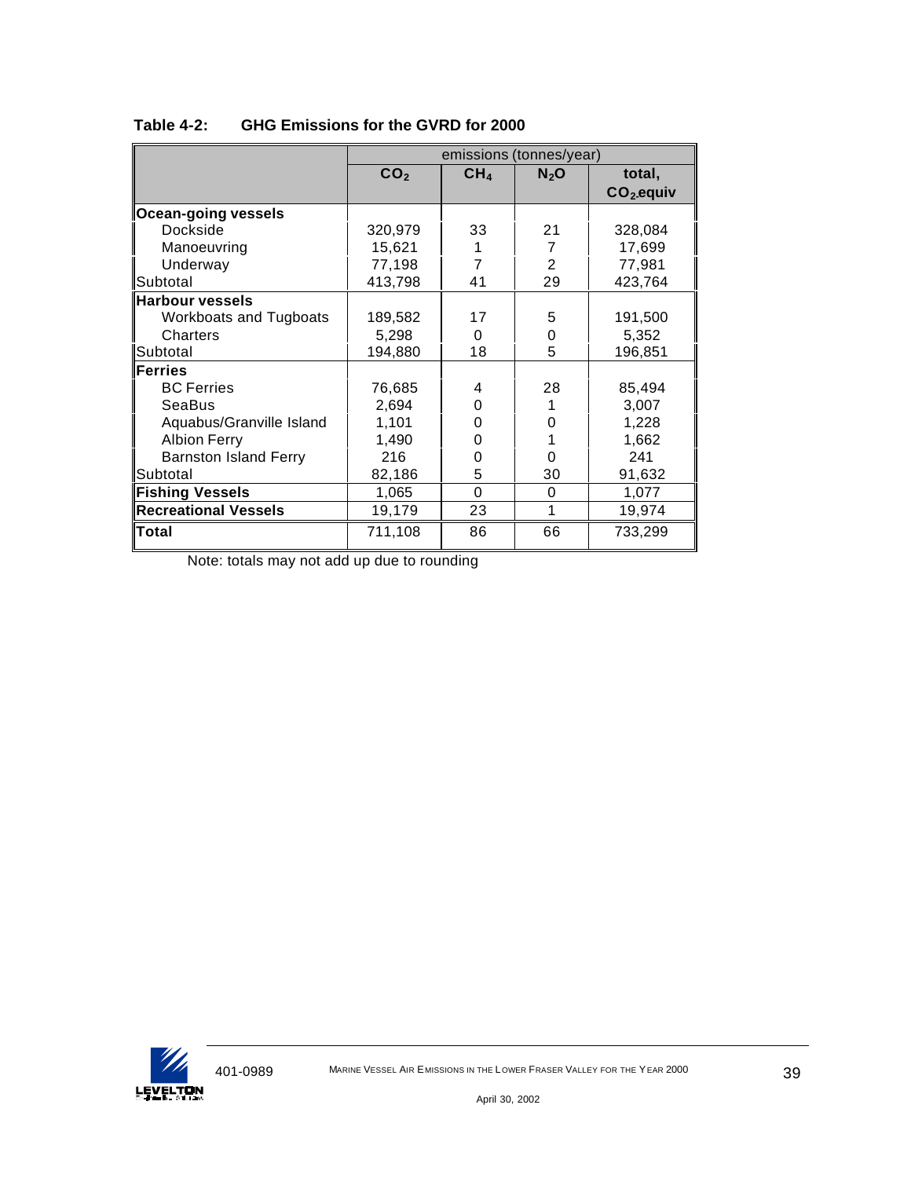**Table 4-2: GHG Emissions for the GVRD for 2000**

| | emissions (tonnes/year) | | | |
|---|---|---|---|---|
| | $CO_2$ | $CH_4$ | $N_2O$ | total, $CO_2$ equiv |
| **Ocean-going vessels** | | | | |
| Dockside | 320,979 | 33 | 21 | 328,084 |
| Manoeuvring | 15,621 | 1 | 7 | 17,699 |
| Underway | 77,198 | 7 | 2 | 77,981 |
| Subtotal | 413,798 | 41 | 29 | 423,764 |
| **Harbour vessels** | | | | |
| Workboats and Tugboats | 189,582 | 17 | 5 | 191,500 |
| Charters | 5,298 | 0 | 0 | 5,352 |
| Subtotal | 194,880 | 18 | 5 | 196,851 |
| **Ferries** | | | | |
| BC Ferries | 76,685 | 4 | 28 | 85,494 |
| SeaBus | 2,694 | 0 | 1 | 3,007 |
| Aquabus/Granville Island | 1,101 | 0 | 0 | 1,228 |
| Albion Ferry | 1,490 | 0 | 1 | 1,662 |
| Barnston Island Ferry | 216 | 0 | 0 | 241 |
| Subtotal | 82,186 | 5 | 30 | 91,632 |
| **Fishing Vessels** | 1,065 | 0 | 0 | 1,077 |
| **Recreational Vessels** | 19,179 | 23 | 1 | 19,974 |
| **Total** | 711,108 | 86 | 66 | 733,299 |

Note: totals may not add up due to rounding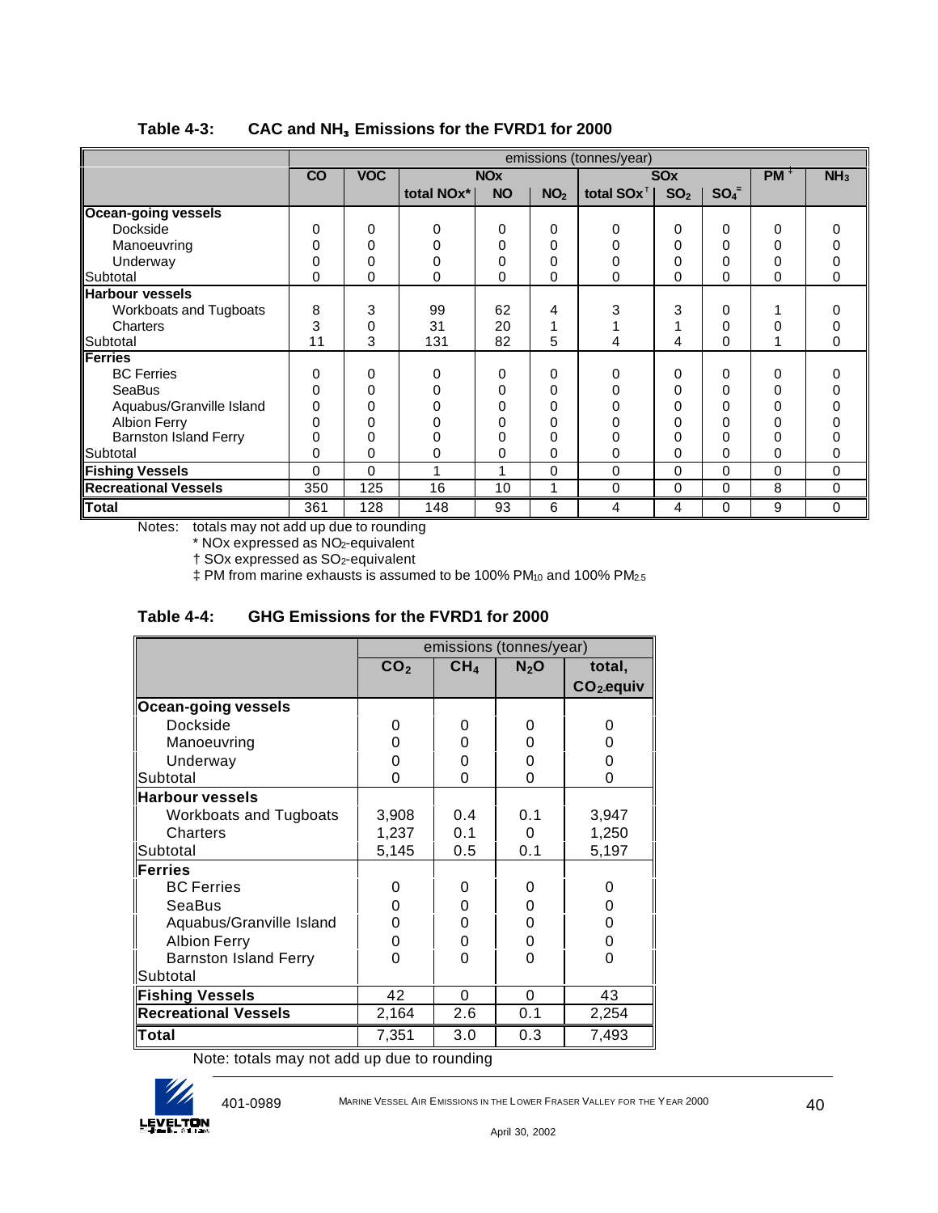**Table 4-3: CAC and $NH_3$ Emissions for the FVRD1 for 2000**

| | emissions (tonnes/year) | | | | | | | | | |
|---|---|---|---|---|---|---|---|---|---|---|
| | CO | VOC | NOx | | | SOx | | | PM [‡] | $NH_3$ |
| | | | total NOx* | NO | $NO_2$ | total SOx[†] | $SO_2$ | $SO_4^=$ | | |
| **Ocean-going vessels** | | | | | | | | | | |
| Dockside | 0 | 0 | 0 | 0 | 0 | 0 | 0 | 0 | 0 | 0 |
| Manoeuvring | 0 | 0 | 0 | 0 | 0 | 0 | 0 | 0 | 0 | 0 |
| Underway | 0 | 0 | 0 | 0 | 0 | 0 | 0 | 0 | 0 | 0 |
| Subtotal | 0 | 0 | 0 | 0 | 0 | 0 | 0 | 0 | 0 | 0 |
| **Harbour vessels** | | | | | | | | | | |
| Workboats and Tugboats | 8 | 3 | 99 | 62 | 4 | 3 | 3 | 0 | 1 | 0 |
| Charters | 3 | 0 | 31 | 20 | 1 | 1 | 1 | 0 | 0 | 0 |
| Subtotal | 11 | 3 | 131 | 82 | 5 | 4 | 4 | 0 | 1 | 0 |
| **Ferries** | | | | | | | | | | |
| BC Ferries | 0 | 0 | 0 | 0 | 0 | 0 | 0 | 0 | 0 | 0 |
| SeaBus | 0 | 0 | 0 | 0 | 0 | 0 | 0 | 0 | 0 | 0 |
| Aquabus/Granville Island | 0 | 0 | 0 | 0 | 0 | 0 | 0 | 0 | 0 | 0 |
| Albion Ferry | 0 | 0 | 0 | 0 | 0 | 0 | 0 | 0 | 0 | 0 |
| Barnston Island Ferry | 0 | 0 | 0 | 0 | 0 | 0 | 0 | 0 | 0 | 0 |
| Subtotal | 0 | 0 | 0 | 0 | 0 | 0 | 0 | 0 | 0 | 0 |
| **Fishing Vessels** | 0 | 0 | 1 | 1 | 0 | 0 | 0 | 0 | 0 | 0 |
| **Recreational Vessels** | 350 | 125 | 16 | 10 | 1 | 0 | 0 | 0 | 8 | 0 |
| **Total** | 361 | 128 | 148 | 93 | 6 | 4 | 4 | 0 | 9 | 0 |

Notes: totals may not add up due to rounding

\* NOx expressed as $NO_2$-equivalent

† SOx expressed as $SO_2$-equivalent

‡ PM from marine exhausts is assumed to be 100% $PM_{10}$ and 100% $PM_{2.5}$

**Table 4-4: GHG Emissions for the FVRD1 for 2000**

| | emissions (tonnes/year) | | | |
|---|---|---|---|---|
| | $CO_2$ | $CH_4$ | $N_2O$ | total, $CO_2$-equiv |
| **Ocean-going vessels** | | | | |
| Dockside | 0 | 0 | 0 | 0 |
| Manoeuvring | 0 | 0 | 0 | 0 |
| Underway | 0 | 0 | 0 | 0 |
| Subtotal | 0 | 0 | 0 | 0 |
| **Harbour vessels** | | | | |
| Workboats and Tugboats | 3,908 | 0.4 | 0.1 | 3,947 |
| Charters | 1,237 | 0.1 | 0 | 1,250 |
| Subtotal | 5,145 | 0.5 | 0.1 | 5,197 |
| **Ferries** | | | | |
| BC Ferries | 0 | 0 | 0 | 0 |
| SeaBus | 0 | 0 | 0 | 0 |
| Aquabus/Granville Island | 0 | 0 | 0 | 0 |
| Albion Ferry | 0 | 0 | 0 | 0 |
| Barnston Island Ferry | 0 | 0 | 0 | 0 |
| Subtotal | | | | |
| **Fishing Vessels** | 42 | 0 | 0 | 43 |
| **Recreational Vessels** | 2,164 | 2.6 | 0.1 | 2,254 |
| **Total** | 7,351 | 3.0 | 0.3 | 7,493 |

Note: totals may not add up due to rounding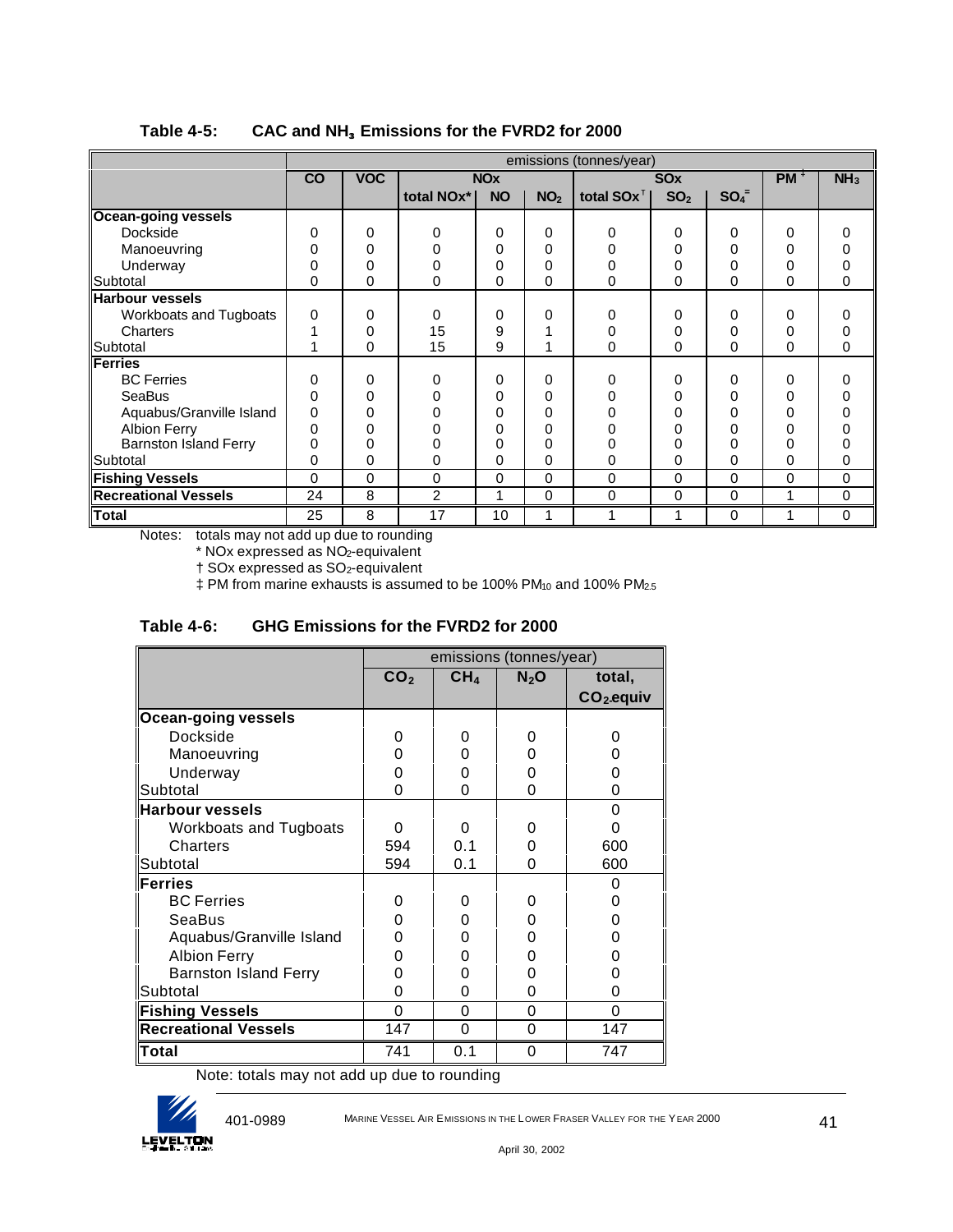**Table 4-5: CAC and $NH_3$ Emissions for the FVRD2 for 2000**

| | emissions (tonnes/year) | | | | | | | | | |
|---|---|---|---|---|---|---|---|---|---|---|
| | CO | VOC | NOx | | | SOx | | | PM ‡ | $NH_3$ |
| | | | total NOx* | NO | $NO_2$ | total SOx † | $SO_2$ | $SO_4^=$ | | |
| **Ocean-going vessels** | | | | | | | | | | |
| Dockside | 0 | 0 | 0 | 0 | 0 | 0 | 0 | 0 | 0 | 0 |
| Manoeuvring | 0 | 0 | 0 | 0 | 0 | 0 | 0 | 0 | 0 | 0 |
| Underway | 0 | 0 | 0 | 0 | 0 | 0 | 0 | 0 | 0 | 0 |
| Subtotal | 0 | 0 | 0 | 0 | 0 | 0 | 0 | 0 | 0 | 0 |
| **Harbour vessels** | | | | | | | | | | |
| Workboats and Tugboats | 0 | 0 | 0 | 0 | 0 | 0 | 0 | 0 | 0 | 0 |
| Charters | 1 | 0 | 15 | 9 | 1 | 0 | 0 | 0 | 0 | 0 |
| Subtotal | 1 | 0 | 15 | 9 | 1 | 0 | 0 | 0 | 0 | 0 |
| **Ferries** | | | | | | | | | | |
| BC Ferries | 0 | 0 | 0 | 0 | 0 | 0 | 0 | 0 | 0 | 0 |
| SeaBus | 0 | 0 | 0 | 0 | 0 | 0 | 0 | 0 | 0 | 0 |
| Aquabus/Granville Island | 0 | 0 | 0 | 0 | 0 | 0 | 0 | 0 | 0 | 0 |
| Albion Ferry | 0 | 0 | 0 | 0 | 0 | 0 | 0 | 0 | 0 | 0 |
| Barnston Island Ferry | 0 | 0 | 0 | 0 | 0 | 0 | 0 | 0 | 0 | 0 |
| Subtotal | 0 | 0 | 0 | 0 | 0 | 0 | 0 | 0 | 0 | 0 |
| **Fishing Vessels** | 0 | 0 | 0 | 0 | 0 | 0 | 0 | 0 | 0 | 0 |
| **Recreational Vessels** | 24 | 8 | 2 | 1 | 0 | 0 | 0 | 0 | 1 | 0 |
| **Total** | 25 | 8 | 17 | 10 | 1 | 1 | 1 | 0 | 1 | 0 |

Notes: totals may not add up due to rounding

\* NOx expressed as $NO_2$-equivalent

† SOx expressed as $SO_2$-equivalent

‡ PM from marine exhausts is assumed to be 100% $PM_{10}$ and 100% $PM_{2.5}$

**Table 4-6: GHG Emissions for the FVRD2 for 2000**

| | emissions (tonnes/year) | | | |
|---|---|---|---|---|
| | $CO_2$ | $CH_4$ | $N_2O$ | total, $CO_2$-equiv |
| **Ocean-going vessels** | | | | |
| Dockside | 0 | 0 | 0 | 0 |
| Manoeuvring | 0 | 0 | 0 | 0 |
| Underway | 0 | 0 | 0 | 0 |
| Subtotal | 0 | 0 | 0 | 0 |
| **Harbour vessels** | | | | 0 |
| Workboats and Tugboats | 0 | 0 | 0 | 0 |
| Charters | 594 | 0.1 | 0 | 600 |
| Subtotal | 594 | 0.1 | 0 | 600 |
| **Ferries** | | | | 0 |
| BC Ferries | 0 | 0 | 0 | 0 |
| SeaBus | 0 | 0 | 0 | 0 |
| Aquabus/Granville Island | 0 | 0 | 0 | 0 |
| Albion Ferry | 0 | 0 | 0 | 0 |
| Barnston Island Ferry | 0 | 0 | 0 | 0 |
| Subtotal | 0 | 0 | 0 | 0 |
| **Fishing Vessels** | 0 | 0 | 0 | 0 |
| **Recreational Vessels** | 147 | 0 | 0 | 147 |
| **Total** | 741 | 0.1 | 0 | 747 |

Note: totals may not add up due to rounding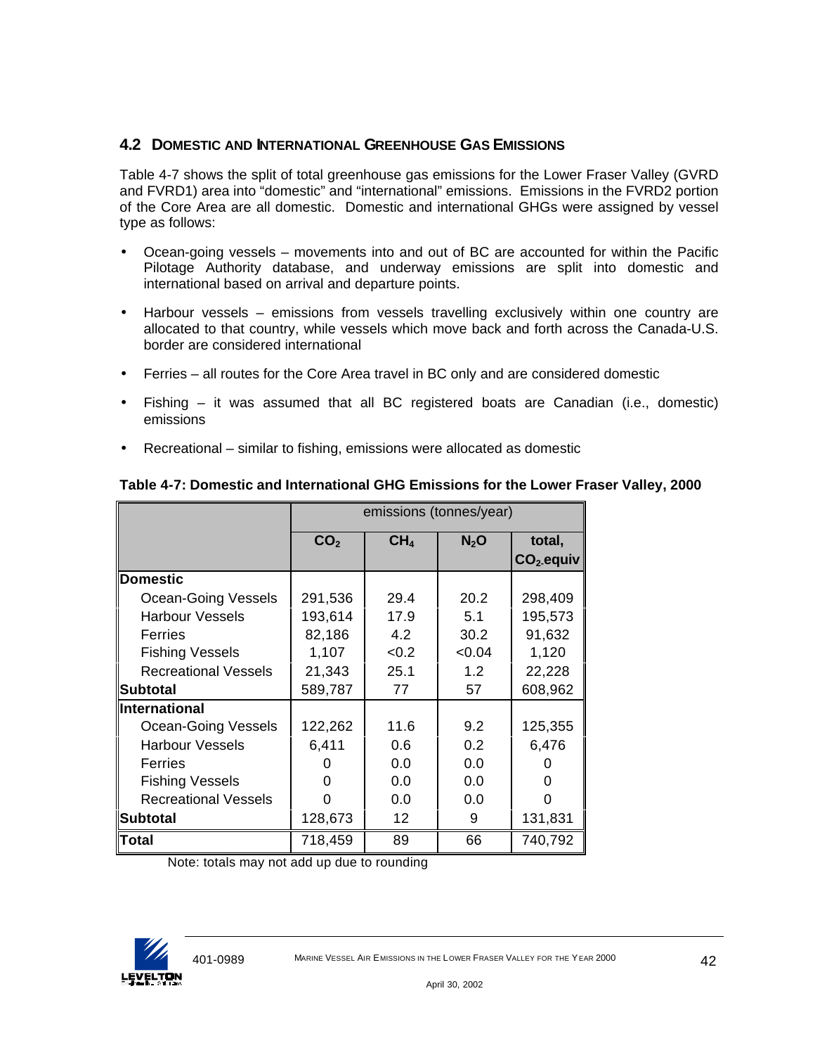## 4.2 DOMESTIC AND INTERNATIONAL GREENHOUSE GAS EMISSIONS

Table 4-7 shows the split of total greenhouse gas emissions for the Lower Fraser Valley (GVRD and FVRD1) area into "domestic" and "international" emissions. Emissions in the FVRD2 portion of the Core Area are all domestic. Domestic and international GHGs were assigned by vessel type as follows:

- Ocean-going vessels – movements into and out of BC are accounted for within the Pacific Pilotage Authority database, and underway emissions are split into domestic and international based on arrival and departure points.
- Harbour vessels – emissions from vessels travelling exclusively within one country are allocated to that country, while vessels which move back and forth across the Canada-U.S. border are considered international
- Ferries – all routes for the Core Area travel in BC only and are considered domestic
- Fishing – it was assumed that all BC registered boats are Canadian (i.e., domestic) emissions
- Recreational – similar to fishing, emissions were allocated as domestic

**Table 4-7: Domestic and International GHG Emissions for the Lower Fraser Valley, 2000**

| | emissions (tonnes/year) | | | |
|---|---|---|---|---|
| | $CO_2$ | $CH_4$ | $N_2O$ | total, $CO_2$ equiv |
| **Domestic** | | | | |
| Ocean-Going Vessels | 291,536 | 29.4 | 20.2 | 298,409 |
| Harbour Vessels | 193,614 | 17.9 | 5.1 | 195,573 |
| Ferries | 82,186 | 4.2 | 30.2 | 91,632 |
| Fishing Vessels | 1,107 | <0.2 | <0.04 | 1,120 |
| Recreational Vessels | 21,343 | 25.1 | 1.2 | 22,228 |
| **Subtotal** | 589,787 | 77 | 57 | 608,962 |
| **International** | | | | |
| Ocean-Going Vessels | 122,262 | 11.6 | 9.2 | 125,355 |
| Harbour Vessels | 6,411 | 0.6 | 0.2 | 6,476 |
| Ferries | 0 | 0.0 | 0.0 | 0 |
| Fishing Vessels | 0 | 0.0 | 0.0 | 0 |
| Recreational Vessels | 0 | 0.0 | 0.0 | 0 |
| **Subtotal** | 128,673 | 12 | 9 | 131,831 |
| **Total** | 718,459 | 89 | 66 | 740,792 |

Note: totals may not add up due to rounding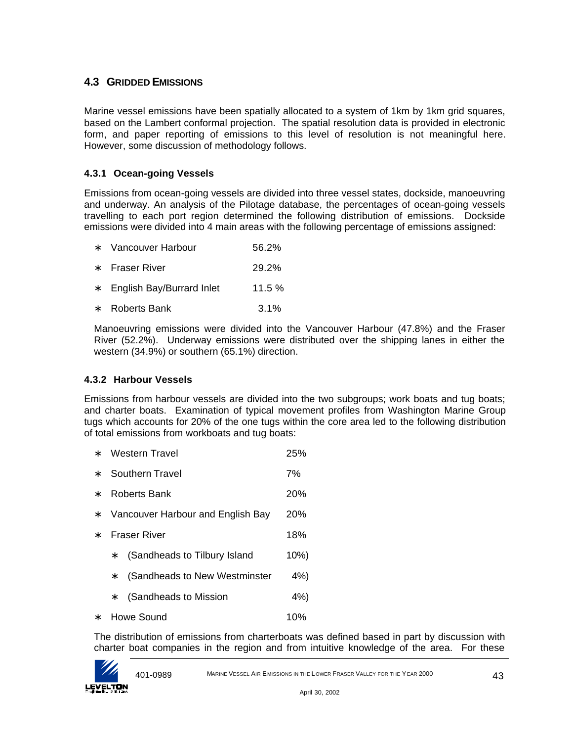## 4.3 GRIDDED EMISSIONS

Marine vessel emissions have been spatially allocated to a system of 1km by 1km grid squares, based on the Lambert conformal projection. The spatial resolution data is provided in electronic form, and paper reporting of emissions to this level of resolution is not meaningful here. However, some discussion of methodology follows.

### 4.3.1 Ocean-going Vessels

Emissions from ocean-going vessels are divided into three vessel states, dockside, manoeuvring and underway. An analysis of the Pilotage database, the percentages of ocean-going vessels travelling to each port region determined the following distribution of emissions. Dockside emissions were divided into 4 main areas with the following percentage of emissions assigned:

- Vancouver Harbour 56.2%
- Fraser River 29.2%
- English Bay/Burrard Inlet 11.5 %
- Roberts Bank 3.1%

Manoeuvring emissions were divided into the Vancouver Harbour (47.8%) and the Fraser River (52.2%). Underway emissions were distributed over the shipping lanes in either the western (34.9%) or southern (65.1%) direction.

### 4.3.2 Harbour Vessels

Emissions from harbour vessels are divided into the two subgroups; work boats and tug boats; and charter boats. Examination of typical movement profiles from Washington Marine Group tugs which accounts for 20% of the one tugs within the core area led to the following distribution of total emissions from workboats and tug boats:

- Western Travel 25%
- Southern Travel 7%
- Roberts Bank 20%
- Vancouver Harbour and English Bay 20%
- Fraser River 18%
  - (Sandheads to Tilbury Island 10%)
  - (Sandheads to New Westminster 4%)
  - (Sandheads to Mission 4%)
- Howe Sound 10%

The distribution of emissions from charterboats was defined based in part by discussion with charter boat companies in the region and from intuitive knowledge of the area. For these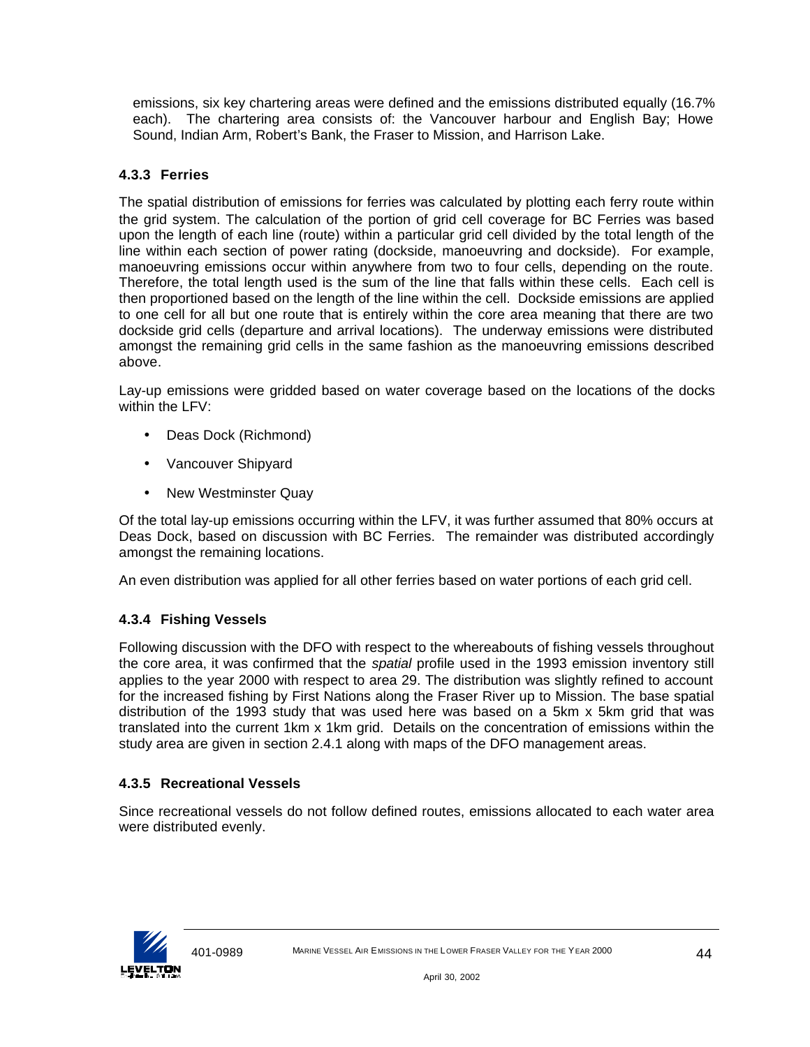emissions, six key chartering areas were defined and the emissions distributed equally (16.7% each). The chartering area consists of: the Vancouver harbour and English Bay; Howe Sound, Indian Arm, Robert's Bank, the Fraser to Mission, and Harrison Lake.

### 4.3.3 Ferries

The spatial distribution of emissions for ferries was calculated by plotting each ferry route within the grid system. The calculation of the portion of grid cell coverage for BC Ferries was based upon the length of each line (route) within a particular grid cell divided by the total length of the line within each section of power rating (dockside, manoeuvring and dockside). For example, manoeuvring emissions occur within anywhere from two to four cells, depending on the route. Therefore, the total length used is the sum of the line that falls within these cells. Each cell is then proportioned based on the length of the line within the cell. Dockside emissions are applied to one cell for all but one route that is entirely within the core area meaning that there are two dockside grid cells (departure and arrival locations). The underway emissions were distributed amongst the remaining grid cells in the same fashion as the manoeuvring emissions described above.

Lay-up emissions were gridded based on water coverage based on the locations of the docks within the LFV:

- Deas Dock (Richmond)
- Vancouver Shipyard
- New Westminster Quay

Of the total lay-up emissions occurring within the LFV, it was further assumed that 80% occurs at Deas Dock, based on discussion with BC Ferries. The remainder was distributed accordingly amongst the remaining locations.

An even distribution was applied for all other ferries based on water portions of each grid cell.

### 4.3.4 Fishing Vessels

Following discussion with the DFO with respect to the whereabouts of fishing vessels throughout the core area, it was confirmed that the *spatial* profile used in the 1993 emission inventory still applies to the year 2000 with respect to area 29. The distribution was slightly refined to account for the increased fishing by First Nations along the Fraser River up to Mission. The base spatial distribution of the 1993 study that was used here was based on a 5km x 5km grid that was translated into the current 1km x 1km grid. Details on the concentration of emissions within the study area are given in section 2.4.1 along with maps of the DFO management areas.

### 4.3.5 Recreational Vessels

Since recreational vessels do not follow defined routes, emissions allocated to each water area were distributed evenly.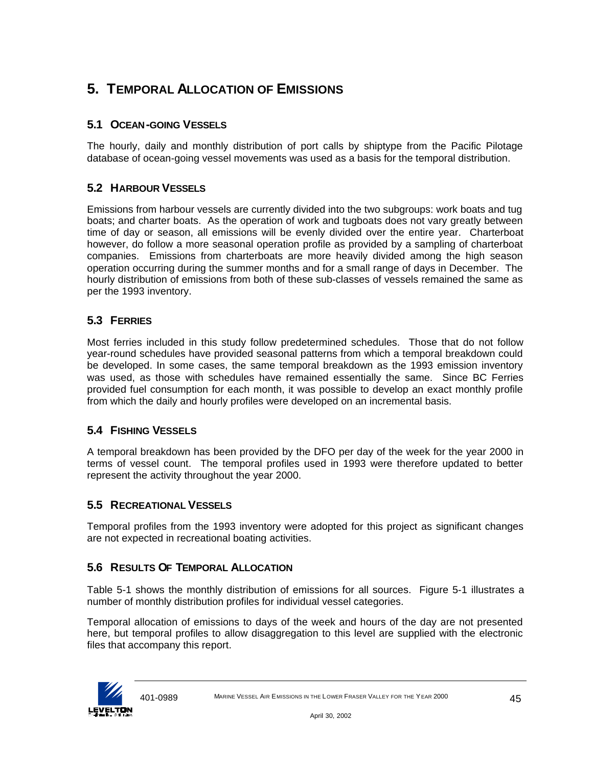# 5. TEMPORAL ALLOCATION OF EMISSIONS

## 5.1 OCEAN-GOING VESSELS

The hourly, daily and monthly distribution of port calls by shiptype from the Pacific Pilotage database of ocean-going vessel movements was used as a basis for the temporal distribution.

## 5.2 HARBOUR VESSELS

Emissions from harbour vessels are currently divided into the two subgroups: work boats and tug boats; and charter boats. As the operation of work and tugboats does not vary greatly between time of day or season, all emissions will be evenly divided over the entire year. Charterboat however, do follow a more seasonal operation profile as provided by a sampling of charterboat companies. Emissions from charterboats are more heavily divided among the high season operation occurring during the summer months and for a small range of days in December. The hourly distribution of emissions from both of these sub-classes of vessels remained the same as per the 1993 inventory.

## 5.3 FERRIES

Most ferries included in this study follow predetermined schedules. Those that do not follow year-round schedules have provided seasonal patterns from which a temporal breakdown could be developed. In some cases, the same temporal breakdown as the 1993 emission inventory was used, as those with schedules have remained essentially the same. Since BC Ferries provided fuel consumption for each month, it was possible to develop an exact monthly profile from which the daily and hourly profiles were developed on an incremental basis.

## 5.4 FISHING VESSELS

A temporal breakdown has been provided by the DFO per day of the week for the year 2000 in terms of vessel count. The temporal profiles used in 1993 were therefore updated to better represent the activity throughout the year 2000.

## 5.5 RECREATIONAL VESSELS

Temporal profiles from the 1993 inventory were adopted for this project as significant changes are not expected in recreational boating activities.

## 5.6 RESULTS OF TEMPORAL ALLOCATION

Table 5-1 shows the monthly distribution of emissions for all sources. Figure 5-1 illustrates a number of monthly distribution profiles for individual vessel categories.

Temporal allocation of emissions to days of the week and hours of the day are not presented here, but temporal profiles to allow disaggregation to this level are supplied with the electronic files that accompany this report.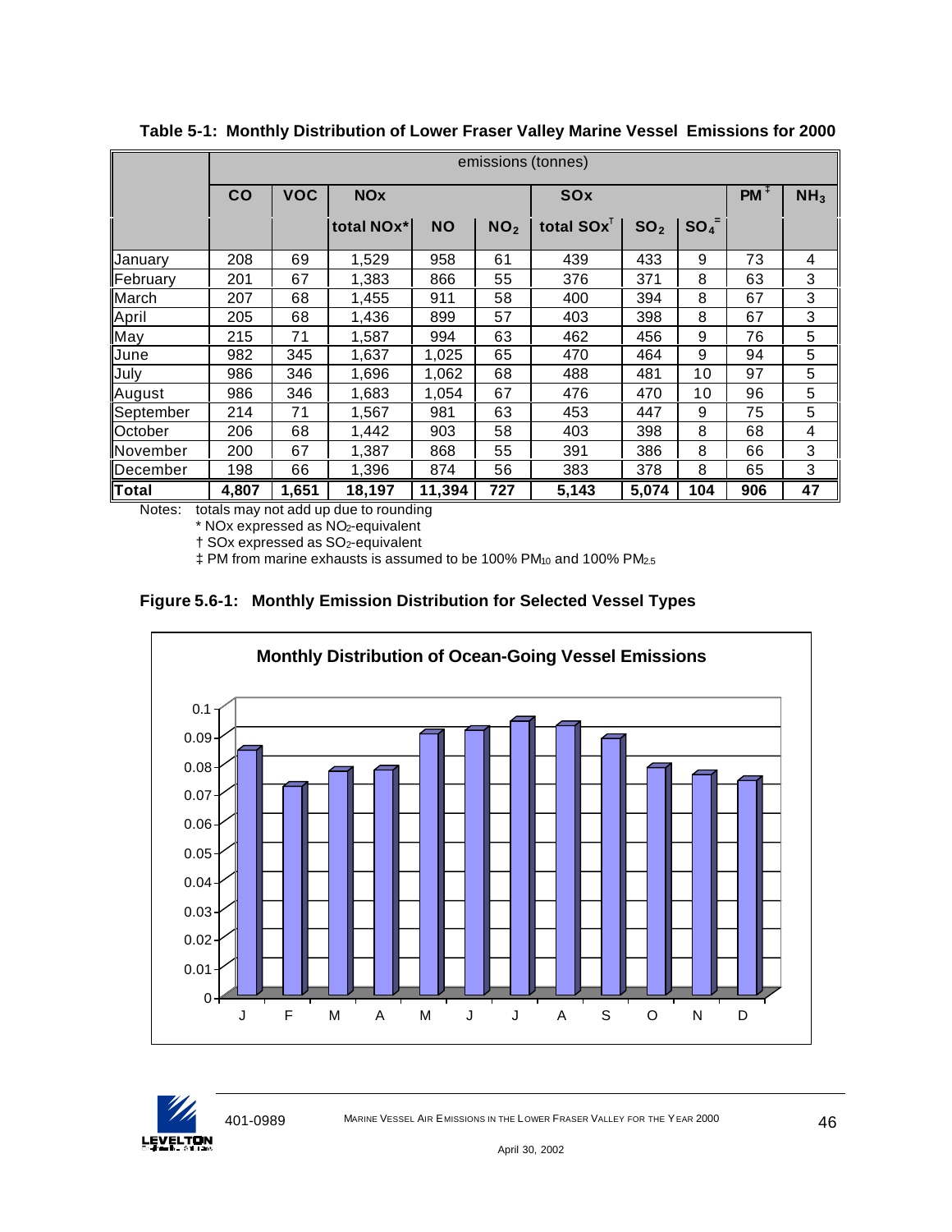**Table 5-1: Monthly Distribution of Lower Fraser Valley Marine Vessel Emissions for 2000**

| | emissions (tonnes) | | | | | | | | | |
|---|---|---|---|---|---|---|---|---|---|---|
| | CO | VOC | NOx | | | SOx | | | PM ‡ | $NH_3$ |
| | | | total NOx* | NO | $NO_2$ | total SOx† | $SO_2$ | $SO_4^=$ | | |
| January | 208 | 69 | 1,529 | 958 | 61 | 439 | 433 | 9 | 73 | 4 |
| February | 201 | 67 | 1,383 | 866 | 55 | 376 | 371 | 8 | 63 | 3 |
| March | 207 | 68 | 1,455 | 911 | 58 | 400 | 394 | 8 | 67 | 3 |
| April | 205 | 68 | 1,436 | 899 | 57 | 403 | 398 | 8 | 67 | 3 |
| May | 215 | 71 | 1,587 | 994 | 63 | 462 | 456 | 9 | 76 | 5 |
| June | 982 | 345 | 1,637 | 1,025 | 65 | 470 | 464 | 9 | 94 | 5 |
| July | 986 | 346 | 1,696 | 1,062 | 68 | 488 | 481 | 10 | 97 | 5 |
| August | 986 | 346 | 1,683 | 1,054 | 67 | 476 | 470 | 10 | 96 | 5 |
| September | 214 | 71 | 1,567 | 981 | 63 | 453 | 447 | 9 | 75 | 5 |
| October | 206 | 68 | 1,442 | 903 | 58 | 403 | 398 | 8 | 68 | 4 |
| November | 200 | 67 | 1,387 | 868 | 55 | 391 | 386 | 8 | 66 | 3 |
| December | 198 | 66 | 1,396 | 874 | 56 | 383 | 378 | 8 | 65 | 3 |
| **Total** | **4,807** | **1,651** | **18,197** | **11,394** | **727** | **5,143** | **5,074** | **104** | **906** | **47** |

Notes: totals may not add up due to rounding

\* NOx expressed as $NO_2$-equivalent

† SOx expressed as $SO_2$-equivalent

‡ PM from marine exhausts is assumed to be 100% $PM_{10}$ and 100% $PM_{2.5}$

**Figure 5.6-1: Monthly Emission Distribution for Selected Vessel Types**

**Monthly Distribution of Ocean-Going Vessel Emissions**

| Month | J | F | M | A | M | J | J | A | S | O | N | D |
|---|---|---|---|---|---|---|---|---|---|---|---|---|
| Fraction (approx.) | 0.085 | 0.072 | 0.077 | 0.078 | 0.090 | 0.092 | 0.095 | 0.093 | 0.089 | 0.079 | 0.076 | 0.074 |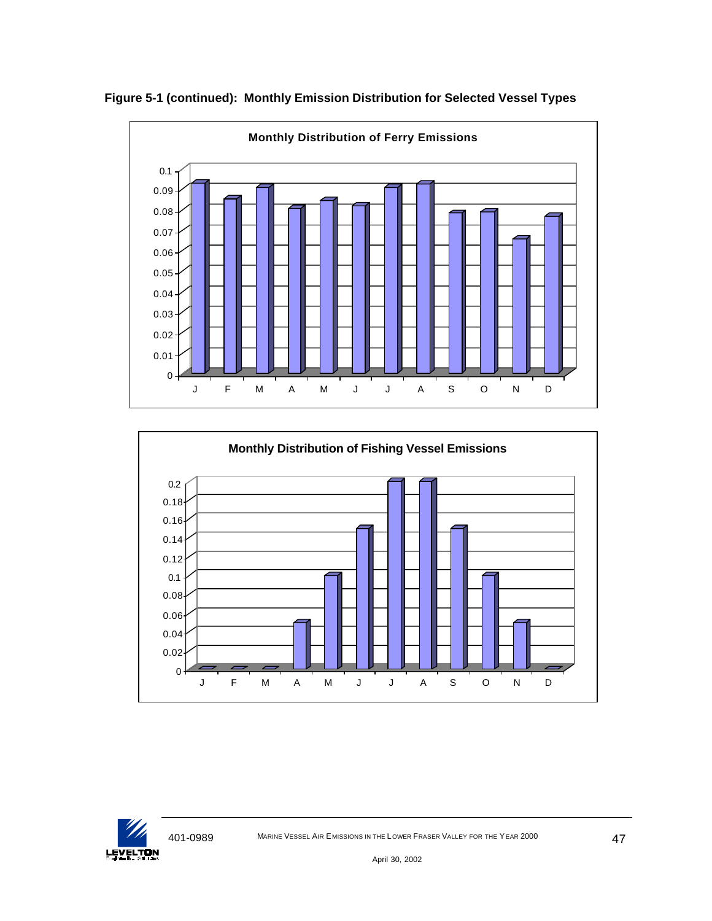**Figure 5-1 (continued): Monthly Emission Distribution for Selected Vessel Types**

**Monthly Distribution of Ferry Emissions**

**Monthly Distribution of Fishing Vessel Emissions**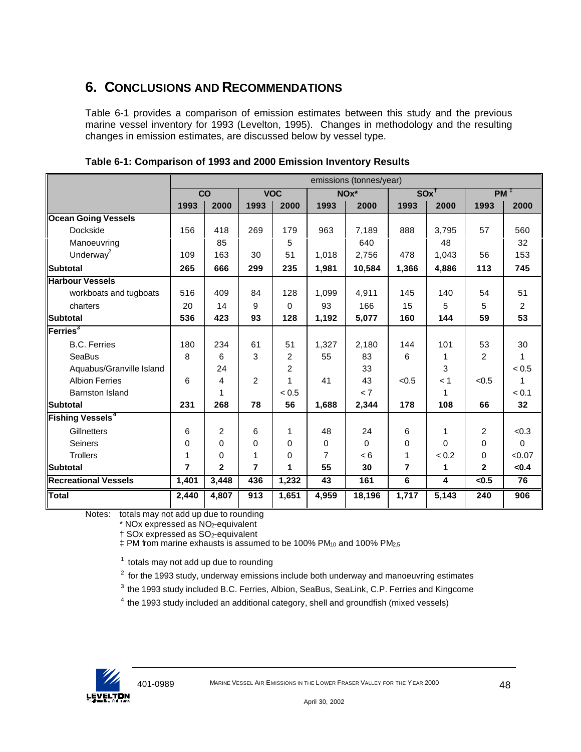# 6. CONCLUSIONS AND RECOMMENDATIONS

Table 6-1 provides a comparison of emission estimates between this study and the previous marine vessel inventory for 1993 (Levelton, 1995). Changes in methodology and the resulting changes in emission estimates, are discussed below by vessel type.

**Table 6-1: Comparison of 1993 and 2000 Emission Inventory Results**

| | emissions (tonnes/year) | | | | | | | | | |
|---|---|---|---|---|---|---|---|---|---|---|
| | CO | | VOC | | NOx* | | SOx† | | PM‡ | |
| | 1993 | 2000 | 1993 | 2000 | 1993 | 2000 | 1993 | 2000 | 1993 | 2000 |
| **Ocean Going Vessels** | | | | | | | | | | |
| Dockside | 156 | 418 | 269 | 179 | 963 | 7,189 | 888 | 3,795 | 57 | 560 |
| Manoeuvring | | 85 | | 5 | | 640 | | 48 | | 32 |
| Underway[2] | 109 | 163 | 30 | 51 | 1,018 | 2,756 | 478 | 1,043 | 56 | 153 |
| **Subtotal** | **265** | **666** | **299** | **235** | **1,981** | **10,584** | **1,366** | **4,886** | **113** | **745** |
| **Harbour Vessels** | | | | | | | | | | |
| workboats and tugboats | 516 | 409 | 84 | 128 | 1,099 | 4,911 | 145 | 140 | 54 | 51 |
| charters | 20 | 14 | 9 | 0 | 93 | 166 | 15 | 5 | 5 | 2 |
| **Subtotal** | **536** | **423** | **93** | **128** | **1,192** | **5,077** | **160** | **144** | **59** | **53** |
| **Ferries[3]** | | | | | | | | | | |
| B.C. Ferries | 180 | 234 | 61 | 51 | 1,327 | 2,180 | 144 | 101 | 53 | 30 |
| SeaBus | 8 | 6 | 3 | 2 | 55 | 83 | 6 | 1 | 2 | 1 |
| Aquabus/Granville Island | | 24 | | 2 | | 33 | | 3 | | < 0.5 |
| Albion Ferries | 6 | 4 | 2 | 1 | 41 | 43 | <0.5 | < 1 | <0.5 | 1 |
| Barnston Island | | 1 | | < 0.5 | | < 7 | | 1 | | < 0.1 |
| **Subtotal** | **231** | **268** | **78** | **56** | **1,688** | **2,344** | **178** | **108** | **66** | **32** |
| **Fishing Vessels[4]** | | | | | | | | | | |
| Gillnetters | 6 | 2 | 6 | 1 | 48 | 24 | 6 | 1 | 2 | <0.3 |
| Seiners | 0 | 0 | 0 | 0 | 0 | 0 | 0 | 0 | 0 | 0 |
| Trollers | 1 | 0 | 1 | 0 | 7 | < 6 | 1 | < 0.2 | 0 | <0.07 |
| **Subtotal** | **7** | **2** | **7** | **1** | **55** | **30** | **7** | **1** | **2** | **<0.4** |
| **Recreational Vessels** | **1,401** | **3,448** | **436** | **1,232** | **43** | **161** | **6** | **4** | **<0.5** | **76** |
| **Total** | **2,440** | **4,807** | **913** | **1,651** | **4,959** | **18,196** | **1,717** | **5,143** | **240** | **906** |

Notes: totals may not add up due to rounding

\* NOx expressed as $NO_2$-equivalent

† SOx expressed as $SO_2$-equivalent

‡ PM from marine exhausts is assumed to be 100% $PM_{10}$ and 100% $PM_{2.5}$

[1] totals may not add up due to rounding

[2] for the 1993 study, underway emissions include both underway and manoeuvring estimates

[3] the 1993 study included B.C. Ferries, Albion, SeaBus, SeaLink, C.P. Ferries and Kingcome

[4] the 1993 study included an additional category, shell and groundfish (mixed vessels)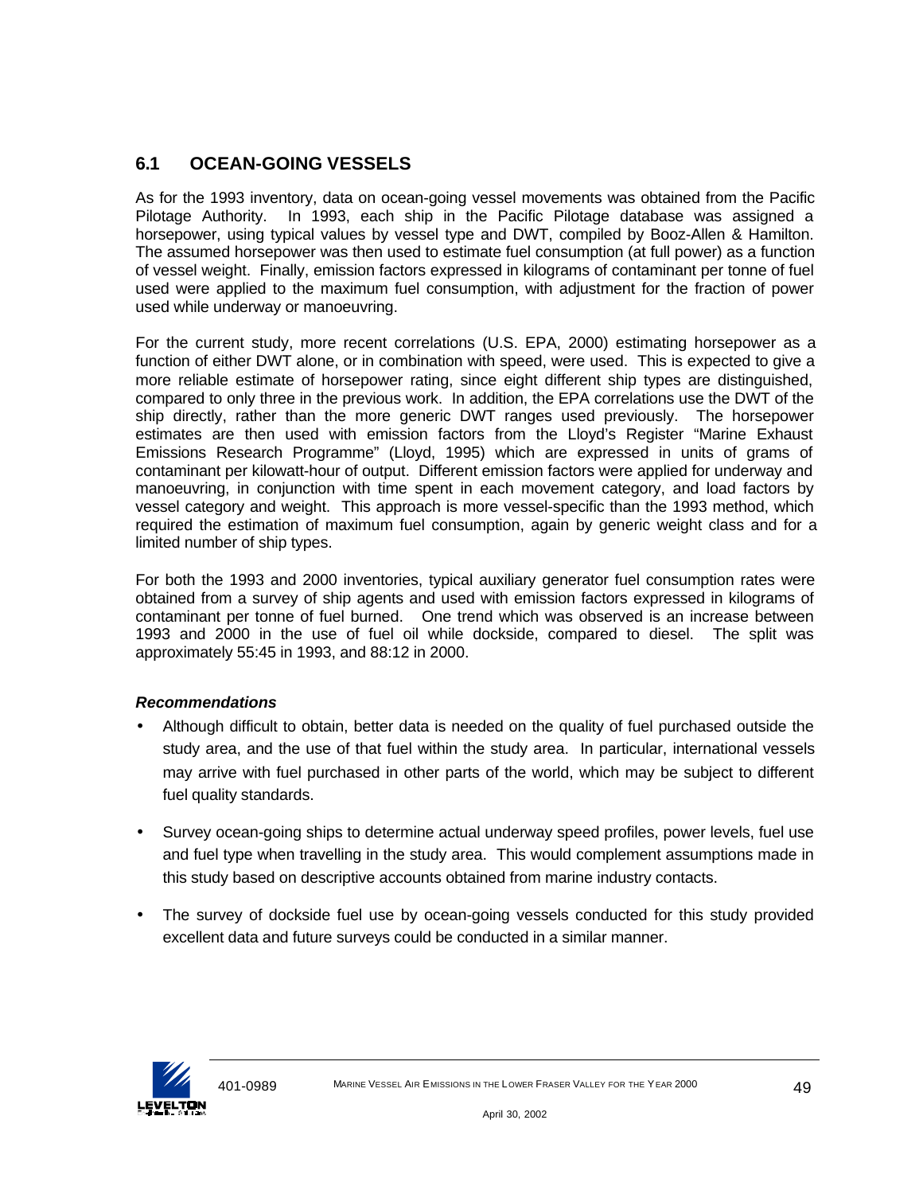## 6.1 OCEAN-GOING VESSELS

As for the 1993 inventory, data on ocean-going vessel movements was obtained from the Pacific Pilotage Authority. In 1993, each ship in the Pacific Pilotage database was assigned a horsepower, using typical values by vessel type and DWT, compiled by Booz-Allen & Hamilton. The assumed horsepower was then used to estimate fuel consumption (at full power) as a function of vessel weight. Finally, emission factors expressed in kilograms of contaminant per tonne of fuel used were applied to the maximum fuel consumption, with adjustment for the fraction of power used while underway or manoeuvring.

For the current study, more recent correlations (U.S. EPA, 2000) estimating horsepower as a function of either DWT alone, or in combination with speed, were used. This is expected to give a more reliable estimate of horsepower rating, since eight different ship types are distinguished, compared to only three in the previous work. In addition, the EPA correlations use the DWT of the ship directly, rather than the more generic DWT ranges used previously. The horsepower estimates are then used with emission factors from the Lloyd's Register "Marine Exhaust Emissions Research Programme" (Lloyd, 1995) which are expressed in units of grams of contaminant per kilowatt-hour of output. Different emission factors were applied for underway and manoeuvring, in conjunction with time spent in each movement category, and load factors by vessel category and weight. This approach is more vessel-specific than the 1993 method, which required the estimation of maximum fuel consumption, again by generic weight class and for a limited number of ship types.

For both the 1993 and 2000 inventories, typical auxiliary generator fuel consumption rates were obtained from a survey of ship agents and used with emission factors expressed in kilograms of contaminant per tonne of fuel burned. One trend which was observed is an increase between 1993 and 2000 in the use of fuel oil while dockside, compared to diesel. The split was approximately 55:45 in 1993, and 88:12 in 2000.

***Recommendations***

- Although difficult to obtain, better data is needed on the quality of fuel purchased outside the study area, and the use of that fuel within the study area. In particular, international vessels may arrive with fuel purchased in other parts of the world, which may be subject to different fuel quality standards.
- Survey ocean-going ships to determine actual underway speed profiles, power levels, fuel use and fuel type when travelling in the study area. This would complement assumptions made in this study based on descriptive accounts obtained from marine industry contacts.
- The survey of dockside fuel use by ocean-going vessels conducted for this study provided excellent data and future surveys could be conducted in a similar manner.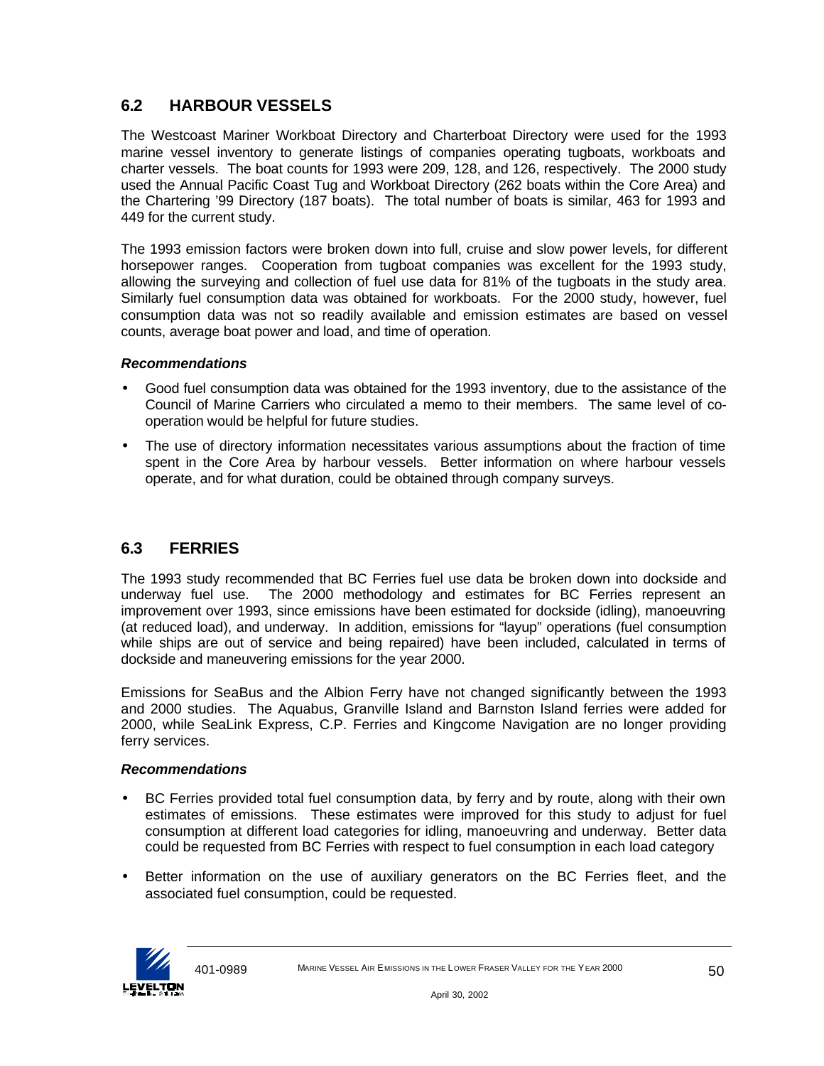## 6.2 HARBOUR VESSELS

The Westcoast Mariner Workboat Directory and Charterboat Directory were used for the 1993 marine vessel inventory to generate listings of companies operating tugboats, workboats and charter vessels. The boat counts for 1993 were 209, 128, and 126, respectively. The 2000 study used the Annual Pacific Coast Tug and Workboat Directory (262 boats within the Core Area) and the Chartering '99 Directory (187 boats). The total number of boats is similar, 463 for 1993 and 449 for the current study.

The 1993 emission factors were broken down into full, cruise and slow power levels, for different horsepower ranges. Cooperation from tugboat companies was excellent for the 1993 study, allowing the surveying and collection of fuel use data for 81% of the tugboats in the study area. Similarly fuel consumption data was obtained for workboats. For the 2000 study, however, fuel consumption data was not so readily available and emission estimates are based on vessel counts, average boat power and load, and time of operation.

***Recommendations***

- Good fuel consumption data was obtained for the 1993 inventory, due to the assistance of the Council of Marine Carriers who circulated a memo to their members. The same level of co-operation would be helpful for future studies.
- The use of directory information necessitates various assumptions about the fraction of time spent in the Core Area by harbour vessels. Better information on where harbour vessels operate, and for what duration, could be obtained through company surveys.

## 6.3 FERRIES

The 1993 study recommended that BC Ferries fuel use data be broken down into dockside and underway fuel use. The 2000 methodology and estimates for BC Ferries represent an improvement over 1993, since emissions have been estimated for dockside (idling), manoeuvring (at reduced load), and underway. In addition, emissions for "layup" operations (fuel consumption while ships are out of service and being repaired) have been included, calculated in terms of dockside and maneuvering emissions for the year 2000.

Emissions for SeaBus and the Albion Ferry have not changed significantly between the 1993 and 2000 studies. The Aquabus, Granville Island and Barnston Island ferries were added for 2000, while SeaLink Express, C.P. Ferries and Kingcome Navigation are no longer providing ferry services.

***Recommendations***

- BC Ferries provided total fuel consumption data, by ferry and by route, along with their own estimates of emissions. These estimates were improved for this study to adjust for fuel consumption at different load categories for idling, manoeuvring and underway. Better data could be requested from BC Ferries with respect to fuel consumption in each load category
- Better information on the use of auxiliary generators on the BC Ferries fleet, and the associated fuel consumption, could be requested.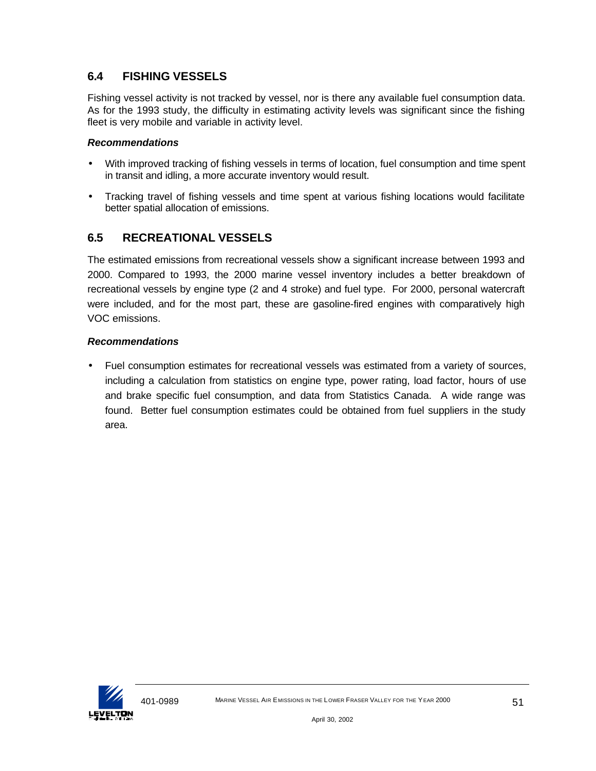## 6.4 FISHING VESSELS

Fishing vessel activity is not tracked by vessel, nor is there any available fuel consumption data. As for the 1993 study, the difficulty in estimating activity levels was significant since the fishing fleet is very mobile and variable in activity level.

***Recommendations***

- With improved tracking of fishing vessels in terms of location, fuel consumption and time spent in transit and idling, a more accurate inventory would result.
- Tracking travel of fishing vessels and time spent at various fishing locations would facilitate better spatial allocation of emissions.

## 6.5 RECREATIONAL VESSELS

The estimated emissions from recreational vessels show a significant increase between 1993 and 2000. Compared to 1993, the 2000 marine vessel inventory includes a better breakdown of recreational vessels by engine type (2 and 4 stroke) and fuel type. For 2000, personal watercraft were included, and for the most part, these are gasoline-fired engines with comparatively high VOC emissions.

***Recommendations***

- Fuel consumption estimates for recreational vessels was estimated from a variety of sources, including a calculation from statistics on engine type, power rating, load factor, hours of use and brake specific fuel consumption, and data from Statistics Canada. A wide range was found. Better fuel consumption estimates could be obtained from fuel suppliers in the study area.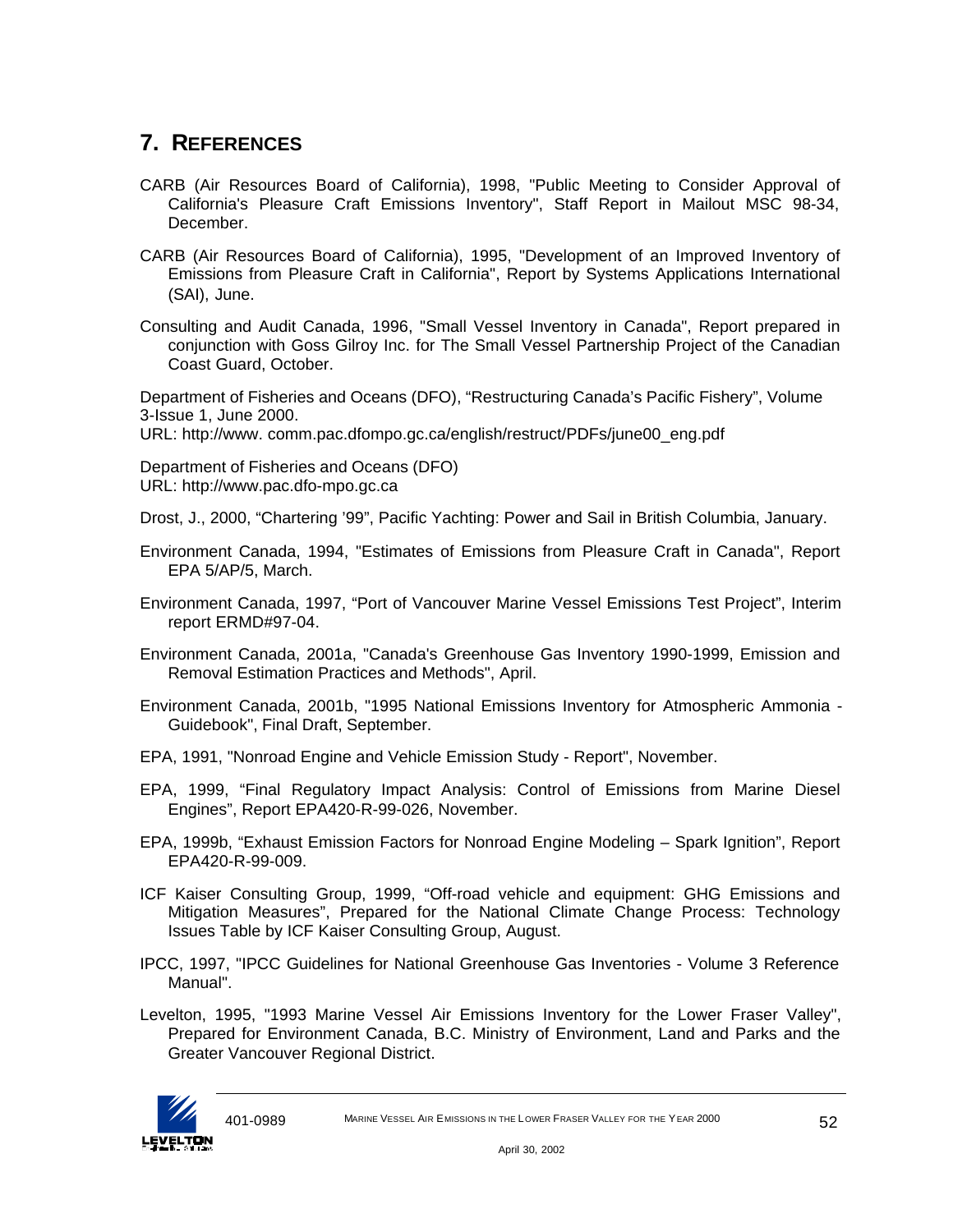# 7. REFERENCES

CARB (Air Resources Board of California), 1998, "Public Meeting to Consider Approval of California's Pleasure Craft Emissions Inventory", Staff Report in Mailout MSC 98-34, December.

CARB (Air Resources Board of California), 1995, "Development of an Improved Inventory of Emissions from Pleasure Craft in California", Report by Systems Applications International (SAI), June.

Consulting and Audit Canada, 1996, "Small Vessel Inventory in Canada", Report prepared in conjunction with Goss Gilroy Inc. for The Small Vessel Partnership Project of the Canadian Coast Guard, October.

Department of Fisheries and Oceans (DFO), "Restructuring Canada's Pacific Fishery", Volume 3-Issue 1, June 2000.
URL: http://www. comm.pac.dfompo.gc.ca/english/restruct/PDFs/june00_eng.pdf

Department of Fisheries and Oceans (DFO)
URL: http://www.pac.dfo-mpo.gc.ca

Drost, J., 2000, "Chartering '99", Pacific Yachting: Power and Sail in British Columbia, January.

Environment Canada, 1994, "Estimates of Emissions from Pleasure Craft in Canada", Report EPA 5/AP/5, March.

Environment Canada, 1997, "Port of Vancouver Marine Vessel Emissions Test Project", Interim report ERMD#97-04.

Environment Canada, 2001a, "Canada's Greenhouse Gas Inventory 1990-1999, Emission and Removal Estimation Practices and Methods", April.

Environment Canada, 2001b, "1995 National Emissions Inventory for Atmospheric Ammonia - Guidebook", Final Draft, September.

EPA, 1991, "Nonroad Engine and Vehicle Emission Study - Report", November.

EPA, 1999, "Final Regulatory Impact Analysis: Control of Emissions from Marine Diesel Engines", Report EPA420-R-99-026, November.

EPA, 1999b, "Exhaust Emission Factors for Nonroad Engine Modeling – Spark Ignition", Report EPA420-R-99-009.

ICF Kaiser Consulting Group, 1999, "Off-road vehicle and equipment: GHG Emissions and Mitigation Measures", Prepared for the National Climate Change Process: Technology Issues Table by ICF Kaiser Consulting Group, August.

IPCC, 1997, "IPCC Guidelines for National Greenhouse Gas Inventories - Volume 3 Reference Manual".

Levelton, 1995, "1993 Marine Vessel Air Emissions Inventory for the Lower Fraser Valley", Prepared for Environment Canada, B.C. Ministry of Environment, Land and Parks and the Greater Vancouver Regional District.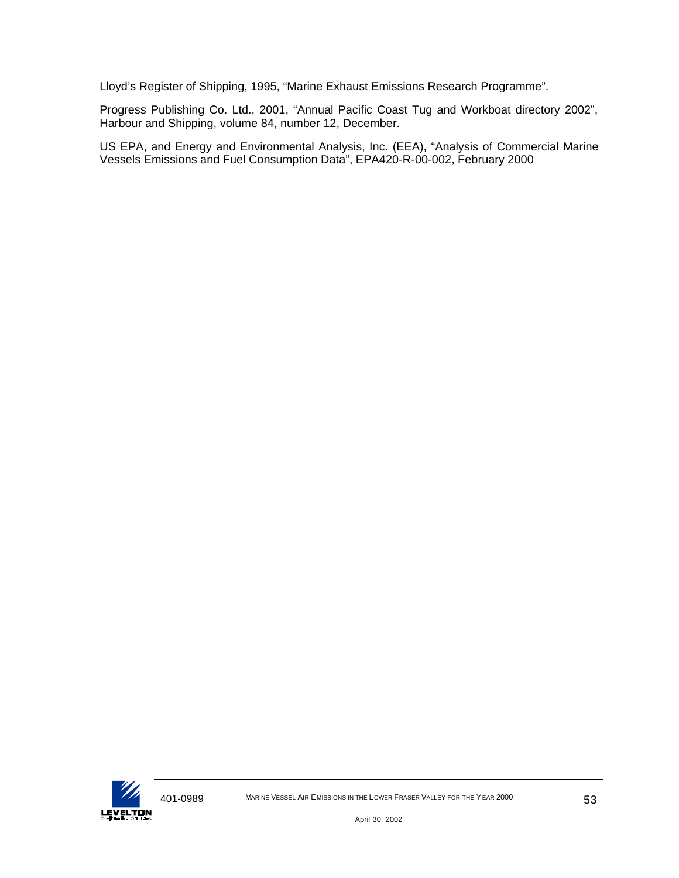Lloyd's Register of Shipping, 1995, "Marine Exhaust Emissions Research Programme".

Progress Publishing Co. Ltd., 2001, "Annual Pacific Coast Tug and Workboat directory 2002", Harbour and Shipping, volume 84, number 12, December.

US EPA, and Energy and Environmental Analysis, Inc. (EEA), "Analysis of Commercial Marine Vessels Emissions and Fuel Consumption Data", EPA420-R-00-002, February 2000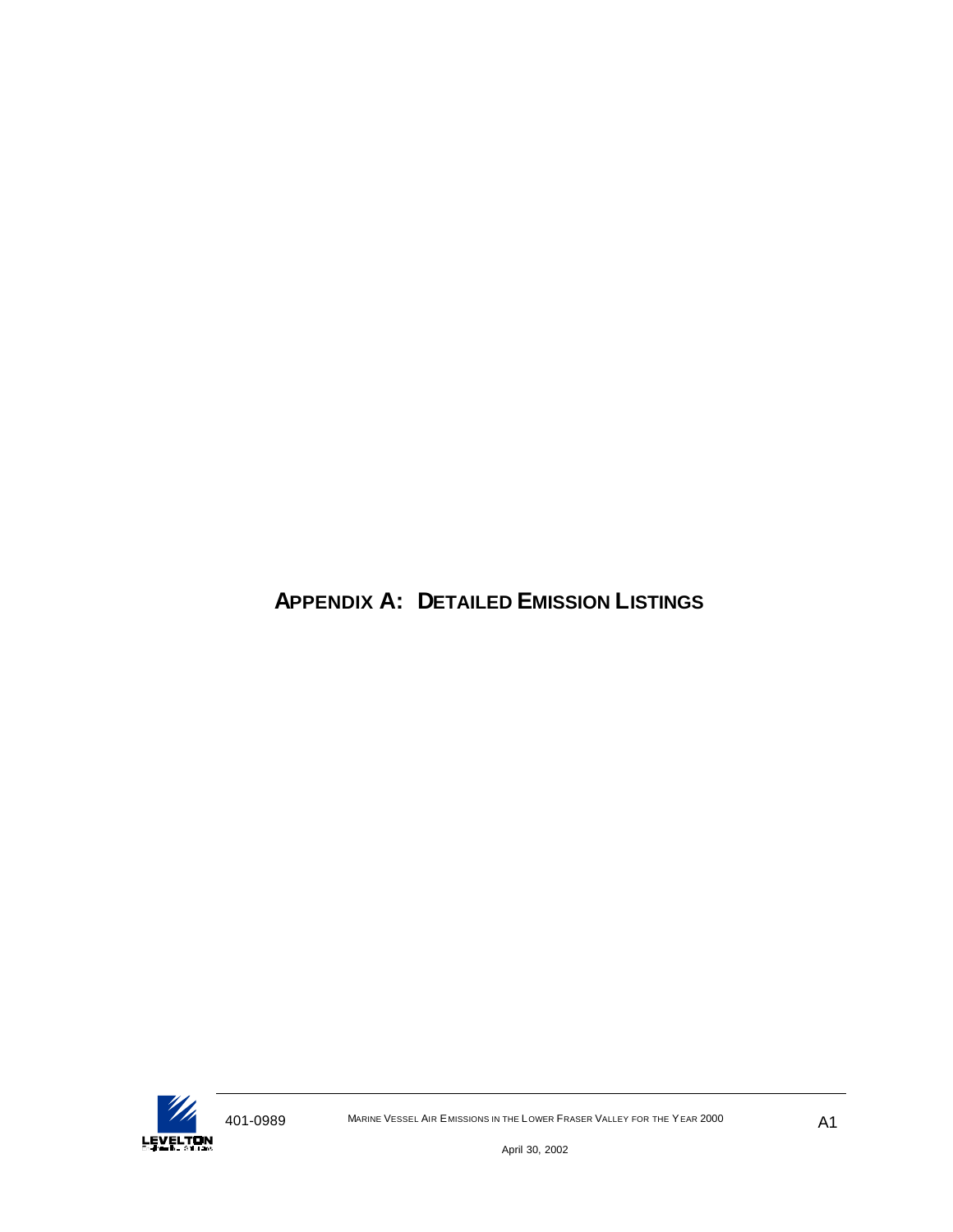# APPENDIX A: DETAILED EMISSION LISTINGS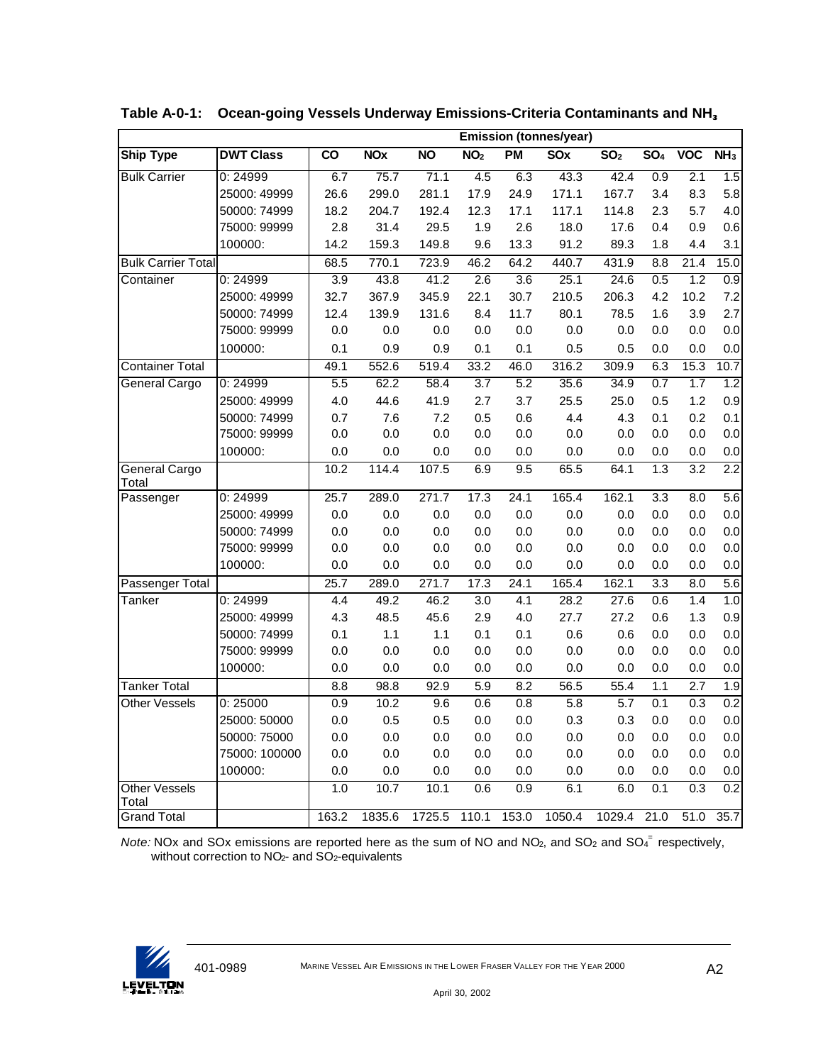**Table A-0-1: Ocean-going Vessels Underway Emissions-Criteria Contaminants and $NH_3$**

| | | Emission (tonnes/year) | | | | | | | | | |
|---|---|---|---|---|---|---|---|---|---|---|---|
| **Ship Type** | **DWT Class** | **CO** | **NOx** | **NO** | **$NO_2$** | **PM** | **SOx** | **$SO_2$** | **$SO_4$** | **VOC** | **$NH_3$** |
| Bulk Carrier | 0: 24999 | 6.7 | 75.7 | 71.1 | 4.5 | 6.3 | 43.3 | 42.4 | 0.9 | 2.1 | 1.5 |
| | 25000: 49999 | 26.6 | 299.0 | 281.1 | 17.9 | 24.9 | 171.1 | 167.7 | 3.4 | 8.3 | 5.8 |
| | 50000: 74999 | 18.2 | 204.7 | 192.4 | 12.3 | 17.1 | 117.1 | 114.8 | 2.3 | 5.7 | 4.0 |
| | 75000: 99999 | 2.8 | 31.4 | 29.5 | 1.9 | 2.6 | 18.0 | 17.6 | 0.4 | 0.9 | 0.6 |
| | 100000: | 14.2 | 159.3 | 149.8 | 9.6 | 13.3 | 91.2 | 89.3 | 1.8 | 4.4 | 3.1 |
| Bulk Carrier Total | | 68.5 | 770.1 | 723.9 | 46.2 | 64.2 | 440.7 | 431.9 | 8.8 | 21.4 | 15.0 |
| Container | 0: 24999 | 3.9 | 43.8 | 41.2 | 2.6 | 3.6 | 25.1 | 24.6 | 0.5 | 1.2 | 0.9 |
| | 25000: 49999 | 32.7 | 367.9 | 345.9 | 22.1 | 30.7 | 210.5 | 206.3 | 4.2 | 10.2 | 7.2 |
| | 50000: 74999 | 12.4 | 139.9 | 131.6 | 8.4 | 11.7 | 80.1 | 78.5 | 1.6 | 3.9 | 2.7 |
| | 75000: 99999 | 0.0 | 0.0 | 0.0 | 0.0 | 0.0 | 0.0 | 0.0 | 0.0 | 0.0 | 0.0 |
| | 100000: | 0.1 | 0.9 | 0.9 | 0.1 | 0.1 | 0.5 | 0.5 | 0.0 | 0.0 | 0.0 |
| Container Total | | 49.1 | 552.6 | 519.4 | 33.2 | 46.0 | 316.2 | 309.9 | 6.3 | 15.3 | 10.7 |
| General Cargo | 0: 24999 | 5.5 | 62.2 | 58.4 | 3.7 | 5.2 | 35.6 | 34.9 | 0.7 | 1.7 | 1.2 |
| | 25000: 49999 | 4.0 | 44.6 | 41.9 | 2.7 | 3.7 | 25.5 | 25.0 | 0.5 | 1.2 | 0.9 |
| | 50000: 74999 | 0.7 | 7.6 | 7.2 | 0.5 | 0.6 | 4.4 | 4.3 | 0.1 | 0.2 | 0.1 |
| | 75000: 99999 | 0.0 | 0.0 | 0.0 | 0.0 | 0.0 | 0.0 | 0.0 | 0.0 | 0.0 | 0.0 |
| | 100000: | 0.0 | 0.0 | 0.0 | 0.0 | 0.0 | 0.0 | 0.0 | 0.0 | 0.0 | 0.0 |
| General Cargo Total | | 10.2 | 114.4 | 107.5 | 6.9 | 9.5 | 65.5 | 64.1 | 1.3 | 3.2 | 2.2 |
| Passenger | 0: 24999 | 25.7 | 289.0 | 271.7 | 17.3 | 24.1 | 165.4 | 162.1 | 3.3 | 8.0 | 5.6 |
| | 25000: 49999 | 0.0 | 0.0 | 0.0 | 0.0 | 0.0 | 0.0 | 0.0 | 0.0 | 0.0 | 0.0 |
| | 50000: 74999 | 0.0 | 0.0 | 0.0 | 0.0 | 0.0 | 0.0 | 0.0 | 0.0 | 0.0 | 0.0 |
| | 75000: 99999 | 0.0 | 0.0 | 0.0 | 0.0 | 0.0 | 0.0 | 0.0 | 0.0 | 0.0 | 0.0 |
| | 100000: | 0.0 | 0.0 | 0.0 | 0.0 | 0.0 | 0.0 | 0.0 | 0.0 | 0.0 | 0.0 |
| Passenger Total | | 25.7 | 289.0 | 271.7 | 17.3 | 24.1 | 165.4 | 162.1 | 3.3 | 8.0 | 5.6 |
| Tanker | 0: 24999 | 4.4 | 49.2 | 46.2 | 3.0 | 4.1 | 28.2 | 27.6 | 0.6 | 1.4 | 1.0 |
| | 25000: 49999 | 4.3 | 48.5 | 45.6 | 2.9 | 4.0 | 27.7 | 27.2 | 0.6 | 1.3 | 0.9 |
| | 50000: 74999 | 0.1 | 1.1 | 1.1 | 0.1 | 0.1 | 0.6 | 0.6 | 0.0 | 0.0 | 0.0 |
| | 75000: 99999 | 0.0 | 0.0 | 0.0 | 0.0 | 0.0 | 0.0 | 0.0 | 0.0 | 0.0 | 0.0 |
| | 100000: | 0.0 | 0.0 | 0.0 | 0.0 | 0.0 | 0.0 | 0.0 | 0.0 | 0.0 | 0.0 |
| Tanker Total | | 8.8 | 98.8 | 92.9 | 5.9 | 8.2 | 56.5 | 55.4 | 1.1 | 2.7 | 1.9 |
| Other Vessels | 0: 25000 | 0.9 | 10.2 | 9.6 | 0.6 | 0.8 | 5.8 | 5.7 | 0.1 | 0.3 | 0.2 |
| | 25000: 50000 | 0.0 | 0.5 | 0.5 | 0.0 | 0.0 | 0.3 | 0.3 | 0.0 | 0.0 | 0.0 |
| | 50000: 75000 | 0.0 | 0.0 | 0.0 | 0.0 | 0.0 | 0.0 | 0.0 | 0.0 | 0.0 | 0.0 |
| | 75000: 100000 | 0.0 | 0.0 | 0.0 | 0.0 | 0.0 | 0.0 | 0.0 | 0.0 | 0.0 | 0.0 |
| | 100000: | 0.0 | 0.0 | 0.0 | 0.0 | 0.0 | 0.0 | 0.0 | 0.0 | 0.0 | 0.0 |
| Other Vessels Total | | 1.0 | 10.7 | 10.1 | 0.6 | 0.9 | 6.1 | 6.0 | 0.1 | 0.3 | 0.2 |
| Grand Total | | 163.2 | 1835.6 | 1725.5 | 110.1 | 153.0 | 1050.4 | 1029.4 | 21.0 | 51.0 | 35.7 |

*Note:* NOx and SOx emissions are reported here as the sum of NO and $NO_2$, and $SO_2$ and $SO_4^{=}$ respectively, without correction to $NO_2$- and $SO_2$-equivalents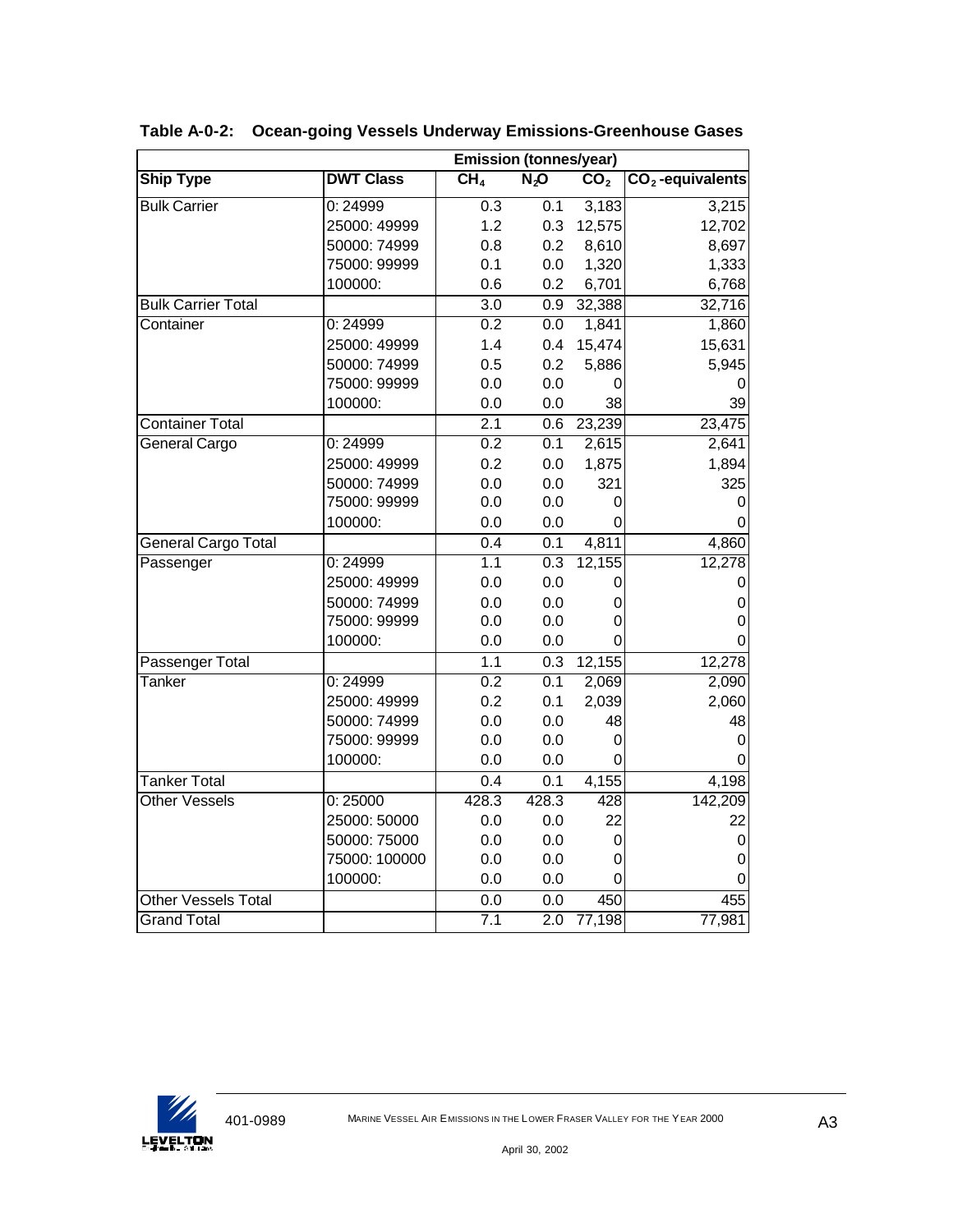**Table A-0-2: Ocean-going Vessels Underway Emissions-Greenhouse Gases**

| | | Emission (tonnes/year) | | | |
|---|---|---|---|---|---|
| **Ship Type** | **DWT Class** | **$CH_4$** | **$N_2O$** | **$CO_2$** | **$CO_2$-equivalents** |
| Bulk Carrier | 0: 24999 | 0.3 | 0.1 | 3,183 | 3,215 |
| | 25000: 49999 | 1.2 | 0.3 | 12,575 | 12,702 |
| | 50000: 74999 | 0.8 | 0.2 | 8,610 | 8,697 |
| | 75000: 99999 | 0.1 | 0.0 | 1,320 | 1,333 |
| | 100000: | 0.6 | 0.2 | 6,701 | 6,768 |
| Bulk Carrier Total | | 3.0 | 0.9 | 32,388 | 32,716 |
| Container | 0: 24999 | 0.2 | 0.0 | 1,841 | 1,860 |
| | 25000: 49999 | 1.4 | 0.4 | 15,474 | 15,631 |
| | 50000: 74999 | 0.5 | 0.2 | 5,886 | 5,945 |
| | 75000: 99999 | 0.0 | 0.0 | 0 | 0 |
| | 100000: | 0.0 | 0.0 | 38 | 39 |
| Container Total | | 2.1 | 0.6 | 23,239 | 23,475 |
| General Cargo | 0: 24999 | 0.2 | 0.1 | 2,615 | 2,641 |
| | 25000: 49999 | 0.2 | 0.0 | 1,875 | 1,894 |
| | 50000: 74999 | 0.0 | 0.0 | 321 | 325 |
| | 75000: 99999 | 0.0 | 0.0 | 0 | 0 |
| | 100000: | 0.0 | 0.0 | 0 | 0 |
| General Cargo Total | | 0.4 | 0.1 | 4,811 | 4,860 |
| Passenger | 0: 24999 | 1.1 | 0.3 | 12,155 | 12,278 |
| | 25000: 49999 | 0.0 | 0.0 | 0 | 0 |
| | 50000: 74999 | 0.0 | 0.0 | 0 | 0 |
| | 75000: 99999 | 0.0 | 0.0 | 0 | 0 |
| | 100000: | 0.0 | 0.0 | 0 | 0 |
| Passenger Total | | 1.1 | 0.3 | 12,155 | 12,278 |
| Tanker | 0: 24999 | 0.2 | 0.1 | 2,069 | 2,090 |
| | 25000: 49999 | 0.2 | 0.1 | 2,039 | 2,060 |
| | 50000: 74999 | 0.0 | 0.0 | 48 | 48 |
| | 75000: 99999 | 0.0 | 0.0 | 0 | 0 |
| | 100000: | 0.0 | 0.0 | 0 | 0 |
| Tanker Total | | 0.4 | 0.1 | 4,155 | 4,198 |
| Other Vessels | 0: 25000 | 428.3 | 428.3 | 428 | 142,209 |
| | 25000: 50000 | 0.0 | 0.0 | 22 | 22 |
| | 50000: 75000 | 0.0 | 0.0 | 0 | 0 |
| | 75000: 100000 | 0.0 | 0.0 | 0 | 0 |
| | 100000: | 0.0 | 0.0 | 0 | 0 |
| Other Vessels Total | | 0.0 | 0.0 | 450 | 455 |
| Grand Total | | 7.1 | 2.0 | 77,198 | 77,981 |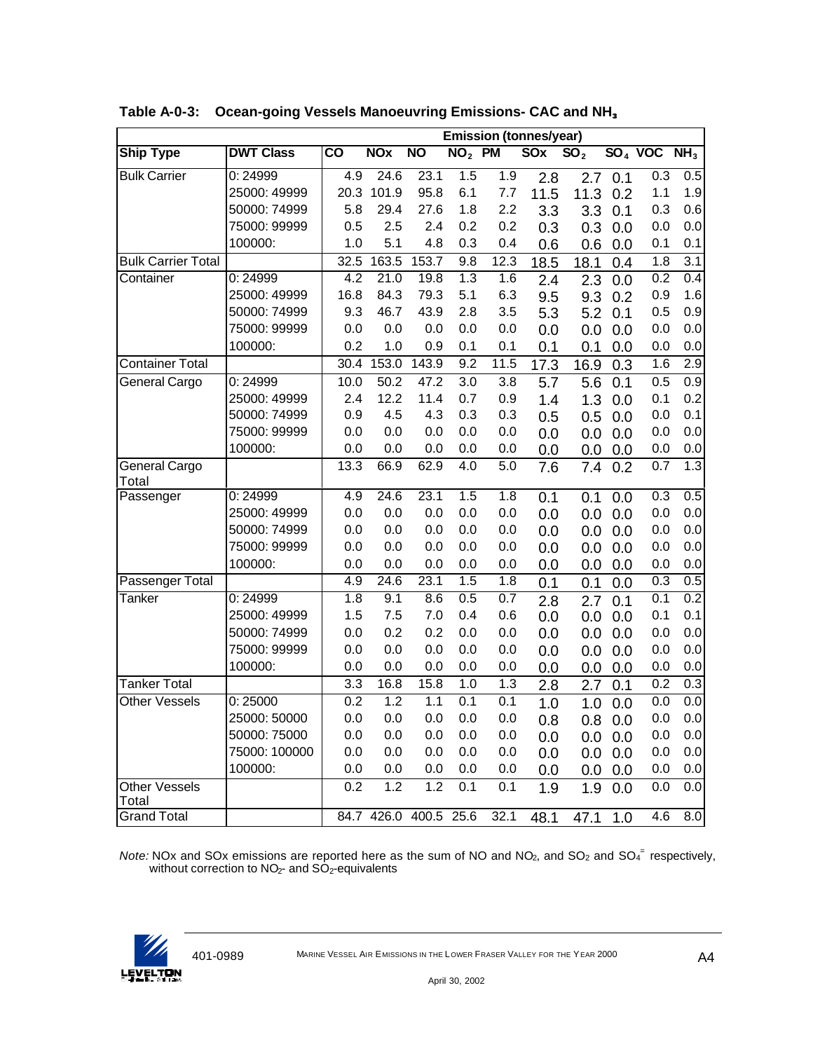**Table A-0-3: Ocean-going Vessels Manoeuvring Emissions- CAC and $NH_3$**

| | | Emission (tonnes/year) | | | | | | | | | |
|---|---|---|---|---|---|---|---|---|---|---|---|
| **Ship Type** | **DWT Class** | **CO** | **NOx** | **NO** | **$NO_2$** | **PM** | **SOx** | **$SO_2$** | **$SO_4$** | **VOC** | **$NH_3$** |
| Bulk Carrier | 0: 24999 | 4.9 | 24.6 | 23.1 | 1.5 | 1.9 | 2.8 | 2.7 | 0.1 | 0.3 | 0.5 |
| | 25000: 49999 | 20.3 | 101.9 | 95.8 | 6.1 | 7.7 | 11.5 | 11.3 | 0.2 | 1.1 | 1.9 |
| | 50000: 74999 | 5.8 | 29.4 | 27.6 | 1.8 | 2.2 | 3.3 | 3.3 | 0.1 | 0.3 | 0.6 |
| | 75000: 99999 | 0.5 | 2.5 | 2.4 | 0.2 | 0.2 | 0.3 | 0.3 | 0.0 | 0.0 | 0.0 |
| | 100000: | 1.0 | 5.1 | 4.8 | 0.3 | 0.4 | 0.6 | 0.6 | 0.0 | 0.1 | 0.1 |
| Bulk Carrier Total | | 32.5 | 163.5 | 153.7 | 9.8 | 12.3 | 18.5 | 18.1 | 0.4 | 1.8 | 3.1 |
| Container | 0: 24999 | 4.2 | 21.0 | 19.8 | 1.3 | 1.6 | 2.4 | 2.3 | 0.0 | 0.2 | 0.4 |
| | 25000: 49999 | 16.8 | 84.3 | 79.3 | 5.1 | 6.3 | 9.5 | 9.3 | 0.2 | 0.9 | 1.6 |
| | 50000: 74999 | 9.3 | 46.7 | 43.9 | 2.8 | 3.5 | 5.3 | 5.2 | 0.1 | 0.5 | 0.9 |
| | 75000: 99999 | 0.0 | 0.0 | 0.0 | 0.0 | 0.0 | 0.0 | 0.0 | 0.0 | 0.0 | 0.0 |
| | 100000: | 0.2 | 1.0 | 0.9 | 0.1 | 0.1 | 0.1 | 0.1 | 0.0 | 0.0 | 0.0 |
| Container Total | | 30.4 | 153.0 | 143.9 | 9.2 | 11.5 | 17.3 | 16.9 | 0.3 | 1.6 | 2.9 |
| General Cargo | 0: 24999 | 10.0 | 50.2 | 47.2 | 3.0 | 3.8 | 5.7 | 5.6 | 0.1 | 0.5 | 0.9 |
| | 25000: 49999 | 2.4 | 12.2 | 11.4 | 0.7 | 0.9 | 1.4 | 1.3 | 0.0 | 0.1 | 0.2 |
| | 50000: 74999 | 0.9 | 4.5 | 4.3 | 0.3 | 0.3 | 0.5 | 0.5 | 0.0 | 0.0 | 0.1 |
| | 75000: 99999 | 0.0 | 0.0 | 0.0 | 0.0 | 0.0 | 0.0 | 0.0 | 0.0 | 0.0 | 0.0 |
| | 100000: | 0.0 | 0.0 | 0.0 | 0.0 | 0.0 | 0.0 | 0.0 | 0.0 | 0.0 | 0.0 |
| General Cargo Total | | 13.3 | 66.9 | 62.9 | 4.0 | 5.0 | 7.6 | 7.4 | 0.2 | 0.7 | 1.3 |
| Passenger | 0: 24999 | 4.9 | 24.6 | 23.1 | 1.5 | 1.8 | 0.1 | 0.1 | 0.0 | 0.3 | 0.5 |
| | 25000: 49999 | 0.0 | 0.0 | 0.0 | 0.0 | 0.0 | 0.0 | 0.0 | 0.0 | 0.0 | 0.0 |
| | 50000: 74999 | 0.0 | 0.0 | 0.0 | 0.0 | 0.0 | 0.0 | 0.0 | 0.0 | 0.0 | 0.0 |
| | 75000: 99999 | 0.0 | 0.0 | 0.0 | 0.0 | 0.0 | 0.0 | 0.0 | 0.0 | 0.0 | 0.0 |
| | 100000: | 0.0 | 0.0 | 0.0 | 0.0 | 0.0 | 0.0 | 0.0 | 0.0 | 0.0 | 0.0 |
| Passenger Total | | 4.9 | 24.6 | 23.1 | 1.5 | 1.8 | 0.1 | 0.1 | 0.0 | 0.3 | 0.5 |
| Tanker | 0: 24999 | 1.8 | 9.1 | 8.6 | 0.5 | 0.7 | 2.8 | 2.7 | 0.1 | 0.1 | 0.2 |
| | 25000: 49999 | 1.5 | 7.5 | 7.0 | 0.4 | 0.6 | 0.0 | 0.0 | 0.0 | 0.1 | 0.1 |
| | 50000: 74999 | 0.0 | 0.2 | 0.2 | 0.0 | 0.0 | 0.0 | 0.0 | 0.0 | 0.0 | 0.0 |
| | 75000: 99999 | 0.0 | 0.0 | 0.0 | 0.0 | 0.0 | 0.0 | 0.0 | 0.0 | 0.0 | 0.0 |
| | 100000: | 0.0 | 0.0 | 0.0 | 0.0 | 0.0 | 0.0 | 0.0 | 0.0 | 0.0 | 0.0 |
| Tanker Total | | 3.3 | 16.8 | 15.8 | 1.0 | 1.3 | 2.8 | 2.7 | 0.1 | 0.2 | 0.3 |
| Other Vessels | 0: 25000 | 0.2 | 1.2 | 1.1 | 0.1 | 0.1 | 1.0 | 1.0 | 0.0 | 0.0 | 0.0 |
| | 25000: 50000 | 0.0 | 0.0 | 0.0 | 0.0 | 0.0 | 0.8 | 0.8 | 0.0 | 0.0 | 0.0 |
| | 50000: 75000 | 0.0 | 0.0 | 0.0 | 0.0 | 0.0 | 0.0 | 0.0 | 0.0 | 0.0 | 0.0 |
| | 75000: 100000 | 0.0 | 0.0 | 0.0 | 0.0 | 0.0 | 0.0 | 0.0 | 0.0 | 0.0 | 0.0 |
| | 100000: | 0.0 | 0.0 | 0.0 | 0.0 | 0.0 | 0.0 | 0.0 | 0.0 | 0.0 | 0.0 |
| Other Vessels Total | | 0.2 | 1.2 | 1.2 | 0.1 | 0.1 | 1.9 | 1.9 | 0.0 | 0.0 | 0.0 |
| Grand Total | | 84.7 | 426.0 | 400.5 | 25.6 | 32.1 | 48.1 | 47.1 | 1.0 | 4.6 | 8.0 |

*Note:* NOx and SOx emissions are reported here as the sum of NO and $NO_2$, and $SO_2$ and $SO_4^{=}$ respectively, without correction to $NO_2$- and $SO_2$-equivalents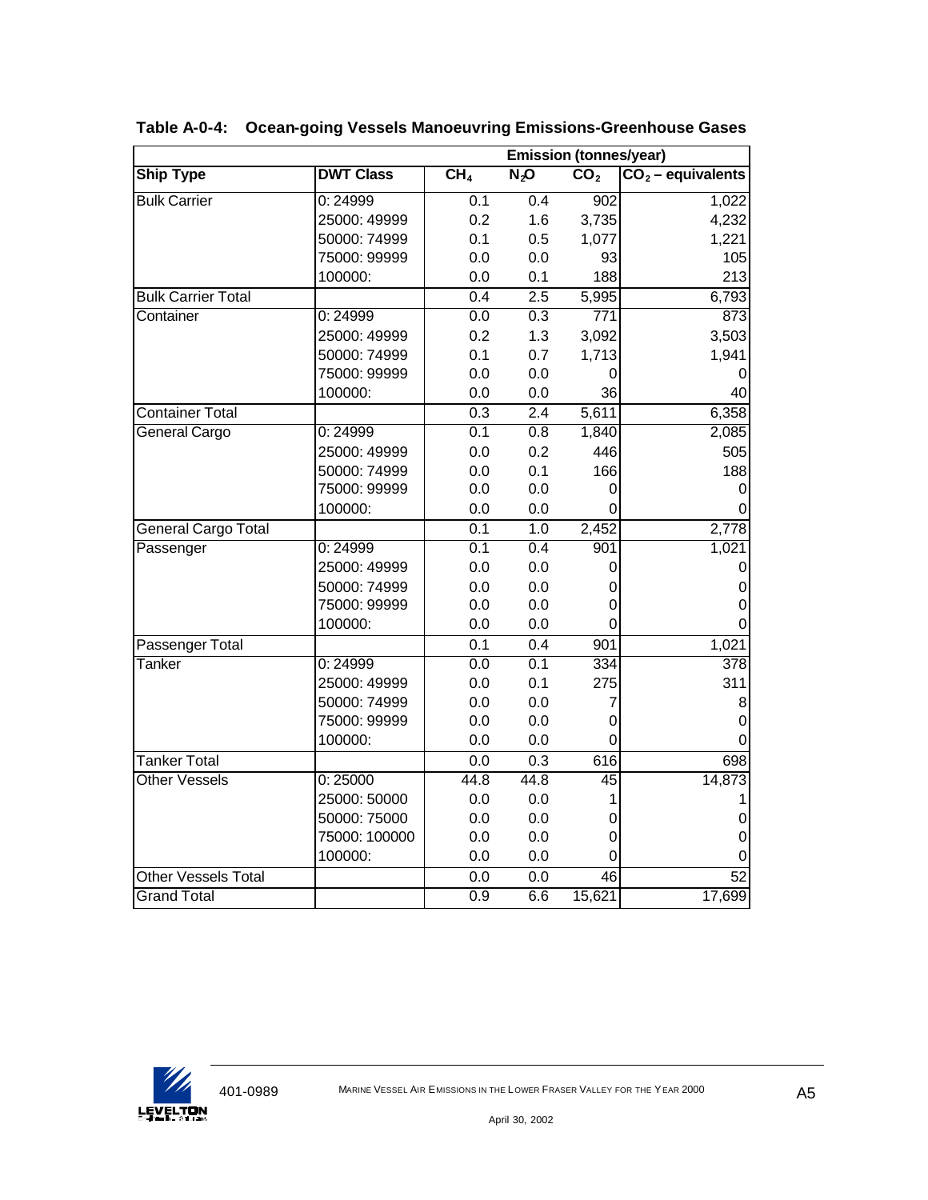**Table A-0-4: Ocean-going Vessels Manoeuvring Emissions-Greenhouse Gases**

| | | Emission (tonnes/year) | | | |
|---|---|---|---|---|---|
| **Ship Type** | **DWT Class** | **$CH_4$** | **$N_2O$** | **$CO_2$** | **$CO_2$ – equivalents** |
| Bulk Carrier | 0: 24999 | 0.1 | 0.4 | 902 | 1,022 |
| | 25000: 49999 | 0.2 | 1.6 | 3,735 | 4,232 |
| | 50000: 74999 | 0.1 | 0.5 | 1,077 | 1,221 |
| | 75000: 99999 | 0.0 | 0.0 | 93 | 105 |
| | 100000: | 0.0 | 0.1 | 188 | 213 |
| Bulk Carrier Total | | 0.4 | 2.5 | 5,995 | 6,793 |
| Container | 0: 24999 | 0.0 | 0.3 | 771 | 873 |
| | 25000: 49999 | 0.2 | 1.3 | 3,092 | 3,503 |
| | 50000: 74999 | 0.1 | 0.7 | 1,713 | 1,941 |
| | 75000: 99999 | 0.0 | 0.0 | 0 | 0 |
| | 100000: | 0.0 | 0.0 | 36 | 40 |
| Container Total | | 0.3 | 2.4 | 5,611 | 6,358 |
| General Cargo | 0: 24999 | 0.1 | 0.8 | 1,840 | 2,085 |
| | 25000: 49999 | 0.0 | 0.2 | 446 | 505 |
| | 50000: 74999 | 0.0 | 0.1 | 166 | 188 |
| | 75000: 99999 | 0.0 | 0.0 | 0 | 0 |
| | 100000: | 0.0 | 0.0 | 0 | 0 |
| General Cargo Total | | 0.1 | 1.0 | 2,452 | 2,778 |
| Passenger | 0: 24999 | 0.1 | 0.4 | 901 | 1,021 |
| | 25000: 49999 | 0.0 | 0.0 | 0 | 0 |
| | 50000: 74999 | 0.0 | 0.0 | 0 | 0 |
| | 75000: 99999 | 0.0 | 0.0 | 0 | 0 |
| | 100000: | 0.0 | 0.0 | 0 | 0 |
| Passenger Total | | 0.1 | 0.4 | 901 | 1,021 |
| Tanker | 0: 24999 | 0.0 | 0.1 | 334 | 378 |
| | 25000: 49999 | 0.0 | 0.1 | 275 | 311 |
| | 50000: 74999 | 0.0 | 0.0 | 7 | 8 |
| | 75000: 99999 | 0.0 | 0.0 | 0 | 0 |
| | 100000: | 0.0 | 0.0 | 0 | 0 |
| Tanker Total | | 0.0 | 0.3 | 616 | 698 |
| Other Vessels | 0: 25000 | 44.8 | 44.8 | 45 | 14,873 |
| | 25000: 50000 | 0.0 | 0.0 | 1 | 1 |
| | 50000: 75000 | 0.0 | 0.0 | 0 | 0 |
| | 75000: 100000 | 0.0 | 0.0 | 0 | 0 |
| | 100000: | 0.0 | 0.0 | 0 | 0 |
| Other Vessels Total | | 0.0 | 0.0 | 46 | 52 |
| Grand Total | | 0.9 | 6.6 | 15,621 | 17,699 |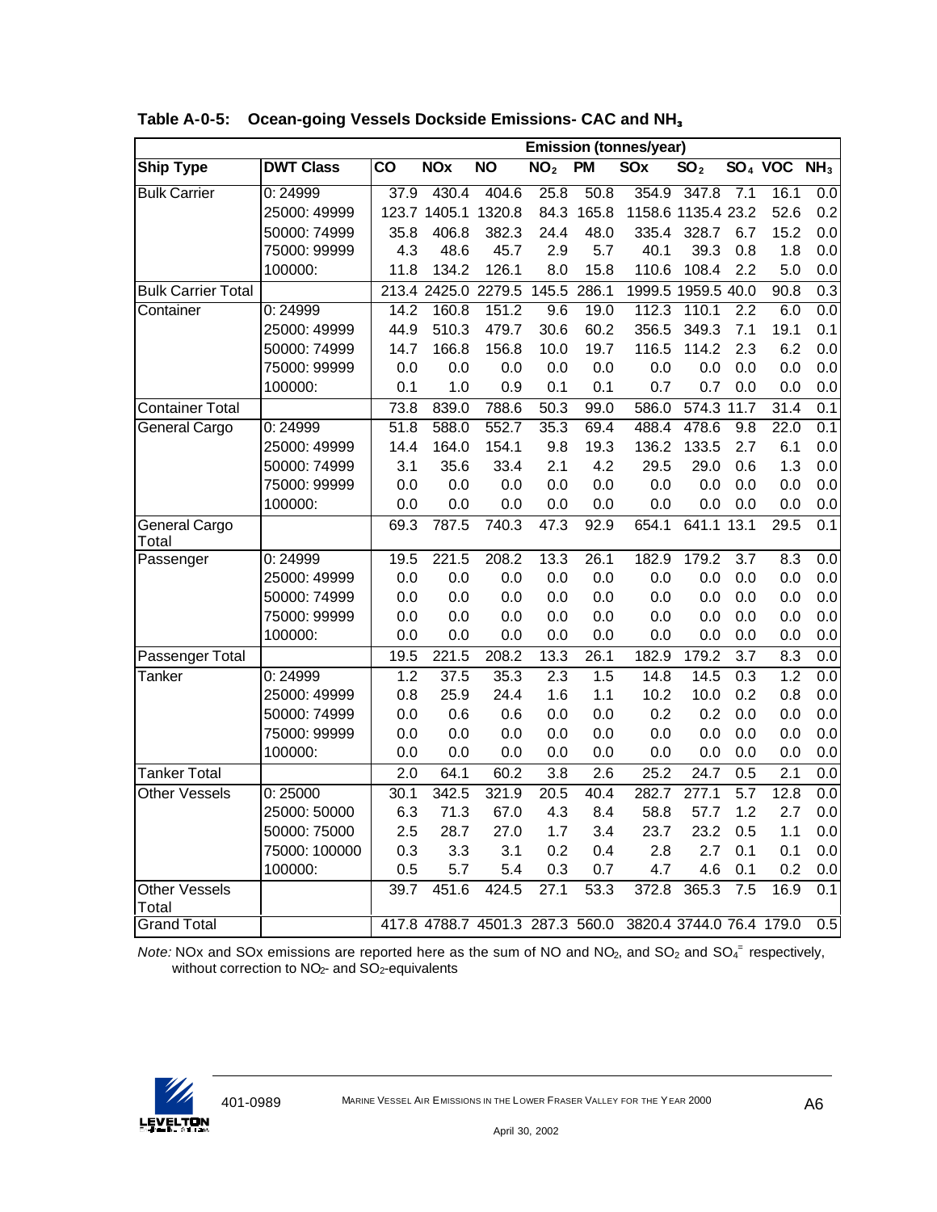**Table A-0-5: Ocean-going Vessels Dockside Emissions- CAC and $NH_3$**

| | | Emission (tonnes/year) | | | | | | | | | |
|---|---|---|---|---|---|---|---|---|---|---|---|
| **Ship Type** | **DWT Class** | **CO** | **NOx** | **NO** | **$NO_2$** | **PM** | **SOx** | **$SO_2$** | **$SO_4$** | **VOC** | **$NH_3$** |
| Bulk Carrier | 0: 24999 | 37.9 | 430.4 | 404.6 | 25.8 | 50.8 | 354.9 | 347.8 | 7.1 | 16.1 | 0.0 |
| | 25000: 49999 | 123.7 | 1405.1 | 1320.8 | 84.3 | 165.8 | 1158.6 | 1135.4 | 23.2 | 52.6 | 0.2 |
| | 50000: 74999 | 35.8 | 406.8 | 382.3 | 24.4 | 48.0 | 335.4 | 328.7 | 6.7 | 15.2 | 0.0 |
| | 75000: 99999 | 4.3 | 48.6 | 45.7 | 2.9 | 5.7 | 40.1 | 39.3 | 0.8 | 1.8 | 0.0 |
| | 100000: | 11.8 | 134.2 | 126.1 | 8.0 | 15.8 | 110.6 | 108.4 | 2.2 | 5.0 | 0.0 |
| Bulk Carrier Total | | 213.4 | 2425.0 | 2279.5 | 145.5 | 286.1 | 1999.5 | 1959.5 | 40.0 | 90.8 | 0.3 |
| Container | 0: 24999 | 14.2 | 160.8 | 151.2 | 9.6 | 19.0 | 112.3 | 110.1 | 2.2 | 6.0 | 0.0 |
| | 25000: 49999 | 44.9 | 510.3 | 479.7 | 30.6 | 60.2 | 356.5 | 349.3 | 7.1 | 19.1 | 0.1 |
| | 50000: 74999 | 14.7 | 166.8 | 156.8 | 10.0 | 19.7 | 116.5 | 114.2 | 2.3 | 6.2 | 0.0 |
| | 75000: 99999 | 0.0 | 0.0 | 0.0 | 0.0 | 0.0 | 0.0 | 0.0 | 0.0 | 0.0 | 0.0 |
| | 100000: | 0.1 | 1.0 | 0.9 | 0.1 | 0.1 | 0.7 | 0.7 | 0.0 | 0.0 | 0.0 |
| Container Total | | 73.8 | 839.0 | 788.6 | 50.3 | 99.0 | 586.0 | 574.3 | 11.7 | 31.4 | 0.1 |
| General Cargo | 0: 24999 | 51.8 | 588.0 | 552.7 | 35.3 | 69.4 | 488.4 | 478.6 | 9.8 | 22.0 | 0.1 |
| | 25000: 49999 | 14.4 | 164.0 | 154.1 | 9.8 | 19.3 | 136.2 | 133.5 | 2.7 | 6.1 | 0.0 |
| | 50000: 74999 | 3.1 | 35.6 | 33.4 | 2.1 | 4.2 | 29.5 | 29.0 | 0.6 | 1.3 | 0.0 |
| | 75000: 99999 | 0.0 | 0.0 | 0.0 | 0.0 | 0.0 | 0.0 | 0.0 | 0.0 | 0.0 | 0.0 |
| | 100000: | 0.0 | 0.0 | 0.0 | 0.0 | 0.0 | 0.0 | 0.0 | 0.0 | 0.0 | 0.0 |
| General Cargo Total | | 69.3 | 787.5 | 740.3 | 47.3 | 92.9 | 654.1 | 641.1 | 13.1 | 29.5 | 0.1 |
| Passenger | 0: 24999 | 19.5 | 221.5 | 208.2 | 13.3 | 26.1 | 182.9 | 179.2 | 3.7 | 8.3 | 0.0 |
| | 25000: 49999 | 0.0 | 0.0 | 0.0 | 0.0 | 0.0 | 0.0 | 0.0 | 0.0 | 0.0 | 0.0 |
| | 50000: 74999 | 0.0 | 0.0 | 0.0 | 0.0 | 0.0 | 0.0 | 0.0 | 0.0 | 0.0 | 0.0 |
| | 75000: 99999 | 0.0 | 0.0 | 0.0 | 0.0 | 0.0 | 0.0 | 0.0 | 0.0 | 0.0 | 0.0 |
| | 100000: | 0.0 | 0.0 | 0.0 | 0.0 | 0.0 | 0.0 | 0.0 | 0.0 | 0.0 | 0.0 |
| Passenger Total | | 19.5 | 221.5 | 208.2 | 13.3 | 26.1 | 182.9 | 179.2 | 3.7 | 8.3 | 0.0 |
| Tanker | 0: 24999 | 1.2 | 37.5 | 35.3 | 2.3 | 1.5 | 14.8 | 14.5 | 0.3 | 1.2 | 0.0 |
| | 25000: 49999 | 0.8 | 25.9 | 24.4 | 1.6 | 1.1 | 10.2 | 10.0 | 0.2 | 0.8 | 0.0 |
| | 50000: 74999 | 0.0 | 0.6 | 0.6 | 0.0 | 0.0 | 0.2 | 0.2 | 0.0 | 0.0 | 0.0 |
| | 75000: 99999 | 0.0 | 0.0 | 0.0 | 0.0 | 0.0 | 0.0 | 0.0 | 0.0 | 0.0 | 0.0 |
| | 100000: | 0.0 | 0.0 | 0.0 | 0.0 | 0.0 | 0.0 | 0.0 | 0.0 | 0.0 | 0.0 |
| Tanker Total | | 2.0 | 64.1 | 60.2 | 3.8 | 2.6 | 25.2 | 24.7 | 0.5 | 2.1 | 0.0 |
| Other Vessels | 0: 25000 | 30.1 | 342.5 | 321.9 | 20.5 | 40.4 | 282.7 | 277.1 | 5.7 | 12.8 | 0.0 |
| | 25000: 50000 | 6.3 | 71.3 | 67.0 | 4.3 | 8.4 | 58.8 | 57.7 | 1.2 | 2.7 | 0.0 |
| | 50000: 75000 | 2.5 | 28.7 | 27.0 | 1.7 | 3.4 | 23.7 | 23.2 | 0.5 | 1.1 | 0.0 |
| | 75000: 100000 | 0.3 | 3.3 | 3.1 | 0.2 | 0.4 | 2.8 | 2.7 | 0.1 | 0.1 | 0.0 |
| | 100000: | 0.5 | 5.7 | 5.4 | 0.3 | 0.7 | 4.7 | 4.6 | 0.1 | 0.2 | 0.0 |
| Other Vessels Total | | 39.7 | 451.6 | 424.5 | 27.1 | 53.3 | 372.8 | 365.3 | 7.5 | 16.9 | 0.1 |
| Grand Total | | 417.8 | 4788.7 | 4501.3 | 287.3 | 560.0 | 3820.4 | 3744.0 | 76.4 | 179.0 | 0.5 |

*Note:* NOx and SOx emissions are reported here as the sum of NO and $NO_2$, and $SO_2$ and $SO_4^{=}$ respectively, without correction to $NO_2$- and $SO_2$-equivalents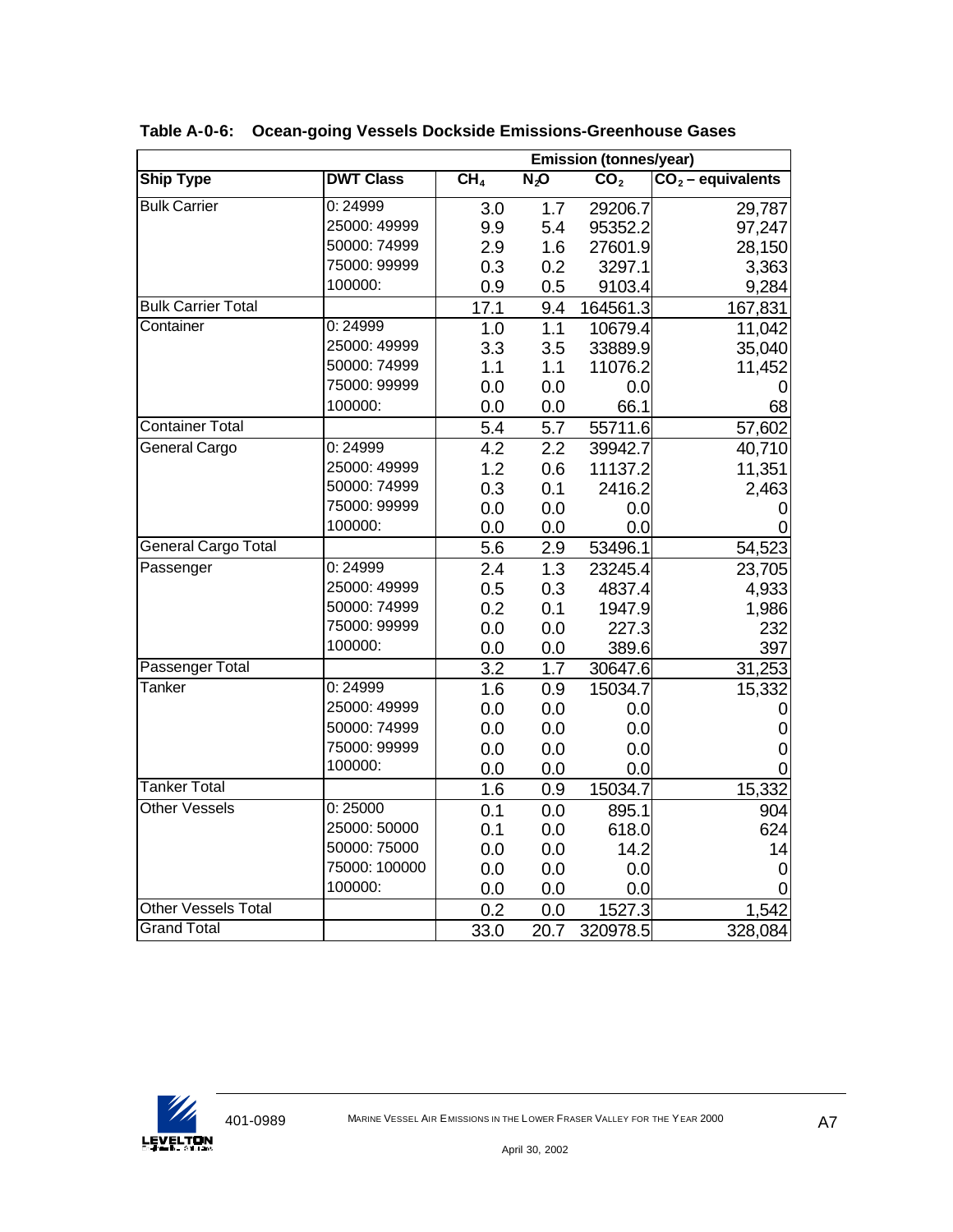**Table A-0-6: Ocean-going Vessels Dockside Emissions-Greenhouse Gases**

| | | Emission (tonnes/year) | | | |
|---|---|---|---|---|---|
| **Ship Type** | **DWT Class** | $CH_4$ | $N_2O$ | $CO_2$ | $CO_2$ – equivalents |
| Bulk Carrier | 0: 24999 | 3.0 | 1.7 | 29206.7 | 29,787 |
| | 25000: 49999 | 9.9 | 5.4 | 95352.2 | 97,247 |
| | 50000: 74999 | 2.9 | 1.6 | 27601.9 | 28,150 |
| | 75000: 99999 | 0.3 | 0.2 | 3297.1 | 3,363 |
| | 100000: | 0.9 | 0.5 | 9103.4 | 9,284 |
| Bulk Carrier Total | | 17.1 | 9.4 | 164561.3 | 167,831 |
| Container | 0: 24999 | 1.0 | 1.1 | 10679.4 | 11,042 |
| | 25000: 49999 | 3.3 | 3.5 | 33889.9 | 35,040 |
| | 50000: 74999 | 1.1 | 1.1 | 11076.2 | 11,452 |
| | 75000: 99999 | 0.0 | 0.0 | 0.0 | 0 |
| | 100000: | 0.0 | 0.0 | 66.1 | 68 |
| Container Total | | 5.4 | 5.7 | 55711.6 | 57,602 |
| General Cargo | 0: 24999 | 4.2 | 2.2 | 39942.7 | 40,710 |
| | 25000: 49999 | 1.2 | 0.6 | 11137.2 | 11,351 |
| | 50000: 74999 | 0.3 | 0.1 | 2416.2 | 2,463 |
| | 75000: 99999 | 0.0 | 0.0 | 0.0 | 0 |
| | 100000: | 0.0 | 0.0 | 0.0 | 0 |
| General Cargo Total | | 5.6 | 2.9 | 53496.1 | 54,523 |
| Passenger | 0: 24999 | 2.4 | 1.3 | 23245.4 | 23,705 |
| | 25000: 49999 | 0.5 | 0.3 | 4837.4 | 4,933 |
| | 50000: 74999 | 0.2 | 0.1 | 1947.9 | 1,986 |
| | 75000: 99999 | 0.0 | 0.0 | 227.3 | 232 |
| | 100000: | 0.0 | 0.0 | 389.6 | 397 |
| Passenger Total | | 3.2 | 1.7 | 30647.6 | 31,253 |
| Tanker | 0: 24999 | 1.6 | 0.9 | 15034.7 | 15,332 |
| | 25000: 49999 | 0.0 | 0.0 | 0.0 | 0 |
| | 50000: 74999 | 0.0 | 0.0 | 0.0 | 0 |
| | 75000: 99999 | 0.0 | 0.0 | 0.0 | 0 |
| | 100000: | 0.0 | 0.0 | 0.0 | 0 |
| Tanker Total | | 1.6 | 0.9 | 15034.7 | 15,332 |
| Other Vessels | 0: 25000 | 0.1 | 0.0 | 895.1 | 904 |
| | 25000: 50000 | 0.1 | 0.0 | 618.0 | 624 |
| | 50000: 75000 | 0.0 | 0.0 | 14.2 | 14 |
| | 75000: 100000 | 0.0 | 0.0 | 0.0 | 0 |
| | 100000: | 0.0 | 0.0 | 0.0 | 0 |
| Other Vessels Total | | 0.2 | 0.0 | 1527.3 | 1,542 |
| Grand Total | | 33.0 | 20.7 | 320978.5 | 328,084 |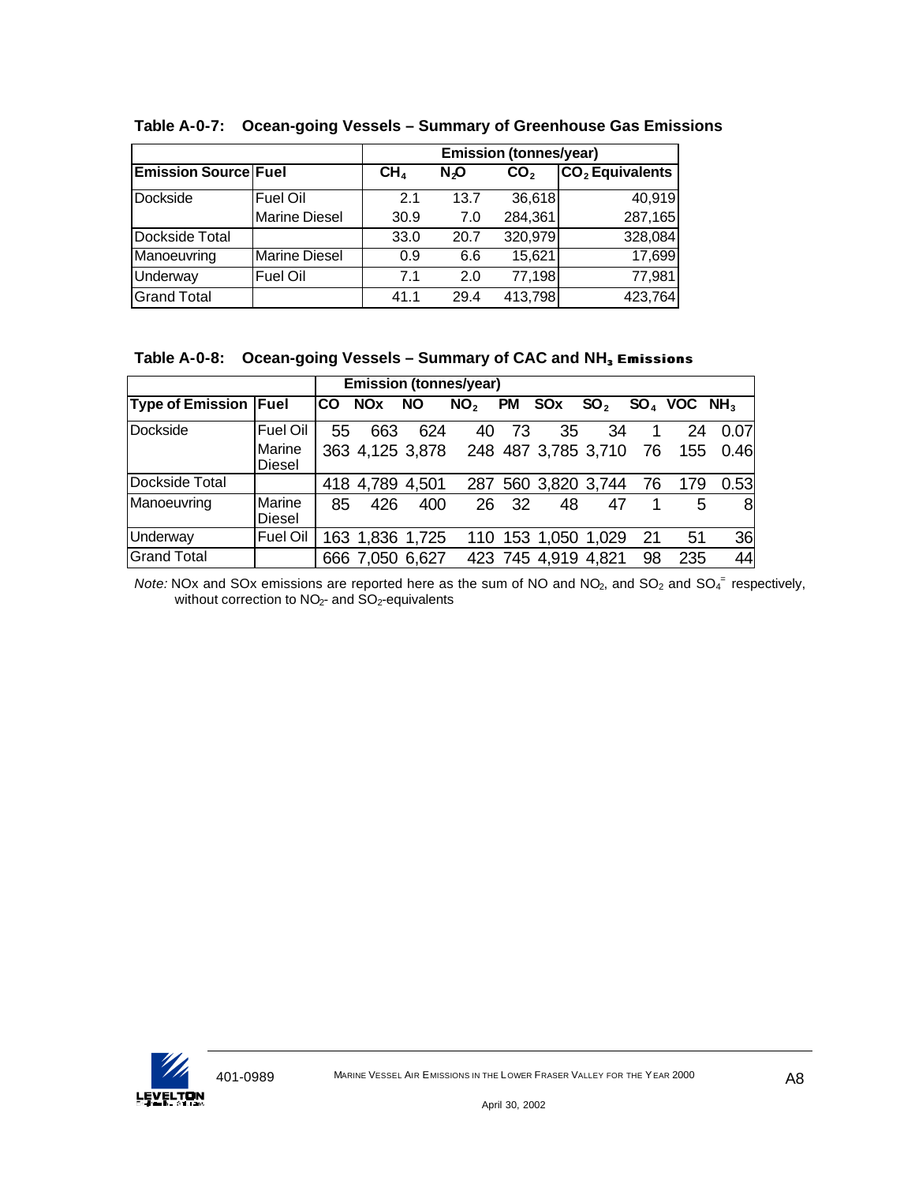**Table A-0-7: Ocean-going Vessels – Summary of Greenhouse Gas Emissions**

| | | Emission (tonnes/year) | | | |
|---|---|---|---|---|---|
| **Emission Source** | **Fuel** | **$CH_4$** | **$N_2O$** | **$CO_2$** | **$CO_2$ Equivalents** |
| Dockside | Fuel Oil | 2.1 | 13.7 | 36,618 | 40,919 |
| | Marine Diesel | 30.9 | 7.0 | 284,361 | 287,165 |
| Dockside Total | | 33.0 | 20.7 | 320,979 | 328,084 |
| Manoeuvring | Marine Diesel | 0.9 | 6.6 | 15,621 | 17,699 |
| Underway | Fuel Oil | 7.1 | 2.0 | 77,198 | 77,981 |
| Grand Total | | 41.1 | 29.4 | 413,798 | 423,764 |

**Table A-0-8: Ocean-going Vessels – Summary of CAC and $NH_3$ Emissions**

| | | Emission (tonnes/year) | | | | | | | | | |
|---|---|---|---|---|---|---|---|---|---|---|---|
| **Type of Emission** | **Fuel** | **CO** | **NOx** | **NO** | **$NO_2$** | **PM** | **SOx** | **$SO_2$** | **$SO_4$** | **VOC** | **$NH_3$** |
| Dockside | Fuel Oil | 55 | 663 | 624 | 40 | 73 | 35 | 34 | 1 | 24 | 0.07 |
| | Marine Diesel | 363 | 4,125 | 3,878 | 248 | 487 | 3,785 | 3,710 | 76 | 155 | 0.46 |
| Dockside Total | | 418 | 4,789 | 4,501 | 287 | 560 | 3,820 | 3,744 | 76 | 179 | 0.53 |
| Manoeuvring | Marine Diesel | 85 | 426 | 400 | 26 | 32 | 48 | 47 | 1 | 5 | 8 |
| Underway | Fuel Oil | 163 | 1,836 | 1,725 | 110 | 153 | 1,050 | 1,029 | 21 | 51 | 36 |
| Grand Total | | 666 | 7,050 | 6,627 | 423 | 745 | 4,919 | 4,821 | 98 | 235 | 44 |

*Note:* NOx and SOx emissions are reported here as the sum of NO and $NO_2$, and $SO_2$ and $SO_4^{=}$ respectively, without correction to $NO_2$- and $SO_2$-equivalents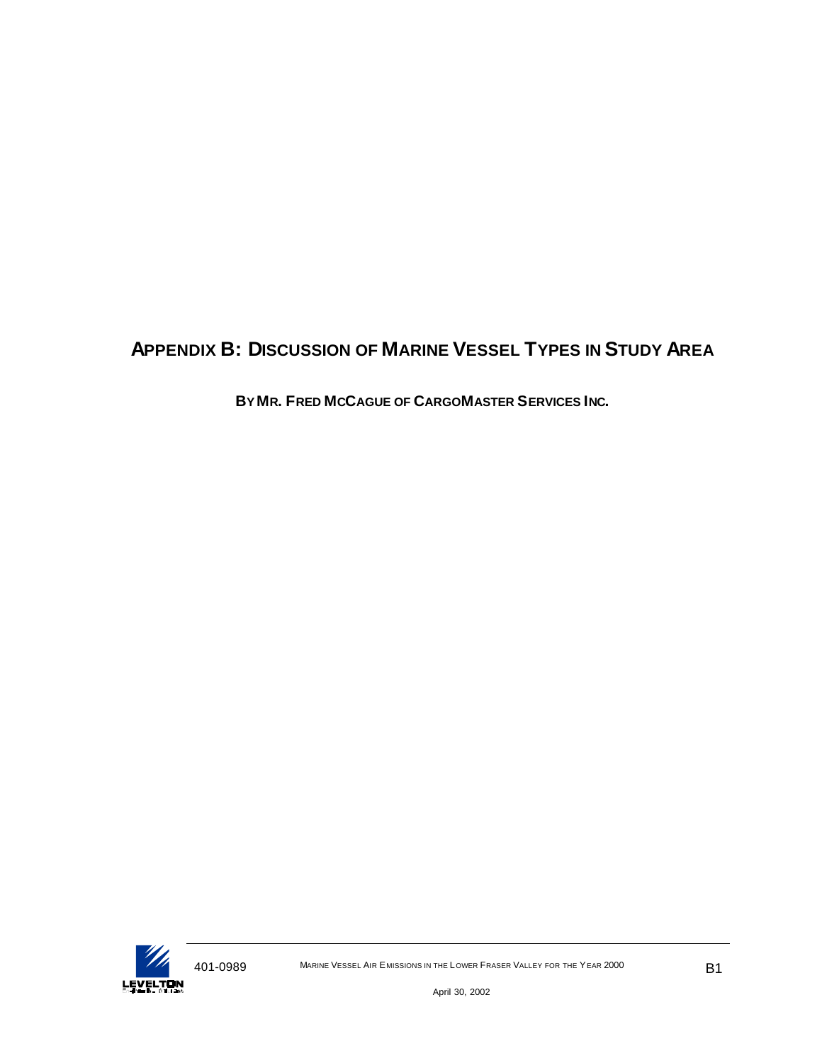# APPENDIX B: DISCUSSION OF MARINE VESSEL TYPES IN STUDY AREA

**BY MR. FRED MCCAGUE OF CARGOMASTER SERVICES INC.**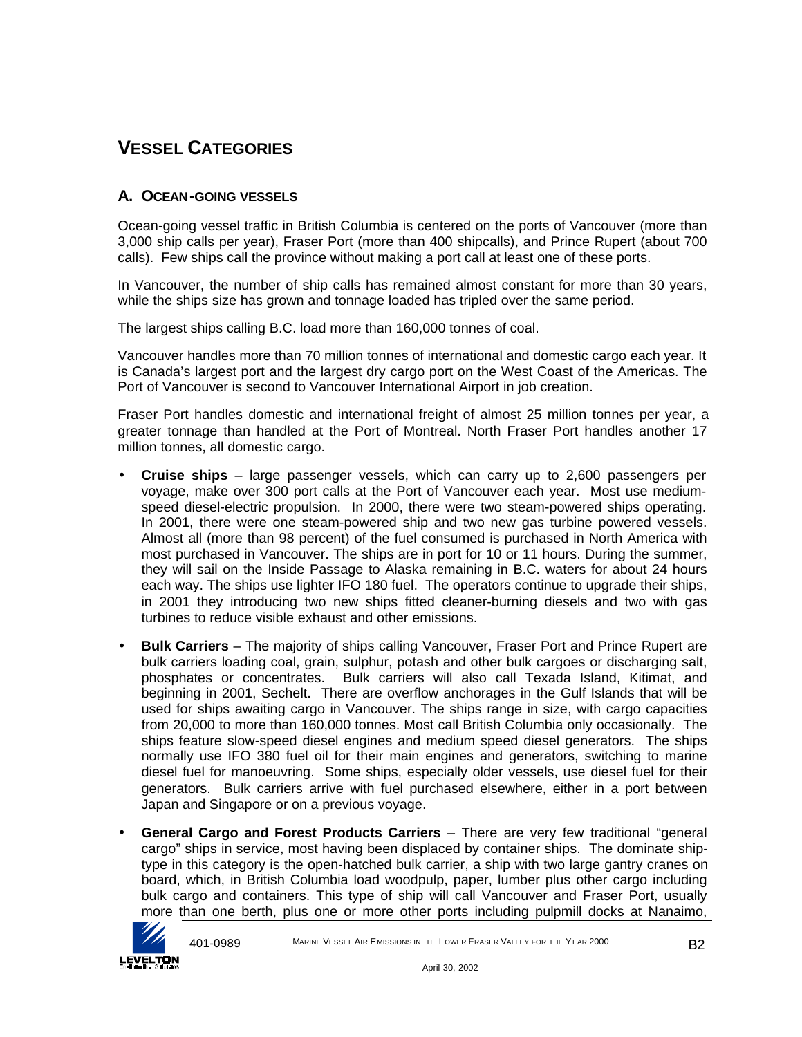# VESSEL CATEGORIES

## A. OCEAN-GOING VESSELS

Ocean-going vessel traffic in British Columbia is centered on the ports of Vancouver (more than 3,000 ship calls per year), Fraser Port (more than 400 shipcalls), and Prince Rupert (about 700 calls). Few ships call the province without making a port call at least one of these ports.

In Vancouver, the number of ship calls has remained almost constant for more than 30 years, while the ships size has grown and tonnage loaded has tripled over the same period.

The largest ships calling B.C. load more than 160,000 tonnes of coal.

Vancouver handles more than 70 million tonnes of international and domestic cargo each year. It is Canada's largest port and the largest dry cargo port on the West Coast of the Americas. The Port of Vancouver is second to Vancouver International Airport in job creation.

Fraser Port handles domestic and international freight of almost 25 million tonnes per year, a greater tonnage than handled at the Port of Montreal. North Fraser Port handles another 17 million tonnes, all domestic cargo.

- **Cruise ships** – large passenger vessels, which can carry up to 2,600 passengers per voyage, make over 300 port calls at the Port of Vancouver each year. Most use medium-speed diesel-electric propulsion. In 2000, there were two steam-powered ships operating. In 2001, there were one steam-powered ship and two new gas turbine powered vessels. Almost all (more than 98 percent) of the fuel consumed is purchased in North America with most purchased in Vancouver. The ships are in port for 10 or 11 hours. During the summer, they will sail on the Inside Passage to Alaska remaining in B.C. waters for about 24 hours each way. The ships use lighter IFO 180 fuel. The operators continue to upgrade their ships, in 2001 they introducing two new ships fitted cleaner-burning diesels and two with gas turbines to reduce visible exhaust and other emissions.

- **Bulk Carriers** – The majority of ships calling Vancouver, Fraser Port and Prince Rupert are bulk carriers loading coal, grain, sulphur, potash and other bulk cargoes or discharging salt, phosphates or concentrates. Bulk carriers will also call Texada Island, Kitimat, and beginning in 2001, Sechelt. There are overflow anchorages in the Gulf Islands that will be used for ships awaiting cargo in Vancouver. The ships range in size, with cargo capacities from 20,000 to more than 160,000 tonnes. Most call British Columbia only occasionally. The ships feature slow-speed diesel engines and medium speed diesel generators. The ships normally use IFO 380 fuel oil for their main engines and generators, switching to marine diesel fuel for manoeuvring. Some ships, especially older vessels, use diesel fuel for their generators. Bulk carriers arrive with fuel purchased elsewhere, either in a port between Japan and Singapore or on a previous voyage.

- **General Cargo and Forest Products Carriers** – There are very few traditional "general cargo" ships in service, most having been displaced by container ships. The dominate ship-type in this category is the open-hatched bulk carrier, a ship with two large gantry cranes on board, which, in British Columbia load woodpulp, paper, lumber plus other cargo including bulk cargo and containers. This type of ship will call Vancouver and Fraser Port, usually more than one berth, plus one or more other ports including pulpmill docks at Nanaimo,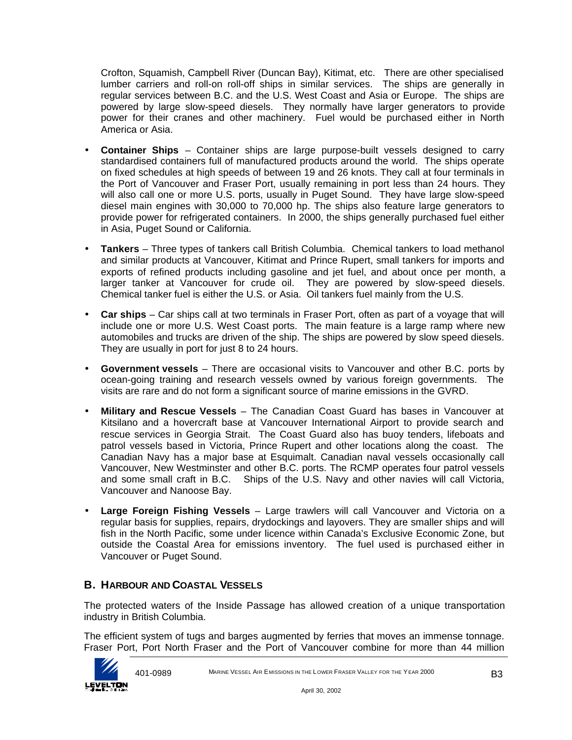Crofton, Squamish, Campbell River (Duncan Bay), Kitimat, etc. There are other specialised lumber carriers and roll-on roll-off ships in similar services. The ships are generally in regular services between B.C. and the U.S. West Coast and Asia or Europe. The ships are powered by large slow-speed diesels. They normally have larger generators to provide power for their cranes and other machinery. Fuel would be purchased either in North America or Asia.

- **Container Ships** – Container ships are large purpose-built vessels designed to carry standardised containers full of manufactured products around the world. The ships operate on fixed schedules at high speeds of between 19 and 26 knots. They call at four terminals in the Port of Vancouver and Fraser Port, usually remaining in port less than 24 hours. They will also call one or more U.S. ports, usually in Puget Sound. They have large slow-speed diesel main engines with 30,000 to 70,000 hp. The ships also feature large generators to provide power for refrigerated containers. In 2000, the ships generally purchased fuel either in Asia, Puget Sound or California.

- **Tankers** – Three types of tankers call British Columbia. Chemical tankers to load methanol and similar products at Vancouver, Kitimat and Prince Rupert, small tankers for imports and exports of refined products including gasoline and jet fuel, and about once per month, a larger tanker at Vancouver for crude oil. They are powered by slow-speed diesels. Chemical tanker fuel is either the U.S. or Asia. Oil tankers fuel mainly from the U.S.

- **Car ships** – Car ships call at two terminals in Fraser Port, often as part of a voyage that will include one or more U.S. West Coast ports. The main feature is a large ramp where new automobiles and trucks are driven of the ship. The ships are powered by slow speed diesels. They are usually in port for just 8 to 24 hours.

- **Government vessels** – There are occasional visits to Vancouver and other B.C. ports by ocean-going training and research vessels owned by various foreign governments. The visits are rare and do not form a significant source of marine emissions in the GVRD.

- **Military and Rescue Vessels** – The Canadian Coast Guard has bases in Vancouver at Kitsilano and a hovercraft base at Vancouver International Airport to provide search and rescue services in Georgia Strait. The Coast Guard also has buoy tenders, lifeboats and patrol vessels based in Victoria, Prince Rupert and other locations along the coast. The Canadian Navy has a major base at Esquimalt. Canadian naval vessels occasionally call Vancouver, New Westminster and other B.C. ports. The RCMP operates four patrol vessels and some small craft in B.C. Ships of the U.S. Navy and other navies will call Victoria, Vancouver and Nanoose Bay.

- **Large Foreign Fishing Vessels** – Large trawlers will call Vancouver and Victoria on a regular basis for supplies, repairs, drydockings and layovers. They are smaller ships and will fish in the North Pacific, some under licence within Canada's Exclusive Economic Zone, but outside the Coastal Area for emissions inventory. The fuel used is purchased either in Vancouver or Puget Sound.

## B. HARBOUR AND COASTAL VESSELS

The protected waters of the Inside Passage has allowed creation of a unique transportation industry in British Columbia.

The efficient system of tugs and barges augmented by ferries that moves an immense tonnage. Fraser Port, Port North Fraser and the Port of Vancouver combine for more than 44 million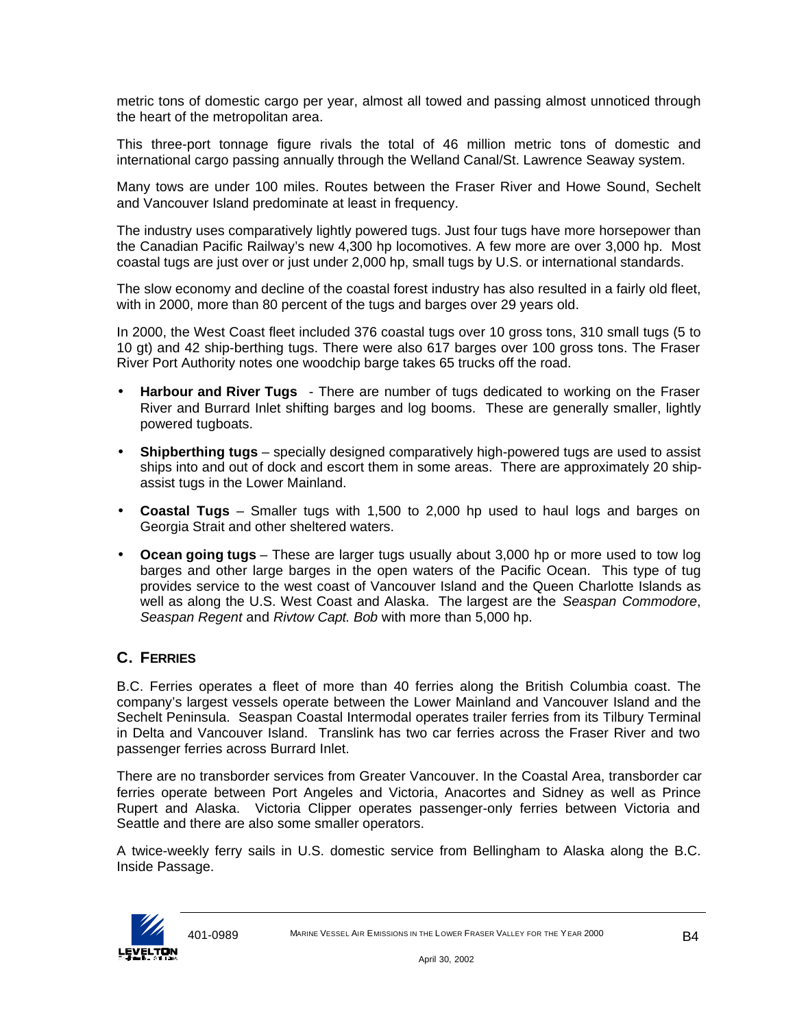metric tons of domestic cargo per year, almost all towed and passing almost unnoticed through the heart of the metropolitan area.

This three-port tonnage figure rivals the total of 46 million metric tons of domestic and international cargo passing annually through the Welland Canal/St. Lawrence Seaway system.

Many tows are under 100 miles. Routes between the Fraser River and Howe Sound, Sechelt and Vancouver Island predominate at least in frequency.

The industry uses comparatively lightly powered tugs. Just four tugs have more horsepower than the Canadian Pacific Railway's new 4,300 hp locomotives. A few more are over 3,000 hp. Most coastal tugs are just over or just under 2,000 hp, small tugs by U.S. or international standards.

The slow economy and decline of the coastal forest industry has also resulted in a fairly old fleet, with in 2000, more than 80 percent of the tugs and barges over 29 years old.

In 2000, the West Coast fleet included 376 coastal tugs over 10 gross tons, 310 small tugs (5 to 10 gt) and 42 ship-berthing tugs. There were also 617 barges over 100 gross tons. The Fraser River Port Authority notes one woodchip barge takes 65 trucks off the road.

- **Harbour and River Tugs** - There are number of tugs dedicated to working on the Fraser River and Burrard Inlet shifting barges and log booms. These are generally smaller, lightly powered tugboats.
- **Shipberthing tugs** – specially designed comparatively high-powered tugs are used to assist ships into and out of dock and escort them in some areas. There are approximately 20 ship-assist tugs in the Lower Mainland.
- **Coastal Tugs** – Smaller tugs with 1,500 to 2,000 hp used to haul logs and barges on Georgia Strait and other sheltered waters.
- **Ocean going tugs** – These are larger tugs usually about 3,000 hp or more used to tow log barges and other large barges in the open waters of the Pacific Ocean. This type of tug provides service to the west coast of Vancouver Island and the Queen Charlotte Islands as well as along the U.S. West Coast and Alaska. The largest are the *Seaspan Commodore*, *Seaspan Regent* and *Rivtow Capt. Bob* with more than 5,000 hp.

## C. FERRIES

B.C. Ferries operates a fleet of more than 40 ferries along the British Columbia coast. The company's largest vessels operate between the Lower Mainland and Vancouver Island and the Sechelt Peninsula. Seaspan Coastal Intermodal operates trailer ferries from its Tilbury Terminal in Delta and Vancouver Island. Translink has two car ferries across the Fraser River and two passenger ferries across Burrard Inlet.

There are no transborder services from Greater Vancouver. In the Coastal Area, transborder car ferries operate between Port Angeles and Victoria, Anacortes and Sidney as well as Prince Rupert and Alaska. Victoria Clipper operates passenger-only ferries between Victoria and Seattle and there are also some smaller operators.

A twice-weekly ferry sails in U.S. domestic service from Bellingham to Alaska along the B.C. Inside Passage.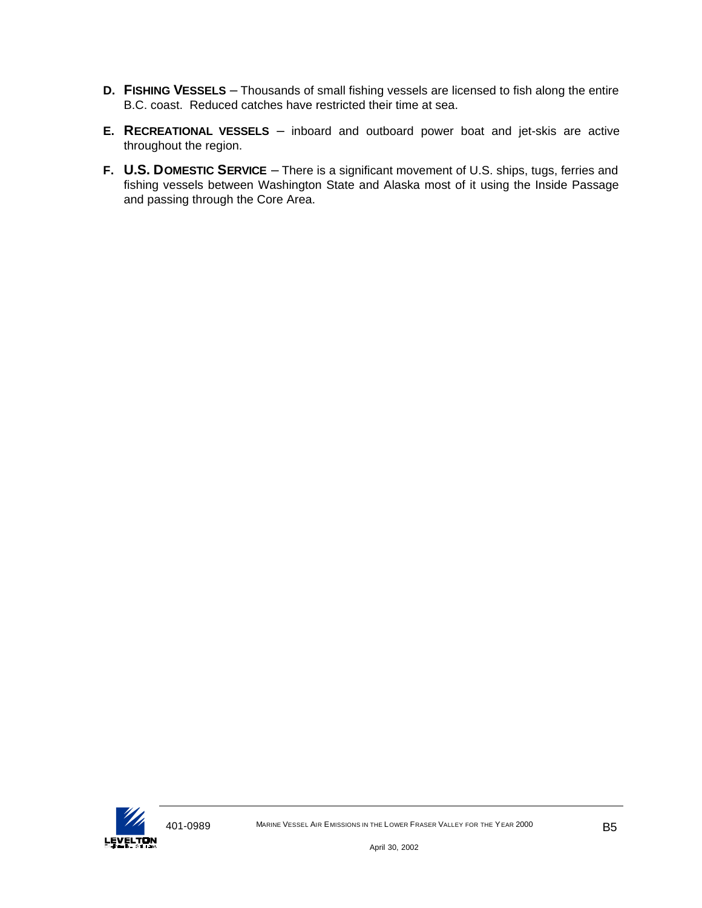**D. FISHING VESSELS** – Thousands of small fishing vessels are licensed to fish along the entire B.C. coast. Reduced catches have restricted their time at sea.

**E. RECREATIONAL VESSELS** – inboard and outboard power boat and jet-skis are active throughout the region.

**F. U.S. DOMESTIC SERVICE** – There is a significant movement of U.S. ships, tugs, ferries and fishing vessels between Washington State and Alaska most of it using the Inside Passage and passing through the Core Area.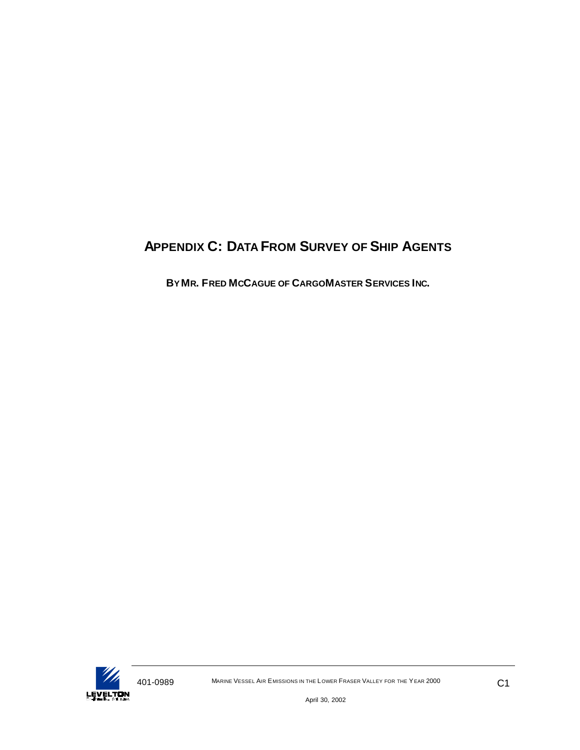# Appendix C: Data From Survey of Ship Agents

**By Mr. Fred McCague of CargoMaster Services Inc.**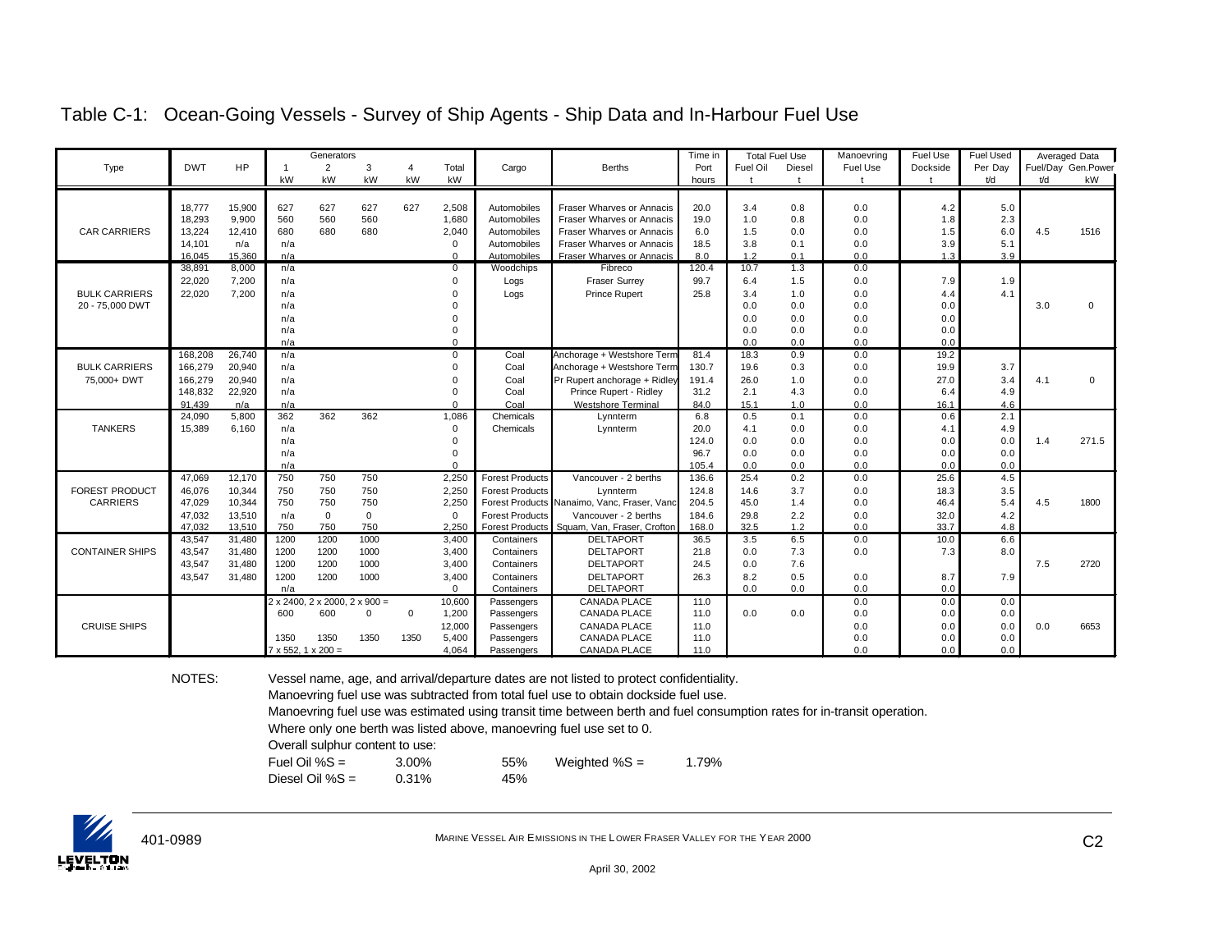# Table C-1: Ocean-Going Vessels - Survey of Ship Agents - Ship Data and In-Harbour Fuel Use

| Type | DWT | HP | Generators 1 kW | 2 kW | 3 kW | 4 kW | Total kW | Cargo | Berths | Time in Port hours | Total Fuel Use Fuel Oil t | Diesel t | Manoevring Fuel Use t | Fuel Use Dockside t | Fuel Used Per Day t/d | Averaged Data Fuel/Day t/d | Gen.Power kW |
|---|---|---|---|---|---|---|---|---|---|---|---|---|---|---|---|---|---|
| CAR CARRIERS | 18,777 | 15,900 | 627 | 627 | 627 | 627 | 2,508 | Automobiles | Fraser Wharves or Annacis | 20.0 | 3.4 | 0.8 | 0.0 | 4.2 | 5.0 | 4.5 | 1516 |
| | 18,293 | 9,900 | 560 | 560 | 560 | | 1,680 | Automobiles | Fraser Wharves or Annacis | 19.0 | 1.0 | 0.8 | 0.0 | 1.8 | 2.3 | | |
| | 13,224 | 12,410 | 680 | 680 | 680 | | 2,040 | Automobiles | Fraser Wharves or Annacis | 6.0 | 1.5 | 0.0 | 0.0 | 1.5 | 6.0 | | |
| | 14,101 | n/a | n/a | | | | 0 | Automobiles | Fraser Wharves or Annacis | 18.5 | 3.8 | 0.1 | 0.0 | 3.9 | 5.1 | | |
| | 16,045 | 15,360 | n/a | | | | 0 | Automobiles | Fraser Wharves or Annacis | 8.0 | 1.2 | 0.1 | 0.0 | 1.3 | 3.9 | | |
| BULK CARRIERS 20 - 75,000 DWT | 38,891 | 8,000 | n/a | | | | 0 | Woodchips | Fibreco | 120.4 | 10.7 | 1.3 | 0.0 | | | 3.0 | 0 |
| | 22,020 | 7,200 | n/a | | | | 0 | Logs | Fraser Surrey | 99.7 | 6.4 | 1.5 | 0.0 | 7.9 | 1.9 | | |
| | 22,020 | 7,200 | n/a | | | | 0 | Logs | Prince Rupert | 25.8 | 3.4 | 1.0 | 0.0 | 4.4 | 4.1 | | |
| | | | n/a | | | | 0 | | | | 0.0 | 0.0 | 0.0 | 0.0 | | | |
| | | | n/a | | | | 0 | | | | 0.0 | 0.0 | 0.0 | 0.0 | | | |
| | | | n/a | | | | 0 | | | | 0.0 | 0.0 | 0.0 | 0.0 | | | |
| | | | n/a | | | | 0 | | | | 0.0 | 0.0 | 0.0 | 0.0 | | | |
| BULK CARRIERS 75,000+ DWT | 168,208 | 26,740 | n/a | | | | 0 | Coal | Anchorage + Westshore Term | 81.4 | 18.3 | 0.9 | 0.0 | 19.2 | | 4.1 | 0 |
| | 166,279 | 20,940 | n/a | | | | 0 | Coal | Anchorage + Westshore Term | 130.7 | 19.6 | 0.3 | 0.0 | 19.9 | 3.7 | | |
| | 166,279 | 20,940 | n/a | | | | 0 | Coal | Pr Rupert anchorage + Ridley | 191.4 | 26.0 | 1.0 | 0.0 | 27.0 | 3.4 | | |
| | 148,832 | 22,920 | n/a | | | | 0 | Coal | Prince Rupert - Ridley | 31.2 | 2.1 | 4.3 | 0.0 | 6.4 | 4.9 | | |
| | 91,439 | n/a | n/a | | | | 0 | Coal | Westshore Terminal | 84.0 | 15.1 | 1.0 | 0.0 | 16.1 | 4.6 | | |
| TANKERS | 24,090 | 5,800 | 362 | 362 | 362 | | 1,086 | Chemicals | Lynnterm | 6.8 | 0.5 | 0.1 | 0.0 | 0.6 | 2.1 | 1.4 | 271.5 |
| | 15,389 | 6,160 | n/a | | | | 0 | Chemicals | Lynnterm | 20.0 | 4.1 | 0.0 | 0.0 | 4.1 | 4.9 | | |
| | | | n/a | | | | 0 | | | 124.0 | 0.0 | 0.0 | 0.0 | 0.0 | 0.0 | | |
| | | | n/a | | | | 0 | | | 96.7 | 0.0 | 0.0 | 0.0 | 0.0 | 0.0 | | |
| | | | n/a | | | | 0 | | | 105.4 | 0.0 | 0.0 | 0.0 | 0.0 | 0.0 | | |
| FOREST PRODUCT CARRIERS | 47,069 | 12,170 | 750 | 750 | 750 | | 2,250 | Forest Products | Vancouver - 2 berths | 136.6 | 25.4 | 0.2 | 0.0 | 25.6 | 4.5 | 4.5 | 1800 |
| | 46,076 | 10,344 | 750 | 750 | 750 | | 2,250 | Forest Products | Lynnterm | 124.8 | 14.6 | 3.7 | 0.0 | 18.3 | 3.5 | | |
| | 47,029 | 10,344 | 750 | 750 | 750 | | 2,250 | Forest Products | Nanaimo, Vanc, Fraser, Vanc | 204.5 | 45.0 | 1.4 | 0.0 | 46.4 | 5.4 | | |
| | 47,032 | 13,510 | n/a | 0 | 0 | | 0 | Forest Products | Vancouver - 2 berths | 184.6 | 29.8 | 2.2 | 0.0 | 32.0 | 4.2 | | |
| | 47,032 | 13,510 | 750 | 750 | 750 | | 2,250 | Forest Products | Squam, Van, Fraser, Crofton | 168.0 | 32.5 | 1.2 | 0.0 | 33.7 | 4.8 | | |
| CONTAINER SHIPS | 43,547 | 31,480 | 1200 | 1200 | 1000 | | 3,400 | Containers | DELTAPORT | 36.5 | 3.5 | 6.5 | 0.0 | 10.0 | 6.6 | 7.5 | 2720 |
| | 43,547 | 31,480 | 1200 | 1200 | 1000 | | 3,400 | Containers | DELTAPORT | 21.8 | 0.0 | 7.3 | 0.0 | 7.3 | 8.0 | | |
| | 43,547 | 31,480 | 1200 | 1200 | 1000 | | 3,400 | Containers | DELTAPORT | 24.5 | 0.0 | 7.6 | | | | | |
| | 43,547 | 31,480 | 1200 | 1200 | 1000 | | 3,400 | Containers | DELTAPORT | 26.3 | 8.2 | 0.5 | 0.0 | 8.7 | 7.9 | | |
| | | | n/a | | | | 0 | Containers | DELTAPORT | | 0.0 | 0.0 | 0.0 | 0.0 | | | |
| CRUISE SHIPS | | | 2 x 2400, 2 x 2000, 2 x 900 = | | | | 10,600 | Passengers | CANADA PLACE | 11.0 | | | 0.0 | 0.0 | 0.0 | 0.0 | 6653 |
| | | | 600 | 600 | 0 | 0 | 1,200 | Passengers | CANADA PLACE | 11.0 | 0.0 | 0.0 | 0.0 | 0.0 | 0.0 | | |
| | | | | | | | 12,000 | Passengers | CANADA PLACE | 11.0 | | | 0.0 | 0.0 | 0.0 | | |
| | | | 1350 | 1350 | 1350 | 1350 | 5,400 | Passengers | CANADA PLACE | 11.0 | | | 0.0 | 0.0 | 0.0 | | |
| | | | 7 x 552, 1 x 200 = | | | | 4,064 | Passengers | CANADA PLACE | 11.0 | | | 0.0 | 0.0 | 0.0 | | |

NOTES: Vessel name, age, and arrival/departure dates are not listed to protect confidentiality.
Manoevring fuel use was subtracted from total fuel use to obtain dockside fuel use.
Manoevring fuel use was estimated using transit time between berth and fuel consumption rates for in-transit operation.
Where only one berth was listed above, manoevring fuel use set to 0.
Overall sulphur content to use:

Fuel Oil %S = 3.00% 55% Weighted %S = 1.79%
Diesel Oil %S = 0.31% 45%